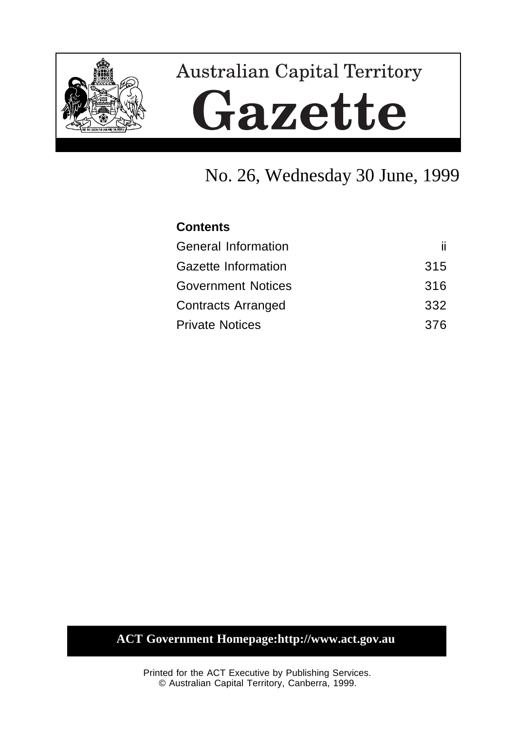# Australian Capital Territory

# Gazette

## No. 26, Wednesday 30 June, 1999

**Contents**

| | |
|---|---|
| General Information | ii |
| Gazette Information | 315 |
| Government Notices | 316 |
| Contracts Arranged | 332 |
| Private Notices | 376 |

**ACT Government Homepage:http://www.act.gov.au**

Printed for the ACT Executive by Publishing Services.
© Australian Capital Territory, Canberra, 1999.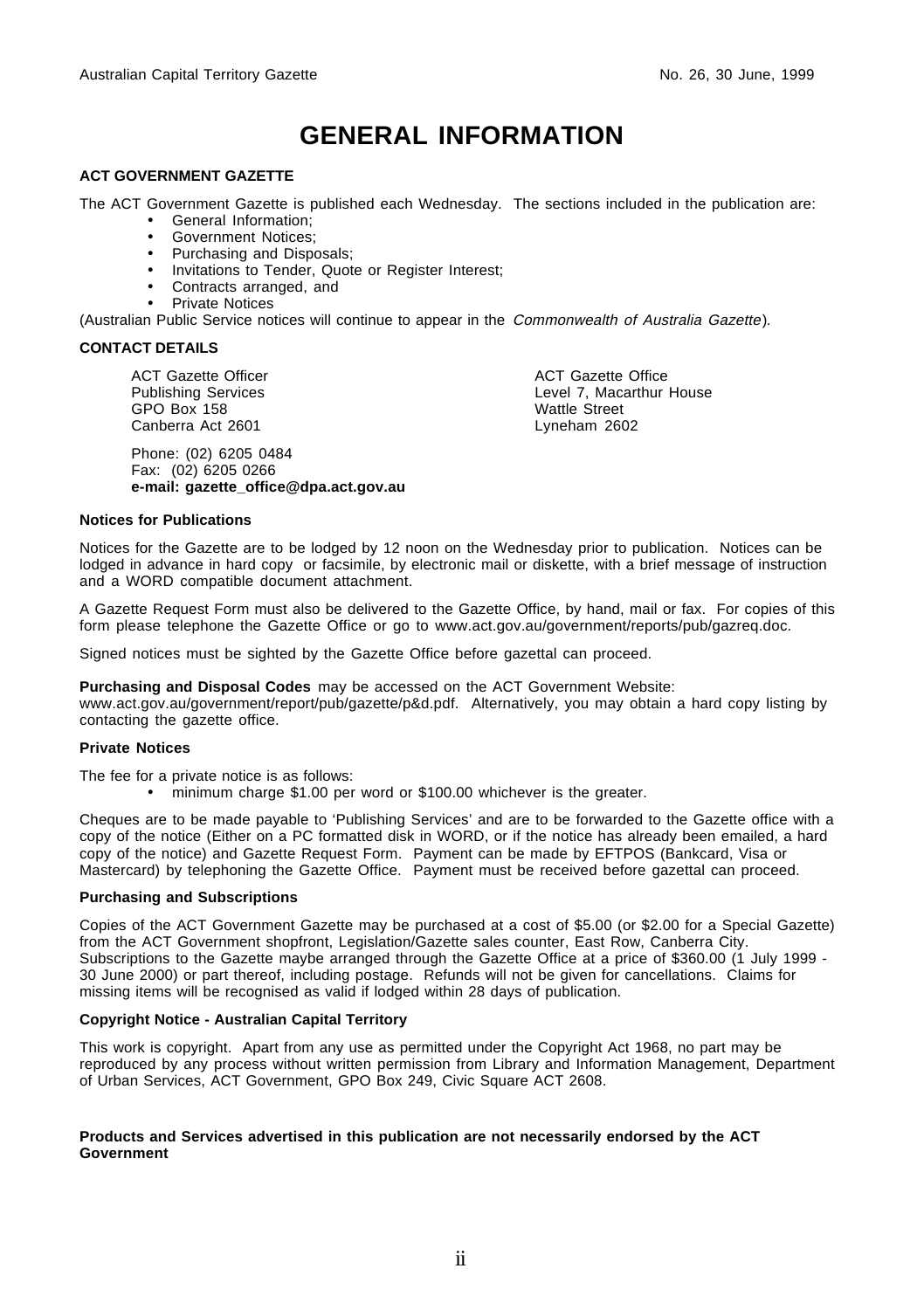# GENERAL INFORMATION

**ACT GOVERNMENT GAZETTE**

The ACT Government Gazette is published each Wednesday. The sections included in the publication are:

- General Information;
- Government Notices;
- Purchasing and Disposals;
- Invitations to Tender, Quote or Register Interest;
- Contracts arranged, and
- Private Notices

(Australian Public Service notices will continue to appear in the *Commonwealth of Australia Gazette*).

**CONTACT DETAILS**

ACT Gazette Officer
Publishing Services
GPO Box 158
Canberra Act 2601

ACT Gazette Office
Level 7, Macarthur House
Wattle Street
Lyneham 2602

Phone: (02) 6205 0484
Fax: (02) 6205 0266
**e-mail: gazette_office@dpa.act.gov.au**

**Notices for Publications**

Notices for the Gazette are to be lodged by 12 noon on the Wednesday prior to publication. Notices can be lodged in advance in hard copy or facsimile, by electronic mail or diskette, with a brief message of instruction and a WORD compatible document attachment.

A Gazette Request Form must also be delivered to the Gazette Office, by hand, mail or fax. For copies of this form please telephone the Gazette Office or go to www.act.gov.au/government/reports/pub/gazreq.doc.

Signed notices must be sighted by the Gazette Office before gazettal can proceed.

**Purchasing and Disposal Codes** may be accessed on the ACT Government Website: www.act.gov.au/government/report/pub/gazette/p&d.pdf. Alternatively, you may obtain a hard copy listing by contacting the gazette office.

**Private Notices**

The fee for a private notice is as follows:

- minimum charge $1.00 per word or $100.00 whichever is the greater.

Cheques are to be made payable to 'Publishing Services' and are to be forwarded to the Gazette office with a copy of the notice (Either on a PC formatted disk in WORD, or if the notice has already been emailed, a hard copy of the notice) and Gazette Request Form. Payment can be made by EFTPOS (Bankcard, Visa or Mastercard) by telephoning the Gazette Office. Payment must be received before gazettal can proceed.

**Purchasing and Subscriptions**

Copies of the ACT Government Gazette may be purchased at a cost of $5.00 (or $2.00 for a Special Gazette) from the ACT Government shopfront, Legislation/Gazette sales counter, East Row, Canberra City. Subscriptions to the Gazette maybe arranged through the Gazette Office at a price of $360.00 (1 July 1999 - 30 June 2000) or part thereof, including postage. Refunds will not be given for cancellations. Claims for missing items will be recognised as valid if lodged within 28 days of publication.

**Copyright Notice - Australian Capital Territory**

This work is copyright. Apart from any use as permitted under the Copyright Act 1968, no part may be reproduced by any process without written permission from Library and Information Management, Department of Urban Services, ACT Government, GPO Box 249, Civic Square ACT 2608.

**Products and Services advertised in this publication are not necessarily endorsed by the ACT Government**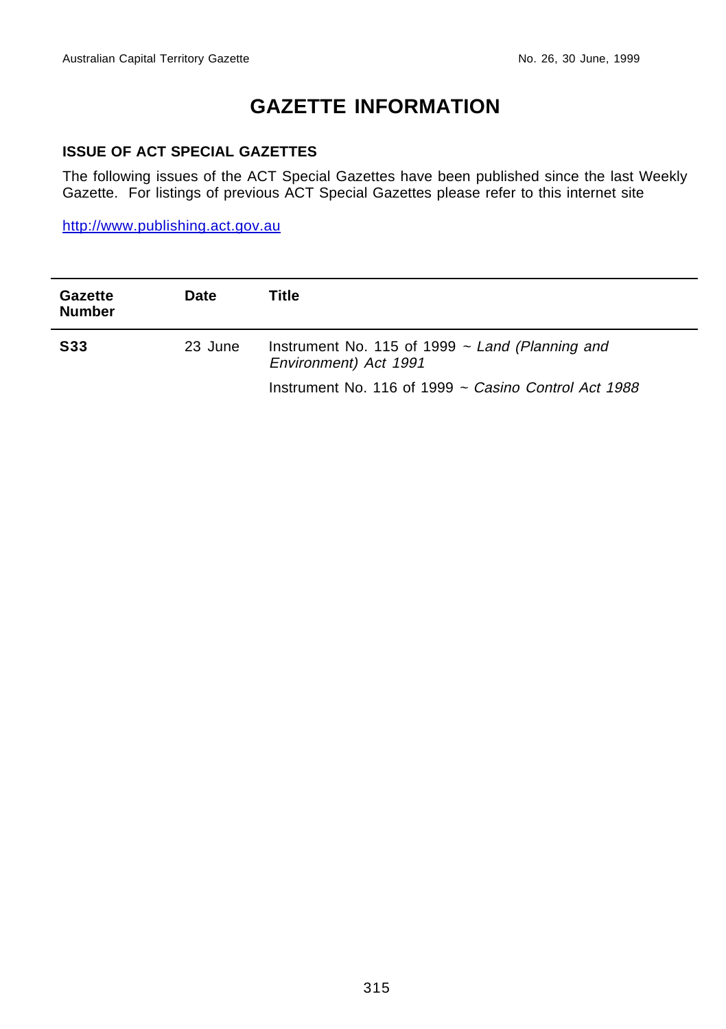# GAZETTE INFORMATION

### ISSUE OF ACT SPECIAL GAZETTES

The following issues of the ACT Special Gazettes have been published since the last Weekly Gazette. For listings of previous ACT Special Gazettes please refer to this internet site

http://www.publishing.act.gov.au

| Gazette Number | Date | Title |
|---|---|---|
| **S33** | 23 June | Instrument No. 115 of 1999 ~ *Land (Planning and Environment) Act 1991* |
| | | Instrument No. 116 of 1999 ~ *Casino Control Act 1988* |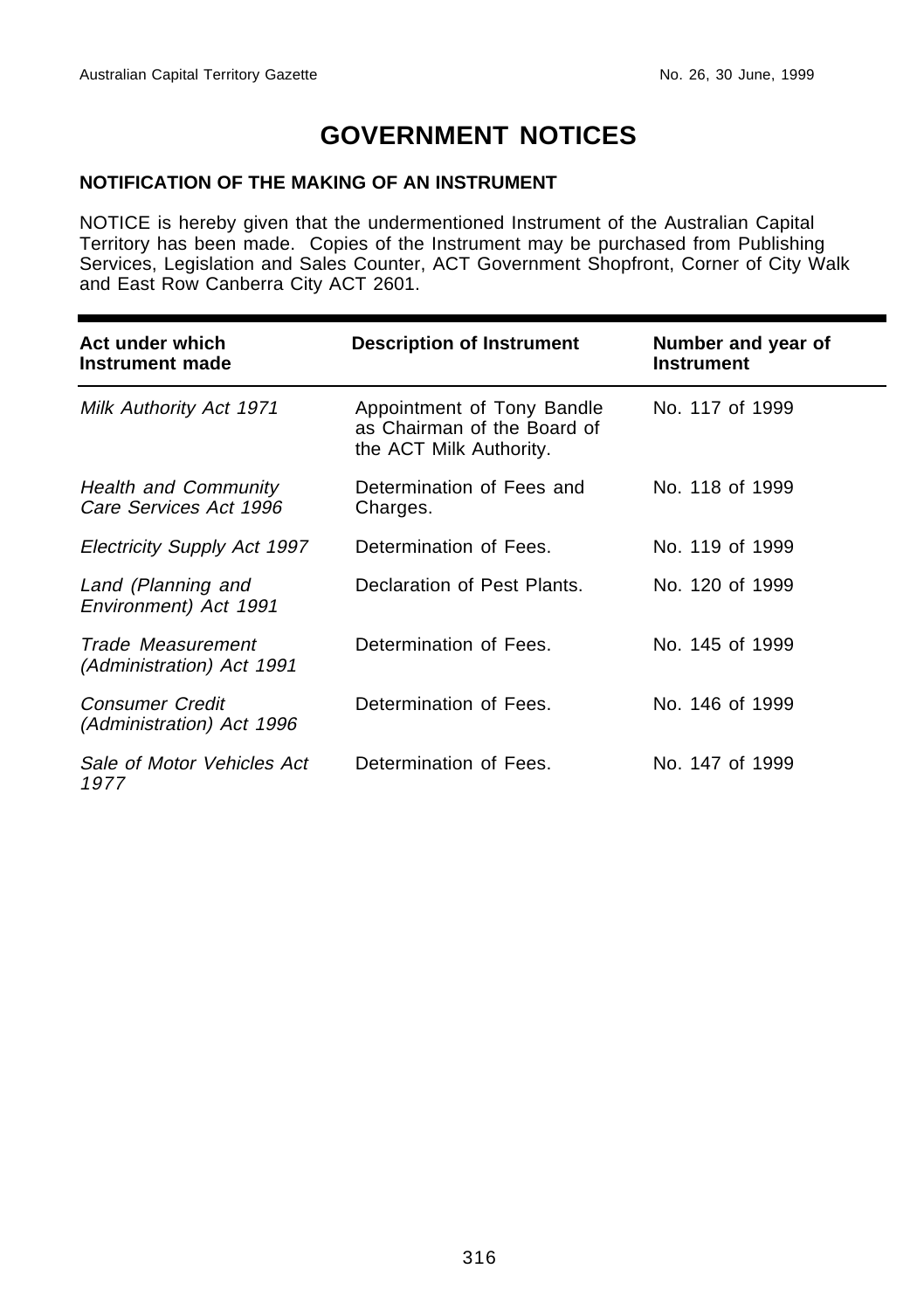# GOVERNMENT NOTICES

### NOTIFICATION OF THE MAKING OF AN INSTRUMENT

NOTICE is hereby given that the undermentioned Instrument of the Australian Capital Territory has been made. Copies of the Instrument may be purchased from Publishing Services, Legislation and Sales Counter, ACT Government Shopfront, Corner of City Walk and East Row Canberra City ACT 2601.

| Act under which Instrument made | Description of Instrument | Number and year of Instrument |
|---|---|---|
| *Milk Authority Act 1971* | Appointment of Tony Bandle as Chairman of the Board of the ACT Milk Authority. | No. 117 of 1999 |
| *Health and Community Care Services Act 1996* | Determination of Fees and Charges. | No. 118 of 1999 |
| *Electricity Supply Act 1997* | Determination of Fees. | No. 119 of 1999 |
| *Land (Planning and Environment) Act 1991* | Declaration of Pest Plants. | No. 120 of 1999 |
| *Trade Measurement (Administration) Act 1991* | Determination of Fees. | No. 145 of 1999 |
| *Consumer Credit (Administration) Act 1996* | Determination of Fees. | No. 146 of 1999 |
| *Sale of Motor Vehicles Act 1977* | Determination of Fees. | No. 147 of 1999 |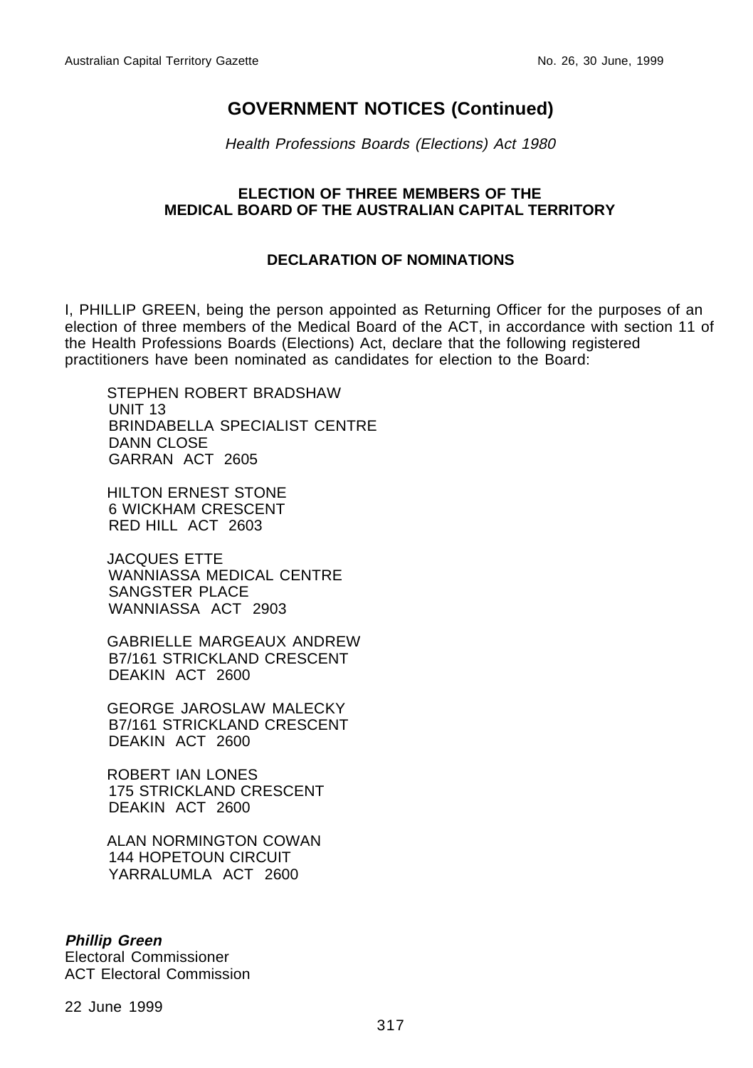# GOVERNMENT NOTICES (Continued)

*Health Professions Boards (Elections) Act 1980*

## ELECTION OF THREE MEMBERS OF THE MEDICAL BOARD OF THE AUSTRALIAN CAPITAL TERRITORY

### DECLARATION OF NOMINATIONS

I, PHILLIP GREEN, being the person appointed as Returning Officer for the purposes of an election of three members of the Medical Board of the ACT, in accordance with section 11 of the Health Professions Boards (Elections) Act, declare that the following registered practitioners have been nominated as candidates for election to the Board:

STEPHEN ROBERT BRADSHAW
UNIT 13
BRINDABELLA SPECIALIST CENTRE
DANN CLOSE
GARRAN ACT 2605

HILTON ERNEST STONE
6 WICKHAM CRESCENT
RED HILL ACT 2603

JACQUES ETTE
WANNIASSA MEDICAL CENTRE
SANGSTER PLACE
WANNIASSA ACT 2903

GABRIELLE MARGEAUX ANDREW
B7/161 STRICKLAND CRESCENT
DEAKIN ACT 2600

GEORGE JAROSLAW MALECKY
B7/161 STRICKLAND CRESCENT
DEAKIN ACT 2600

ROBERT IAN LONES
175 STRICKLAND CRESCENT
DEAKIN ACT 2600

ALAN NORMINGTON COWAN
144 HOPETOUN CIRCUIT
YARRALUMLA ACT 2600

***Phillip Green***
Electoral Commissioner
ACT Electoral Commission

22 June 1999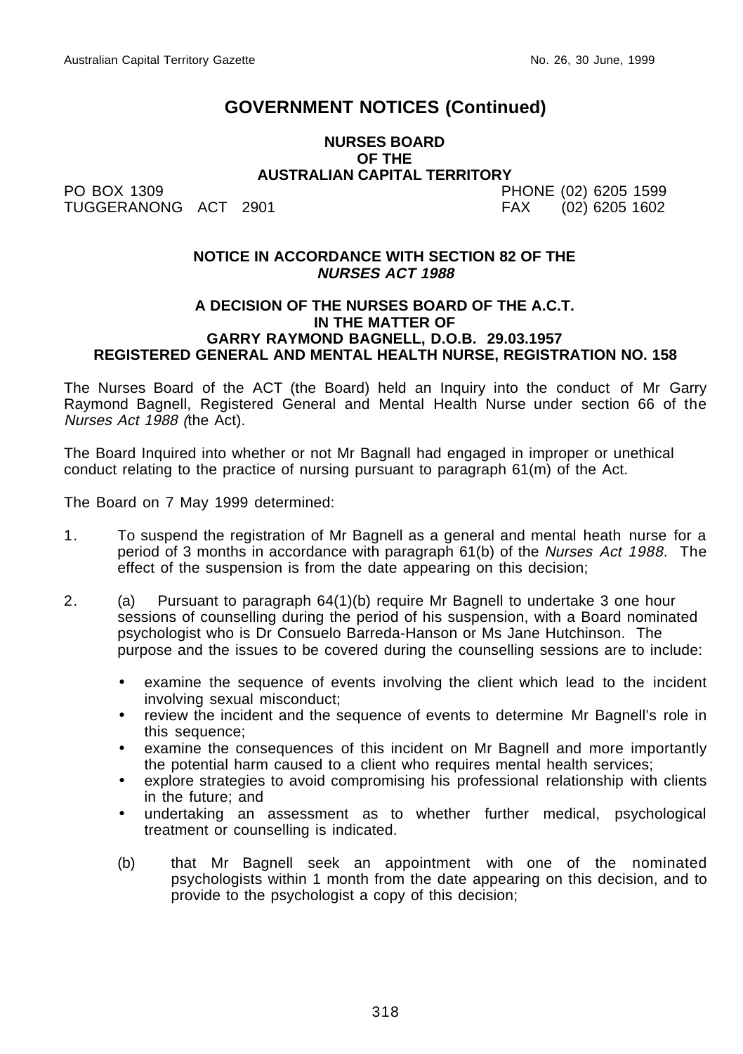# GOVERNMENT NOTICES (Continued)

**NURSES BOARD**
**OF THE**
**AUSTRALIAN CAPITAL TERRITORY**

PO BOX 1309
TUGGERANONG ACT 2901

PHONE (02) 6205 1599
FAX (02) 6205 1602

**NOTICE IN ACCORDANCE WITH SECTION 82 OF THE**
***NURSES ACT 1988***

**A DECISION OF THE NURSES BOARD OF THE A.C.T.**
**IN THE MATTER OF**
**GARRY RAYMOND BAGNELL, D.O.B. 29.03.1957**
**REGISTERED GENERAL AND MENTAL HEALTH NURSE, REGISTRATION NO. 158**

The Nurses Board of the ACT (the Board) held an Inquiry into the conduct of Mr Garry Raymond Bagnell, Registered General and Mental Health Nurse under section 66 of the *Nurses Act 1988 (*the Act).

The Board Inquired into whether or not Mr Bagnall had engaged in improper or unethical conduct relating to the practice of nursing pursuant to paragraph 61(m) of the Act.

The Board on 7 May 1999 determined:

1. To suspend the registration of Mr Bagnell as a general and mental heath nurse for a period of 3 months in accordance with paragraph 61(b) of the *Nurses Act 1988*. The effect of the suspension is from the date appearing on this decision;

2. (a) Pursuant to paragraph 64(1)(b) require Mr Bagnell to undertake 3 one hour sessions of counselling during the period of his suspension, with a Board nominated psychologist who is Dr Consuelo Barreda-Hanson or Ms Jane Hutchinson. The purpose and the issues to be covered during the counselling sessions are to include:

   - examine the sequence of events involving the client which lead to the incident involving sexual misconduct;
   - review the incident and the sequence of events to determine Mr Bagnell's role in this sequence;
   - examine the consequences of this incident on Mr Bagnell and more importantly the potential harm caused to a client who requires mental health services;
   - explore strategies to avoid compromising his professional relationship with clients in the future; and
   - undertaking an assessment as to whether further medical, psychological treatment or counselling is indicated.

   (b) that Mr Bagnell seek an appointment with one of the nominated psychologists within 1 month from the date appearing on this decision, and to provide to the psychologist a copy of this decision;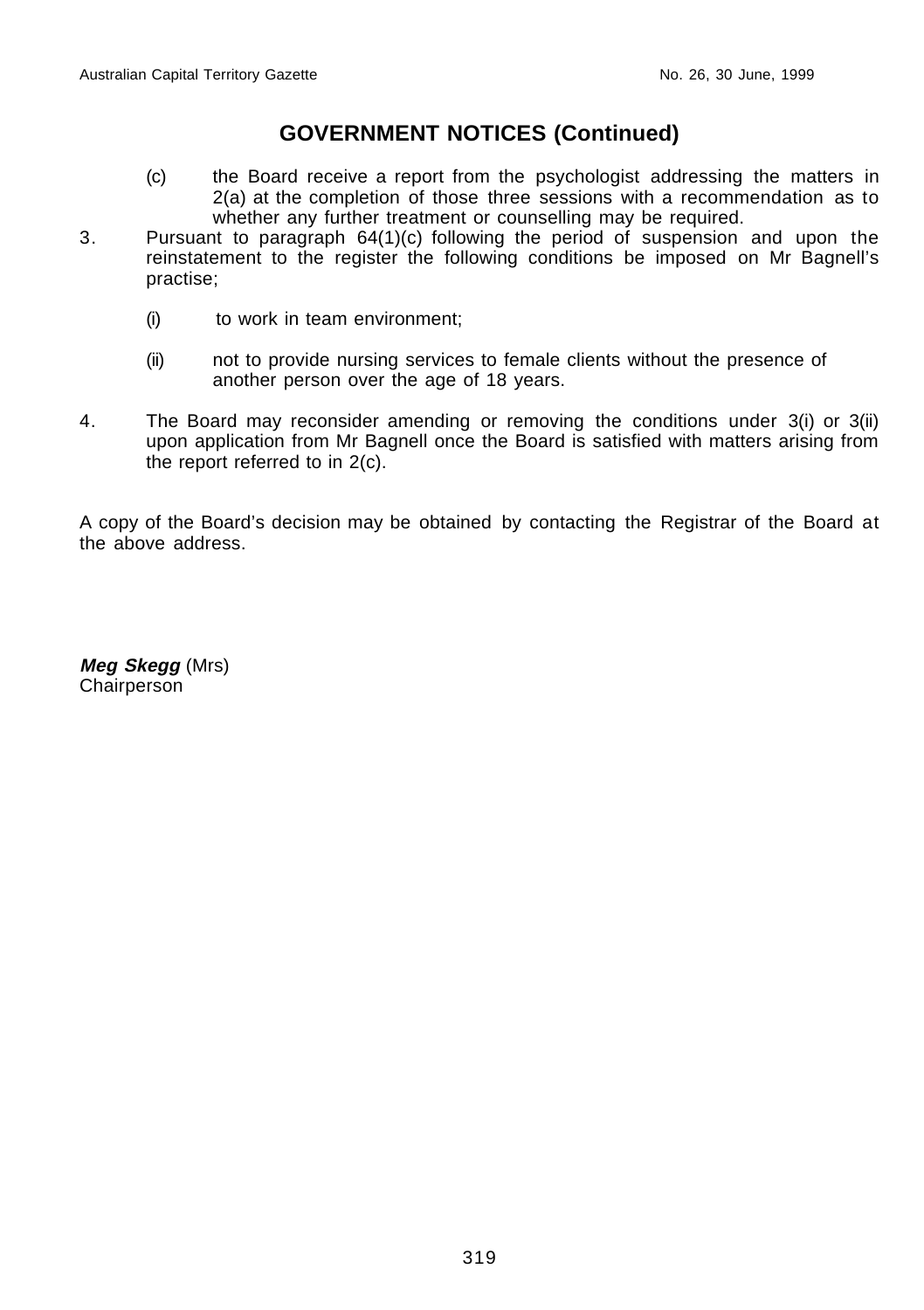## GOVERNMENT NOTICES (Continued)

(c) the Board receive a report from the psychologist addressing the matters in 2(a) at the completion of those three sessions with a recommendation as to whether any further treatment or counselling may be required.

3. Pursuant to paragraph 64(1)(c) following the period of suspension and upon the reinstatement to the register the following conditions be imposed on Mr Bagnell's practise;

   (i) to work in team environment;

   (ii) not to provide nursing services to female clients without the presence of another person over the age of 18 years.

4. The Board may reconsider amending or removing the conditions under 3(i) or 3(ii) upon application from Mr Bagnell once the Board is satisfied with matters arising from the report referred to in 2(c).

A copy of the Board's decision may be obtained by contacting the Registrar of the Board at the above address.

***Meg Skegg*** (Mrs)
Chairperson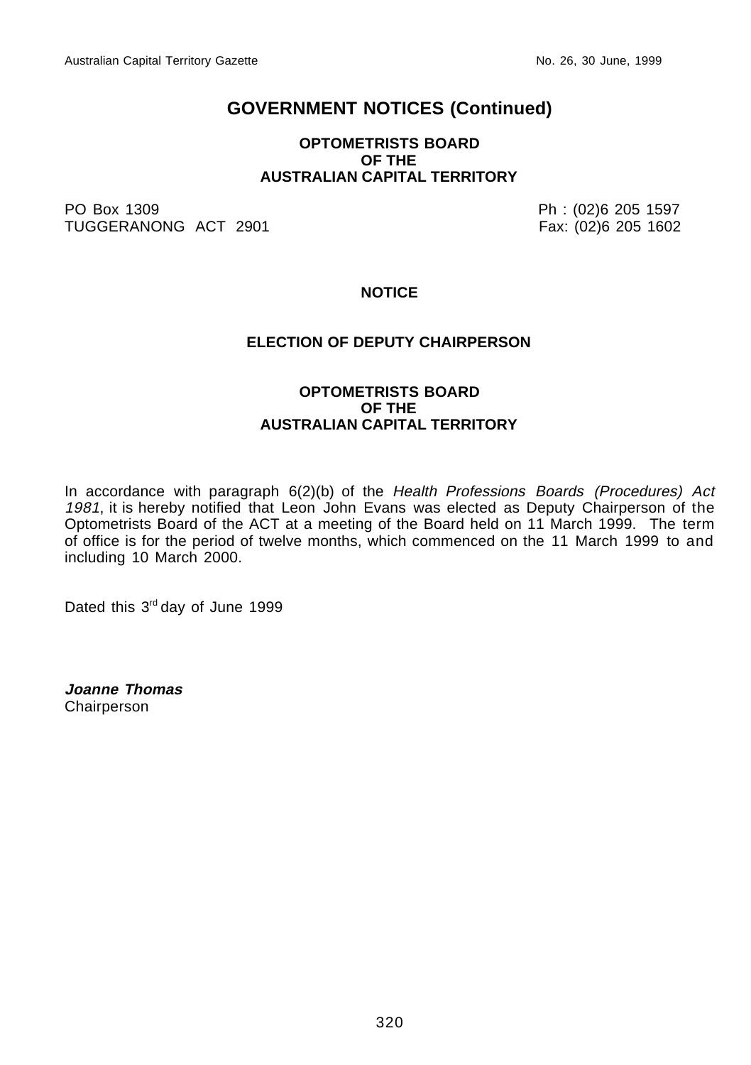# GOVERNMENT NOTICES (Continued)

**OPTOMETRISTS BOARD**
**OF THE**
**AUSTRALIAN CAPITAL TERRITORY**

PO Box 1309
TUGGERANONG ACT 2901

Ph : (02)6 205 1597
Fax: (02)6 205 1602

**NOTICE**

**ELECTION OF DEPUTY CHAIRPERSON**

**OPTOMETRISTS BOARD**
**OF THE**
**AUSTRALIAN CAPITAL TERRITORY**

In accordance with paragraph 6(2)(b) of the *Health Professions Boards (Procedures) Act 1981*, it is hereby notified that Leon John Evans was elected as Deputy Chairperson of the Optometrists Board of the ACT at a meeting of the Board held on 11 March 1999. The term of office is for the period of twelve months, which commenced on the 11 March 1999 to and including 10 March 2000.

Dated this 3rd day of June 1999

***Joanne Thomas***
Chairperson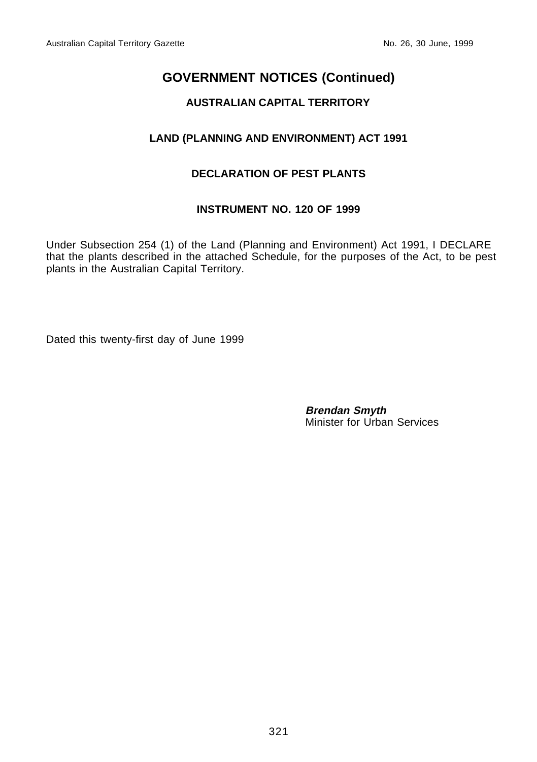# GOVERNMENT NOTICES (Continued)

## AUSTRALIAN CAPITAL TERRITORY

## LAND (PLANNING AND ENVIRONMENT) ACT 1991

## DECLARATION OF PEST PLANTS

## INSTRUMENT NO. 120 OF 1999

Under Subsection 254 (1) of the Land (Planning and Environment) Act 1991, I DECLARE that the plants described in the attached Schedule, for the purposes of the Act, to be pest plants in the Australian Capital Territory.

Dated this twenty-first day of June 1999

***Brendan Smyth***
Minister for Urban Services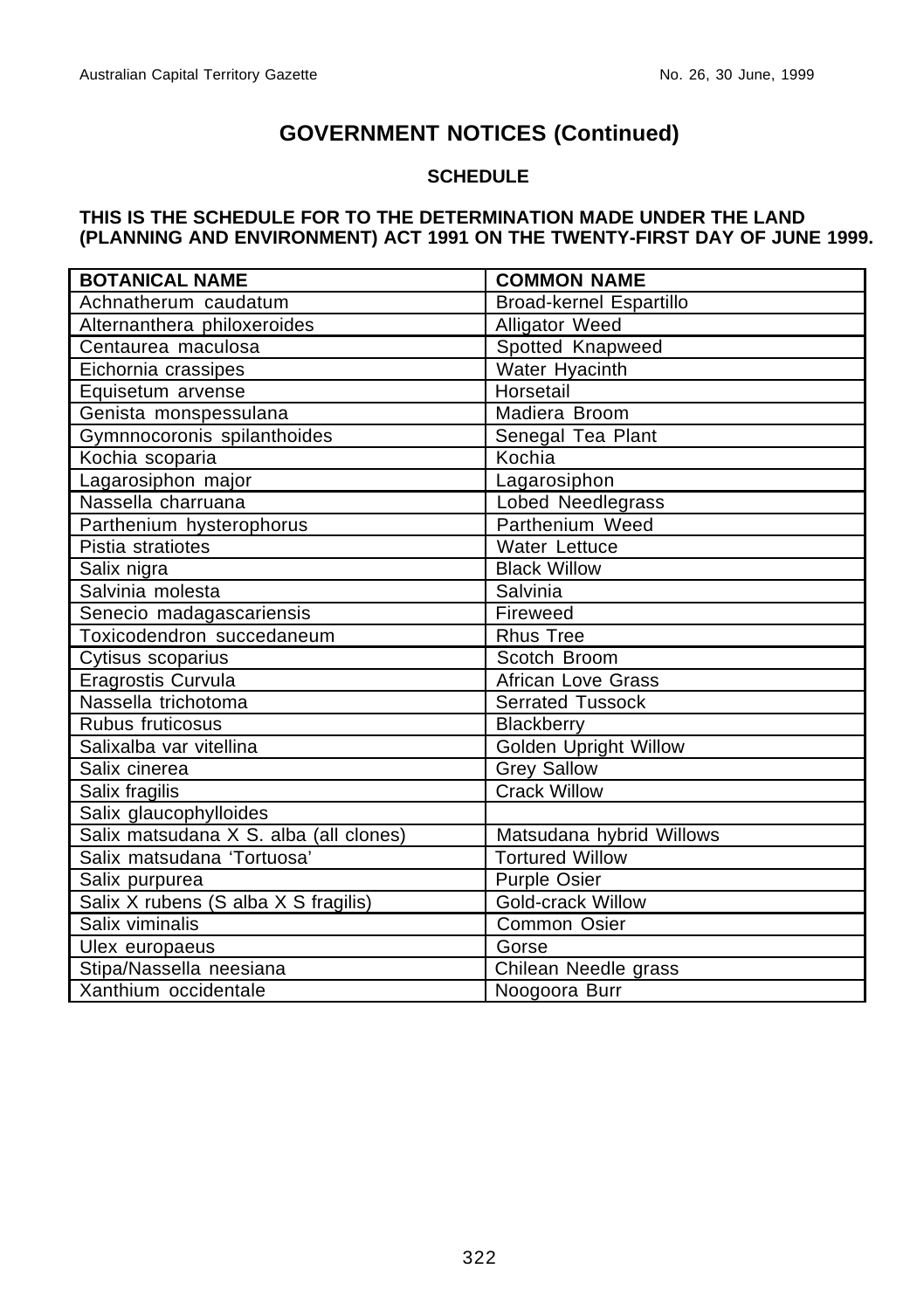## GOVERNMENT NOTICES (Continued)

### SCHEDULE

**THIS IS THE SCHEDULE FOR TO THE DETERMINATION MADE UNDER THE LAND (PLANNING AND ENVIRONMENT) ACT 1991 ON THE TWENTY-FIRST DAY OF JUNE 1999.**

| BOTANICAL NAME | COMMON NAME |
|---|---|
| Achnatherum caudatum | Broad-kernel Espartillo |
| Alternanthera philoxeroides | Alligator Weed |
| Centaurea maculosa | Spotted Knapweed |
| Eichornia crassipes | Water Hyacinth |
| Equisetum arvense | Horsetail |
| Genista monspessulana | Madiera Broom |
| Gymnnocoronis spilanthoides | Senegal Tea Plant |
| Kochia scoparia | Kochia |
| Lagarosiphon major | Lagarosiphon |
| Nassella charruana | Lobed Needlegrass |
| Parthenium hysterophorus | Parthenium Weed |
| Pistia stratiotes | Water Lettuce |
| Salix nigra | Black Willow |
| Salvinia molesta | Salvinia |
| Senecio madagascariensis | Fireweed |
| Toxicodendron succedaneum | Rhus Tree |
| Cytisus scoparius | Scotch Broom |
| Eragrostis Curvula | African Love Grass |
| Nassella trichotoma | Serrated Tussock |
| Rubus fruticosus | Blackberry |
| Salixalba var vitellina | Golden Upright Willow |
| Salix cinerea | Grey Sallow |
| Salix fragilis | Crack Willow |
| Salix glaucophylloides | |
| Salix matsudana X S. alba (all clones) | Matsudana hybrid Willows |
| Salix matsudana 'Tortuosa' | Tortured Willow |
| Salix purpurea | Purple Osier |
| Salix X rubens (S alba X S fragilis) | Gold-crack Willow |
| Salix viminalis | Common Osier |
| Ulex europaeus | Gorse |
| Stipa/Nassella neesiana | Chilean Needle grass |
| Xanthium occidentale | Noogoora Burr |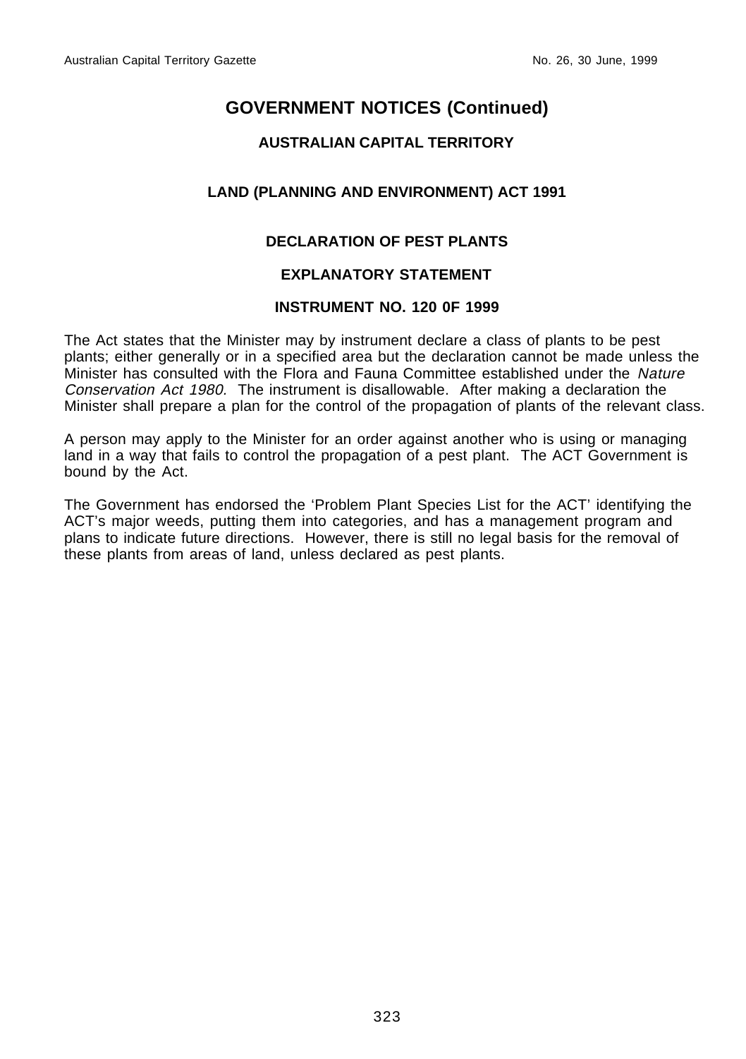## GOVERNMENT NOTICES (Continued)

### AUSTRALIAN CAPITAL TERRITORY

### LAND (PLANNING AND ENVIRONMENT) ACT 1991

### DECLARATION OF PEST PLANTS

### EXPLANATORY STATEMENT

### INSTRUMENT NO. 120 0F 1999

The Act states that the Minister may by instrument declare a class of plants to be pest plants; either generally or in a specified area but the declaration cannot be made unless the Minister has consulted with the Flora and Fauna Committee established under the *Nature Conservation Act 1980.* The instrument is disallowable. After making a declaration the Minister shall prepare a plan for the control of the propagation of plants of the relevant class.

A person may apply to the Minister for an order against another who is using or managing land in a way that fails to control the propagation of a pest plant. The ACT Government is bound by the Act.

The Government has endorsed the 'Problem Plant Species List for the ACT' identifying the ACT's major weeds, putting them into categories, and has a management program and plans to indicate future directions. However, there is still no legal basis for the removal of these plants from areas of land, unless declared as pest plants.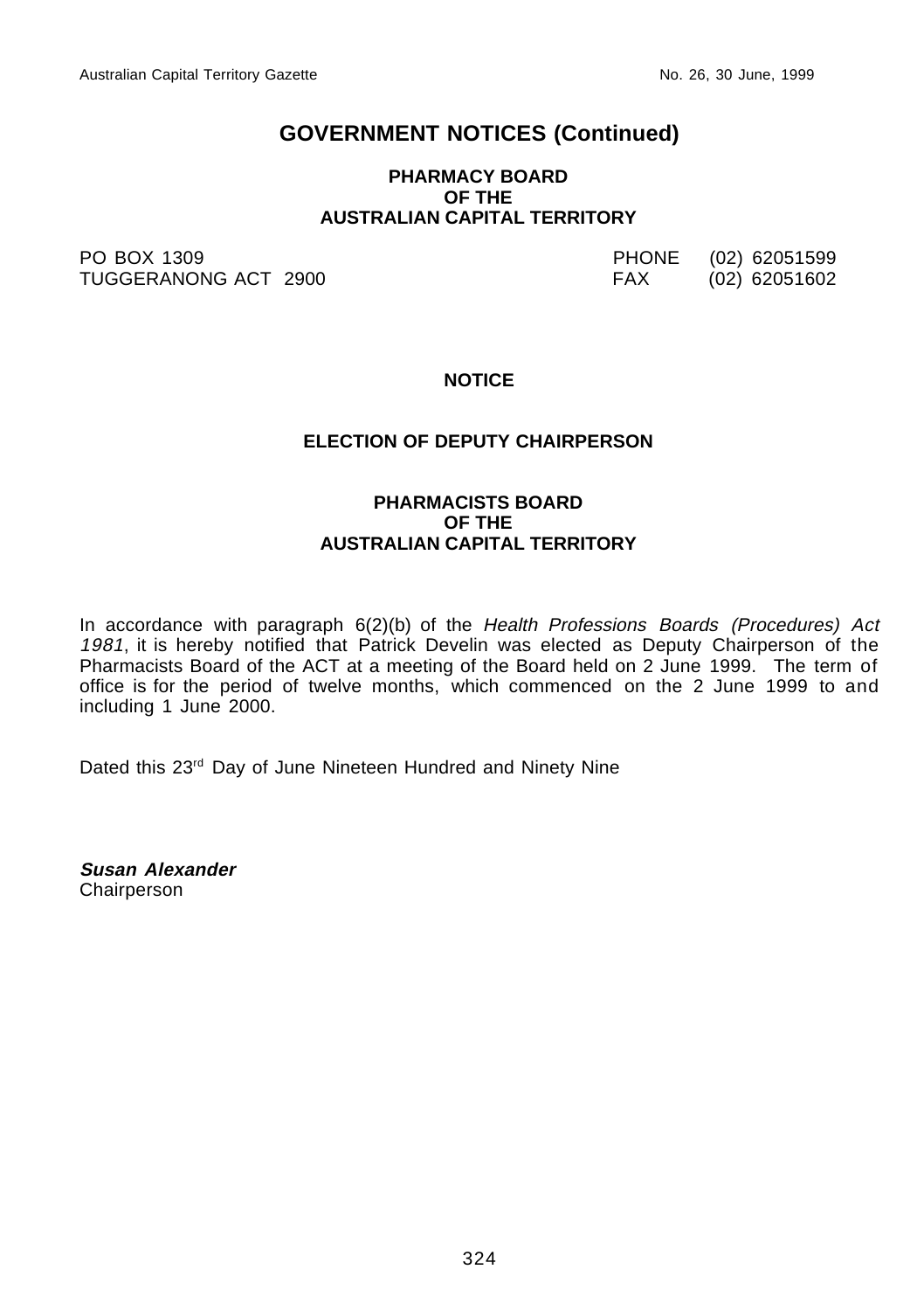## GOVERNMENT NOTICES (Continued)

**PHARMACY BOARD**
**OF THE**
**AUSTRALIAN CAPITAL TERRITORY**

PO BOX 1309
TUGGERANONG ACT 2900

PHONE (02) 62051599
FAX (02) 62051602

**NOTICE**

**ELECTION OF DEPUTY CHAIRPERSON**

**PHARMACISTS BOARD**
**OF THE**
**AUSTRALIAN CAPITAL TERRITORY**

In accordance with paragraph 6(2)(b) of the *Health Professions Boards (Procedures) Act 1981*, it is hereby notified that Patrick Develin was elected as Deputy Chairperson of the Pharmacists Board of the ACT at a meeting of the Board held on 2 June 1999. The term of office is for the period of twelve months, which commenced on the 2 June 1999 to and including 1 June 2000.

Dated this 23rd Day of June Nineteen Hundred and Ninety Nine

***Susan Alexander***
Chairperson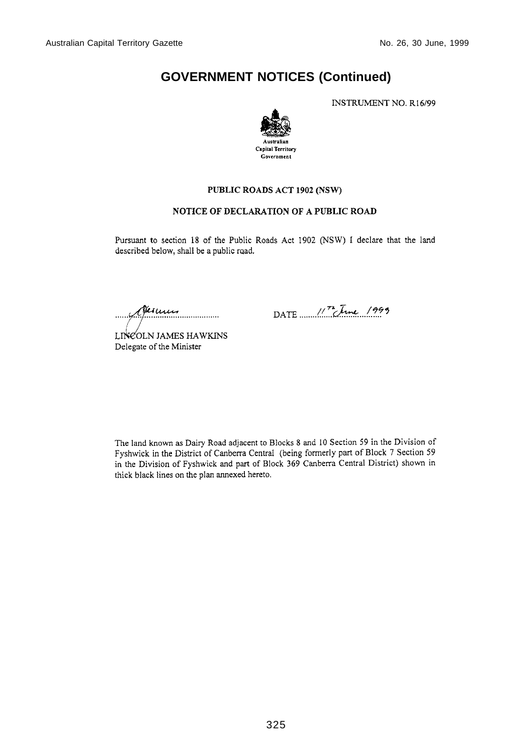# GOVERNMENT NOTICES (Continued)

INSTRUMENT NO. R16/99

Australian Capital Territory Government

**PUBLIC ROADS ACT 1902 (NSW)**

**NOTICE OF DECLARATION OF A PUBLIC ROAD**

Pursuant to section 18 of the Public Roads Act 1902 (NSW) I declare that the land described below, shall be a public road.

LINCOLN JAMES HAWKINS
Delegate of the Minister

DATE 11th June 1999

The land known as Dairy Road adjacent to Blocks 8 and 10 Section 59 in the Division of Fyshwick in the District of Canberra Central (being formerly part of Block 7 Section 59 in the Division of Fyshwick and part of Block 369 Canberra Central District) shown in thick black lines on the plan annexed hereto.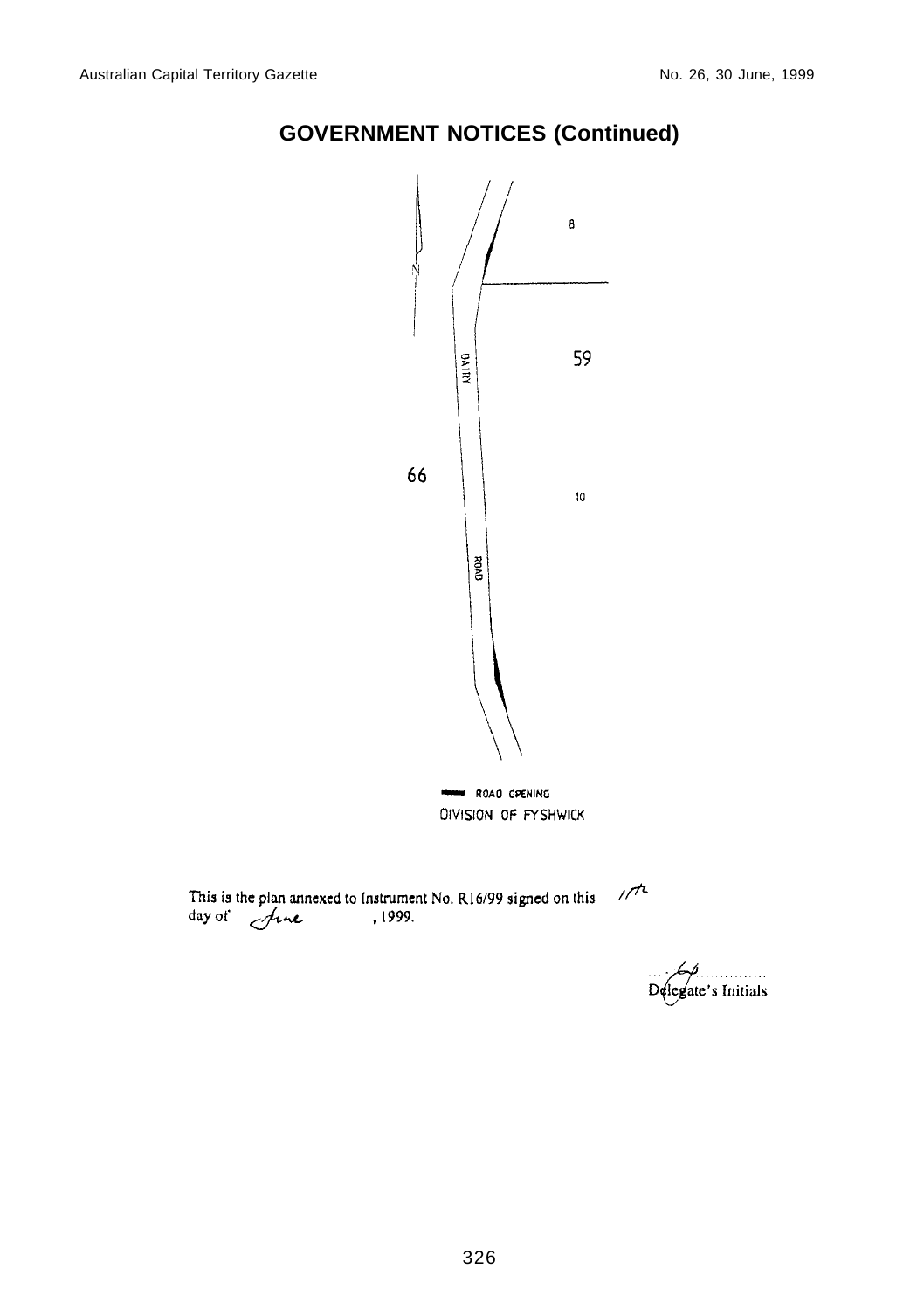## GOVERNMENT NOTICES (Continued)

N

8

59

DAIRY

66

10

ROAD

ROAD OPENING

DIVISION OF FYSHWICK

This is the plan annexed to Instrument No. R16/99 signed on this 17th day of June, 1999.

Delegate's Initials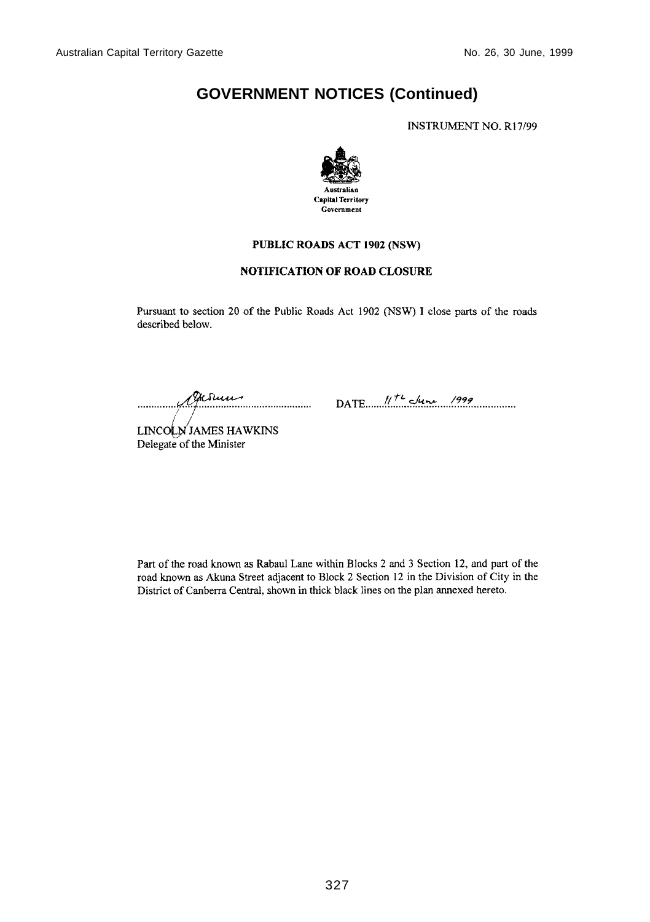# GOVERNMENT NOTICES (Continued)

INSTRUMENT NO. R17/99

Australian Capital Territory Government

**PUBLIC ROADS ACT 1902 (NSW)**

**NOTIFICATION OF ROAD CLOSURE**

Pursuant to section 20 of the Public Roads Act 1902 (NSW) I close parts of the roads described below.

.............................................................. DATE 11th June 1999

LINCOLN JAMES HAWKINS
Delegate of the Minister

Part of the road known as Rabaul Lane within Blocks 2 and 3 Section 12, and part of the road known as Akuna Street adjacent to Block 2 Section 12 in the Division of City in the District of Canberra Central, shown in thick black lines on the plan annexed hereto.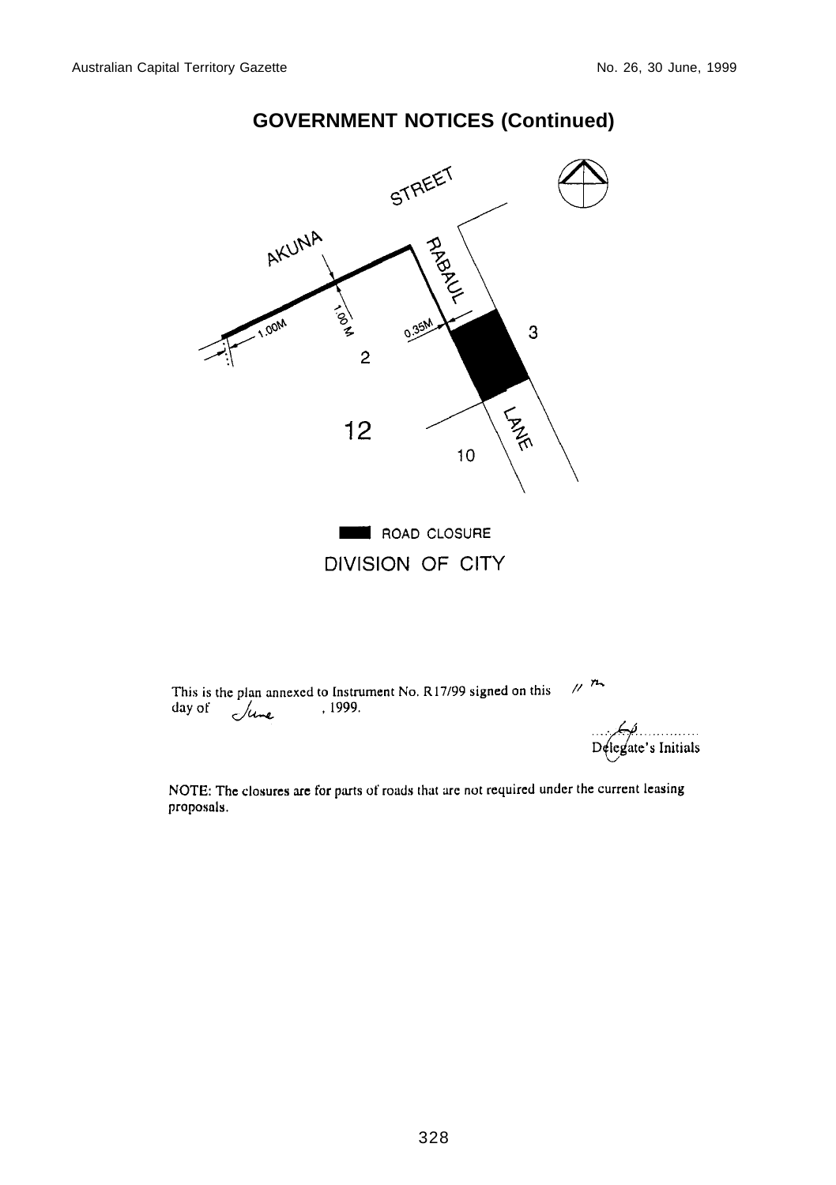## GOVERNMENT NOTICES (Continued)

STREET

AKUNA

RABAUL

1.00M

1.00 M

0.35M

3

2

12

10

LANE

ROAD CLOSURE

DIVISION OF CITY

This is the plan annexed to Instrument No. R17/99 signed on this 11th day of June, 1999.

Delegate's Initials

NOTE: The closures are for parts of roads that are not required under the current leasing proposals.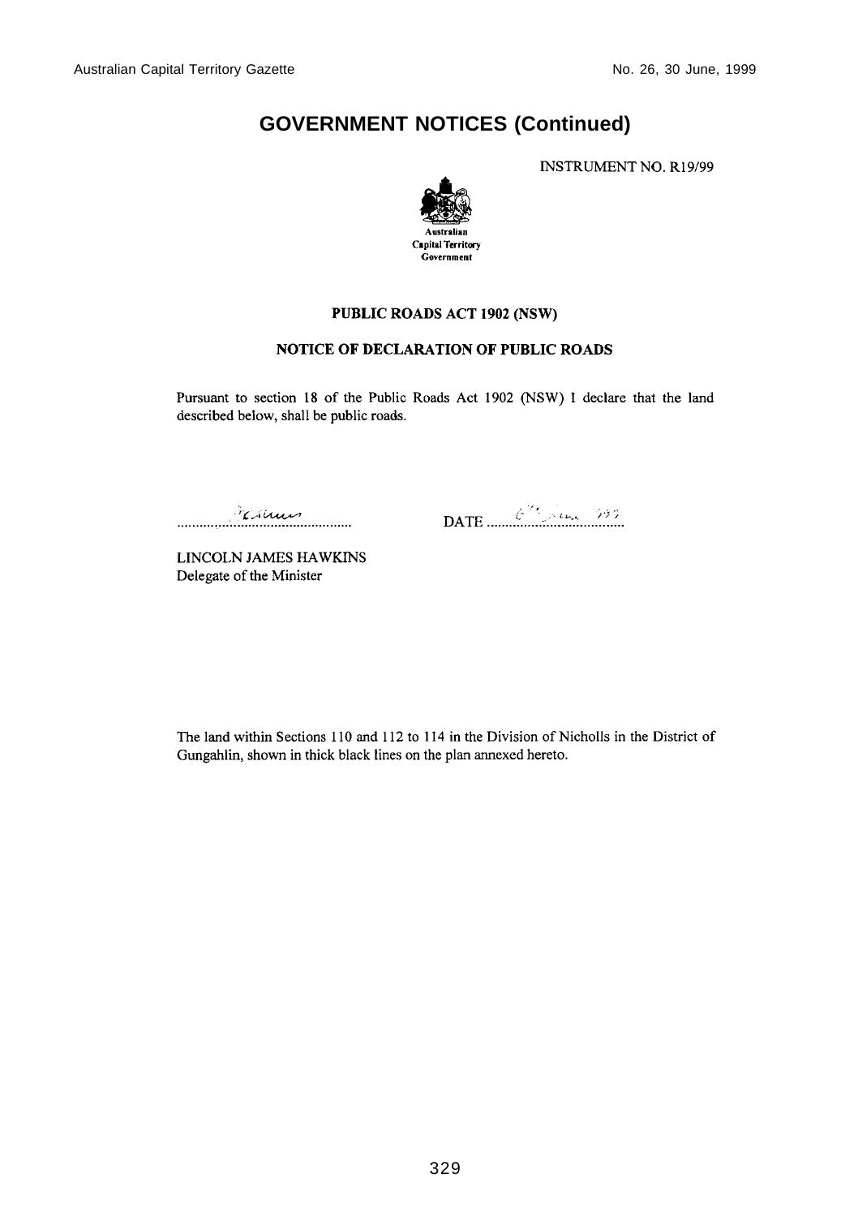# GOVERNMENT NOTICES (Continued)

INSTRUMENT NO. R19/99

Australian Capital Territory Government

**PUBLIC ROADS ACT 1902 (NSW)**

**NOTICE OF DECLARATION OF PUBLIC ROADS**

Pursuant to section 18 of the Public Roads Act 1902 (NSW) I declare that the land described below, shall be public roads.

.............................................. DATE ..................................

LINCOLN JAMES HAWKINS
Delegate of the Minister

The land within Sections 110 and 112 to 114 in the Division of Nicholls in the District of Gungahlin, shown in thick black lines on the plan annexed hereto.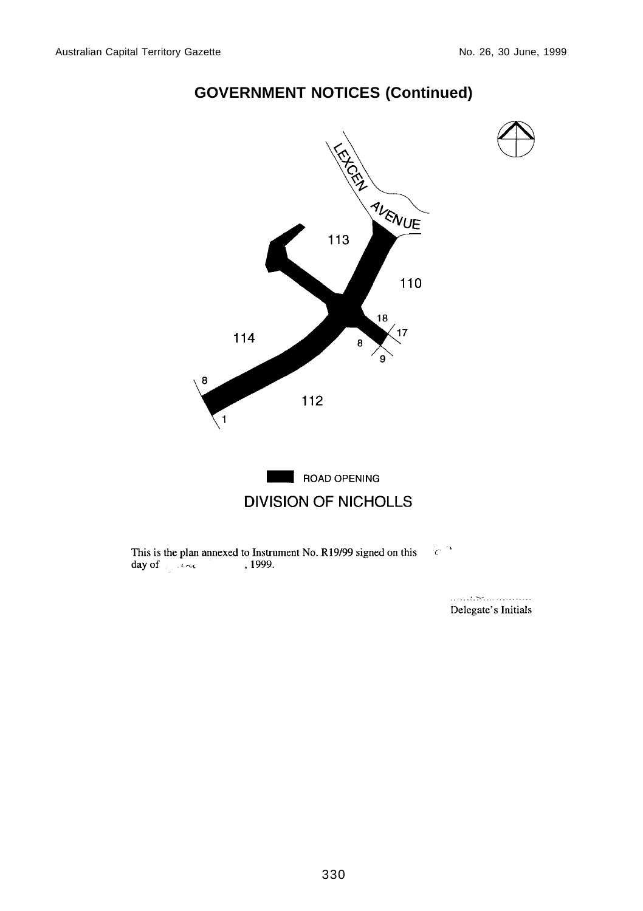## GOVERNMENT NOTICES (Continued)

LEXCEN AVENUE

113

110

114

112

18

17

8

9

8

1

ROAD OPENING

DIVISION OF NICHOLLS

This is the plan annexed to Instrument No. R19/99 signed on this day of , 1999.

Delegate's Initials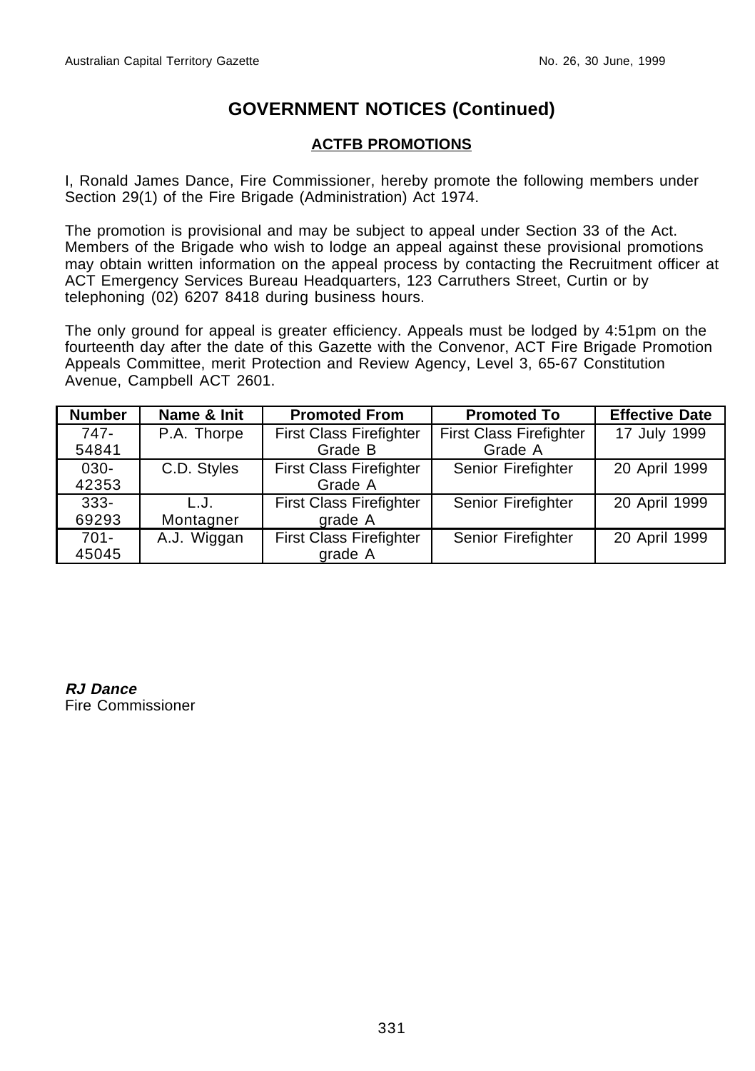## GOVERNMENT NOTICES (Continued)

### ACTFB PROMOTIONS

I, Ronald James Dance, Fire Commissioner, hereby promote the following members under Section 29(1) of the Fire Brigade (Administration) Act 1974.

The promotion is provisional and may be subject to appeal under Section 33 of the Act. Members of the Brigade who wish to lodge an appeal against these provisional promotions may obtain written information on the appeal process by contacting the Recruitment officer at ACT Emergency Services Bureau Headquarters, 123 Carruthers Street, Curtin or by telephoning (02) 6207 8418 during business hours.

The only ground for appeal is greater efficiency. Appeals must be lodged by 4:51pm on the fourteenth day after the date of this Gazette with the Convenor, ACT Fire Brigade Promotion Appeals Committee, merit Protection and Review Agency, Level 3, 65-67 Constitution Avenue, Campbell ACT 2601.

| Number | Name & Init | Promoted From | Promoted To | Effective Date |
|---|---|---|---|---|
| 747-54841 | P.A. Thorpe | First Class Firefighter Grade B | First Class Firefighter Grade A | 17 July 1999 |
| 030-42353 | C.D. Styles | First Class Firefighter Grade A | Senior Firefighter | 20 April 1999 |
| 333-69293 | L.J. Montagner | First Class Firefighter grade A | Senior Firefighter | 20 April 1999 |
| 701-45045 | A.J. Wiggan | First Class Firefighter grade A | Senior Firefighter | 20 April 1999 |

***RJ Dance***
Fire Commissioner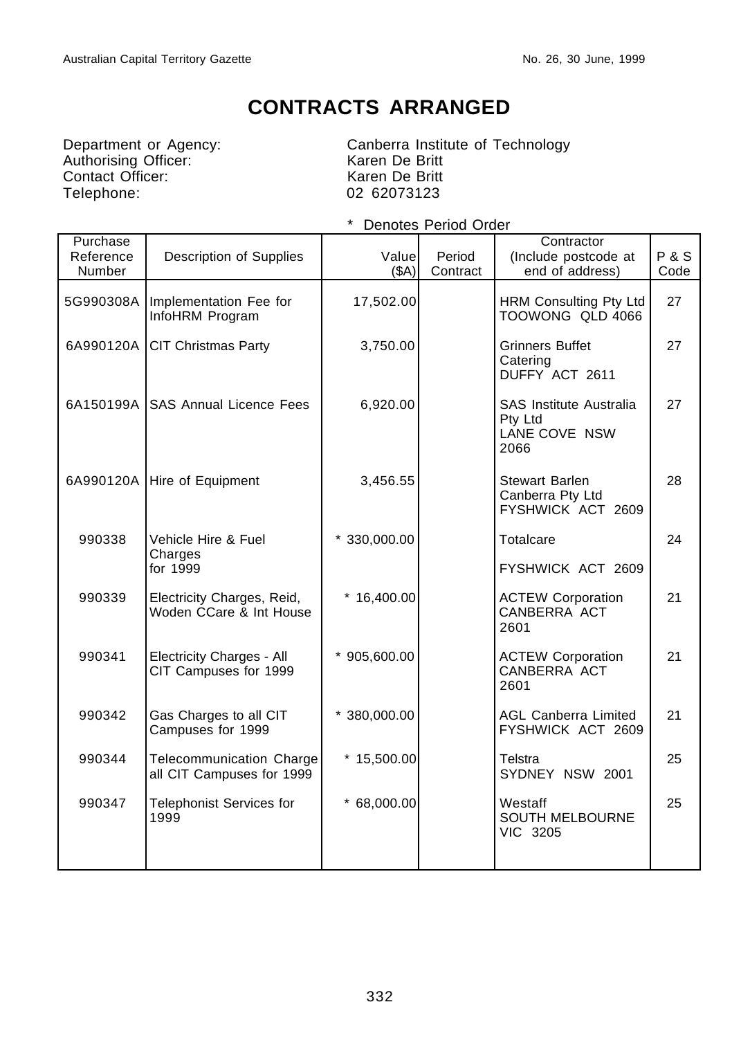# CONTRACTS ARRANGED

Department or Agency: Canberra Institute of Technology
Authorising Officer: Karen De Britt
Contact Officer: Karen De Britt
Telephone: 02 62073123

\* Denotes Period Order

| Purchase Reference Number | Description of Supplies | Value ($A) | Period Contract | Contractor (Include postcode at end of address) | P & S Code |
|---|---|---|---|---|---|
| 5G990308A | Implementation Fee for InfoHRM Program | 17,502.00 | | HRM Consulting Pty Ltd TOOWONG QLD 4066 | 27 |
| 6A990120A | CIT Christmas Party | 3,750.00 | | Grinners Buffet Catering DUFFY ACT 2611 | 27 |
| 6A150199A | SAS Annual Licence Fees | 6,920.00 | | SAS Institute Australia Pty Ltd LANE COVE NSW 2066 | 27 |
| 6A990120A | Hire of Equipment | 3,456.55 | | Stewart Barlen Canberra Pty Ltd FYSHWICK ACT 2609 | 28 |
| 990338 | Vehicle Hire & Fuel Charges for 1999 | * 330,000.00 | | Totalcare FYSHWICK ACT 2609 | 24 |
| 990339 | Electricity Charges, Reid, Woden CCare & Int House | * 16,400.00 | | ACTEW Corporation CANBERRA ACT 2601 | 21 |
| 990341 | Electricity Charges - All CIT Campuses for 1999 | * 905,600.00 | | ACTEW Corporation CANBERRA ACT 2601 | 21 |
| 990342 | Gas Charges to all CIT Campuses for 1999 | * 380,000.00 | | AGL Canberra Limited FYSHWICK ACT 2609 | 21 |
| 990344 | Telecommunication Charge all CIT Campuses for 1999 | * 15,500.00 | | Telstra SYDNEY NSW 2001 | 25 |
| 990347 | Telephonist Services for 1999 | * 68,000.00 | | Westaff SOUTH MELBOURNE VIC 3205 | 25 |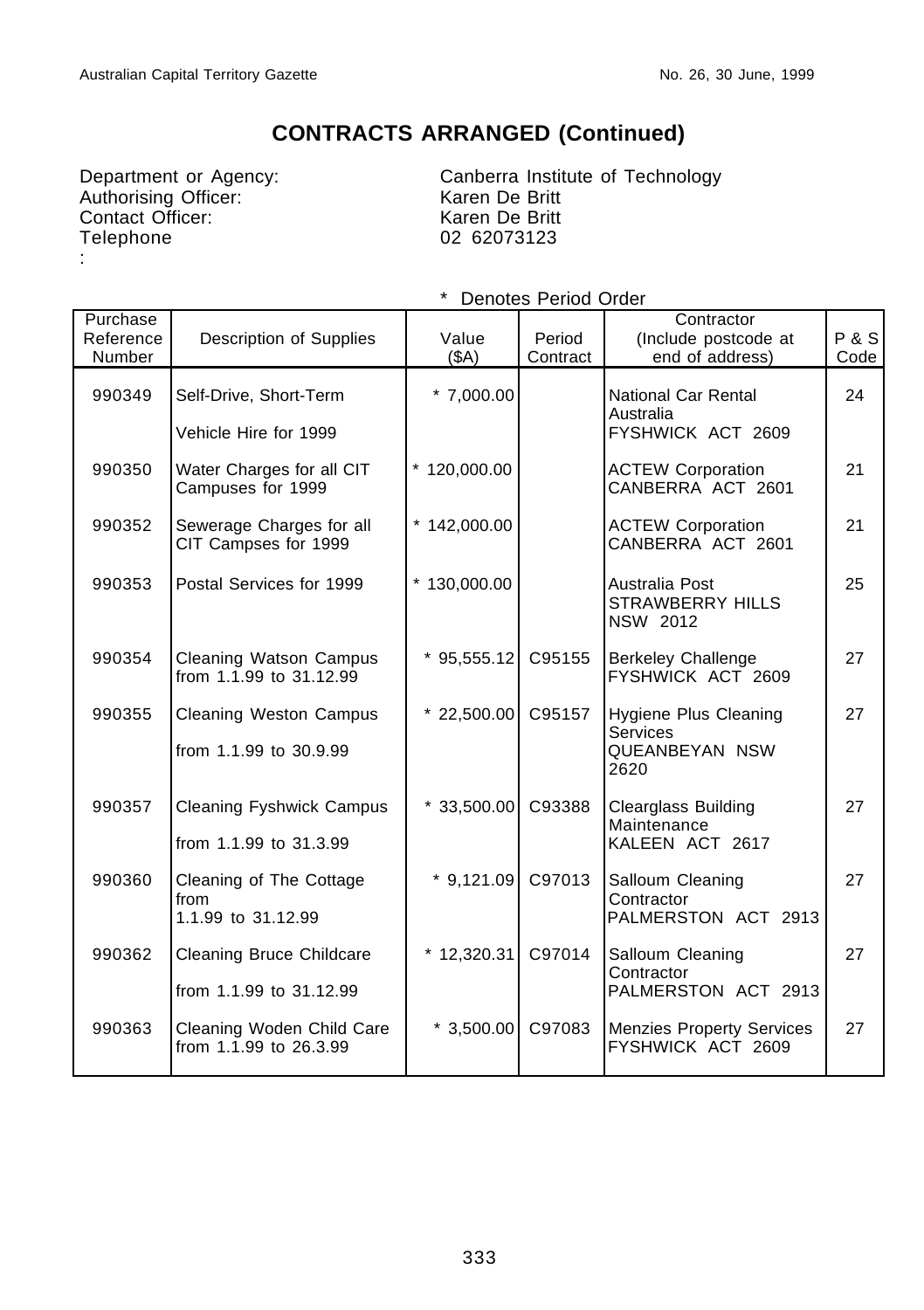## CONTRACTS ARRANGED (Continued)

Department or Agency: Canberra Institute of Technology
Authorising Officer: Karen De Britt
Contact Officer: Karen De Britt
Telephone: 02 62073123

\* Denotes Period Order

| Purchase Reference Number | Description of Supplies | Value ($A) | Period Contract | Contractor (Include postcode at end of address) | P & S Code |
|---|---|---|---|---|---|
| 990349 | Self-Drive, Short-Term Vehicle Hire for 1999 | * 7,000.00 | | National Car Rental Australia FYSHWICK ACT 2609 | 24 |
| 990350 | Water Charges for all CIT Campuses for 1999 | * 120,000.00 | | ACTEW Corporation CANBERRA ACT 2601 | 21 |
| 990352 | Sewerage Charges for all CIT Campses for 1999 | * 142,000.00 | | ACTEW Corporation CANBERRA ACT 2601 | 21 |
| 990353 | Postal Services for 1999 | * 130,000.00 | | Australia Post STRAWBERRY HILLS NSW 2012 | 25 |
| 990354 | Cleaning Watson Campus from 1.1.99 to 31.12.99 | * 95,555.12 | C95155 | Berkeley Challenge FYSHWICK ACT 2609 | 27 |
| 990355 | Cleaning Weston Campus from 1.1.99 to 30.9.99 | * 22,500.00 | C95157 | Hygiene Plus Cleaning Services QUEANBEYAN NSW 2620 | 27 |
| 990357 | Cleaning Fyshwick Campus from 1.1.99 to 31.3.99 | * 33,500.00 | C93388 | Clearglass Building Maintenance KALEEN ACT 2617 | 27 |
| 990360 | Cleaning of The Cottage from 1.1.99 to 31.12.99 | * 9,121.09 | C97013 | Salloum Cleaning Contractor PALMERSTON ACT 2913 | 27 |
| 990362 | Cleaning Bruce Childcare from 1.1.99 to 31.12.99 | * 12,320.31 | C97014 | Salloum Cleaning Contractor PALMERSTON ACT 2913 | 27 |
| 990363 | Cleaning Woden Child Care from 1.1.99 to 26.3.99 | * 3,500.00 | C97083 | Menzies Property Services FYSHWICK ACT 2609 | 27 |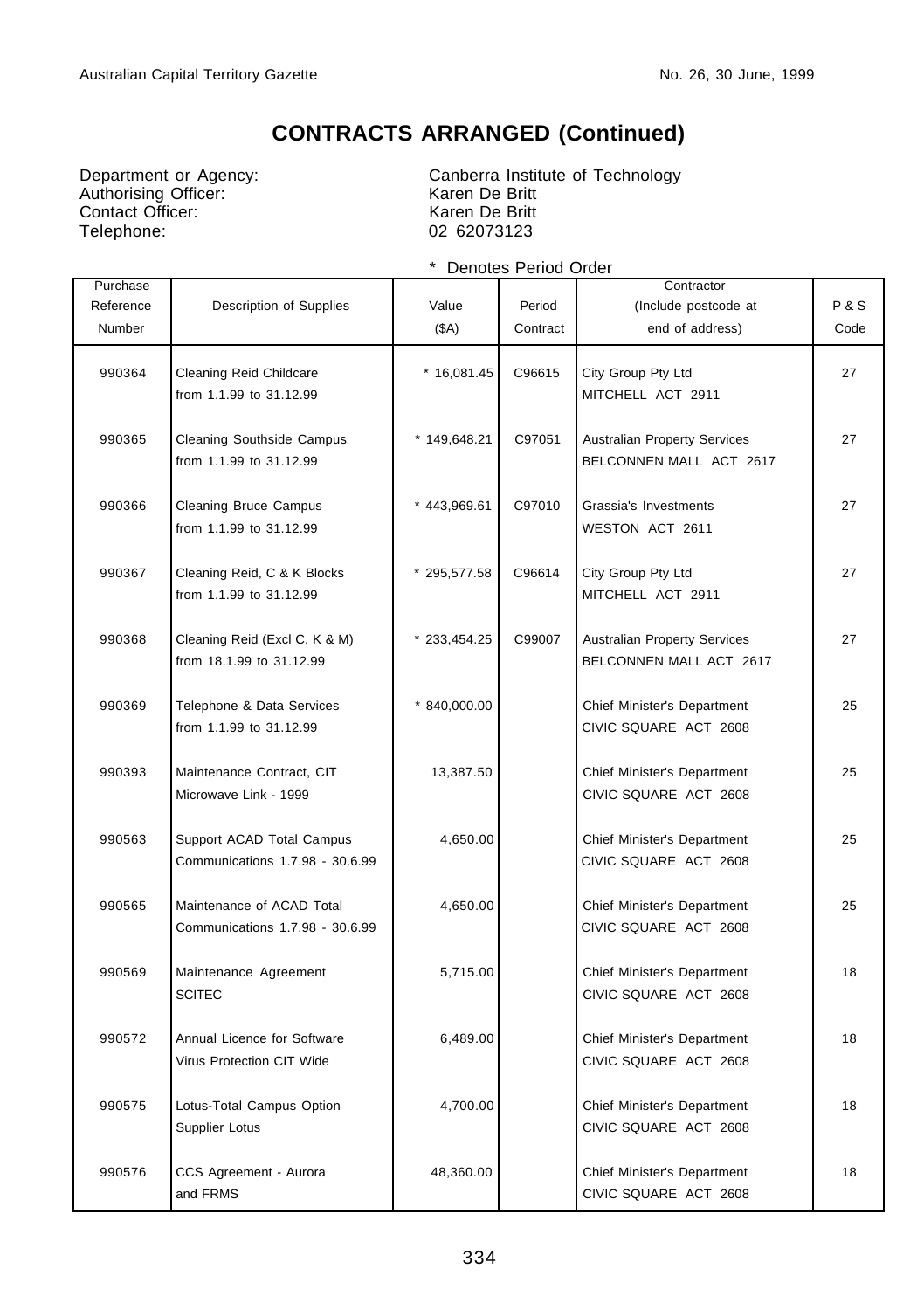# CONTRACTS ARRANGED (Continued)

Department or Agency: Canberra Institute of Technology
Authorising Officer: Karen De Britt
Contact Officer: Karen De Britt
Telephone: 02 62073123

\* Denotes Period Order

| Purchase Reference Number | Description of Supplies | Value ($A) | Period Contract | Contractor (Include postcode at end of address) | P & S Code |
|---|---|---|---|---|---|
| 990364 | Cleaning Reid Childcare from 1.1.99 to 31.12.99 | * 16,081.45 | C96615 | City Group Pty Ltd MITCHELL ACT 2911 | 27 |
| 990365 | Cleaning Southside Campus from 1.1.99 to 31.12.99 | * 149,648.21 | C97051 | Australian Property Services BELCONNEN MALL ACT 2617 | 27 |
| 990366 | Cleaning Bruce Campus from 1.1.99 to 31.12.99 | * 443,969.61 | C97010 | Grassia's Investments WESTON ACT 2611 | 27 |
| 990367 | Cleaning Reid, C & K Blocks from 1.1.99 to 31.12.99 | * 295,577.58 | C96614 | City Group Pty Ltd MITCHELL ACT 2911 | 27 |
| 990368 | Cleaning Reid (Excl C, K & M) from 18.1.99 to 31.12.99 | * 233,454.25 | C99007 | Australian Property Services BELCONNEN MALL ACT 2617 | 27 |
| 990369 | Telephone & Data Services from 1.1.99 to 31.12.99 | * 840,000.00 | | Chief Minister's Department CIVIC SQUARE ACT 2608 | 25 |
| 990393 | Maintenance Contract, CIT Microwave Link - 1999 | 13,387.50 | | Chief Minister's Department CIVIC SQUARE ACT 2608 | 25 |
| 990563 | Support ACAD Total Campus Communications 1.7.98 - 30.6.99 | 4,650.00 | | Chief Minister's Department CIVIC SQUARE ACT 2608 | 25 |
| 990565 | Maintenance of ACAD Total Communications 1.7.98 - 30.6.99 | 4,650.00 | | Chief Minister's Department CIVIC SQUARE ACT 2608 | 25 |
| 990569 | Maintenance Agreement SCITEC | 5,715.00 | | Chief Minister's Department CIVIC SQUARE ACT 2608 | 18 |
| 990572 | Annual Licence for Software Virus Protection CIT Wide | 6,489.00 | | Chief Minister's Department CIVIC SQUARE ACT 2608 | 18 |
| 990575 | Lotus-Total Campus Option Supplier Lotus | 4,700.00 | | Chief Minister's Department CIVIC SQUARE ACT 2608 | 18 |
| 990576 | CCS Agreement - Aurora and FRMS | 48,360.00 | | Chief Minister's Department CIVIC SQUARE ACT 2608 | 18 |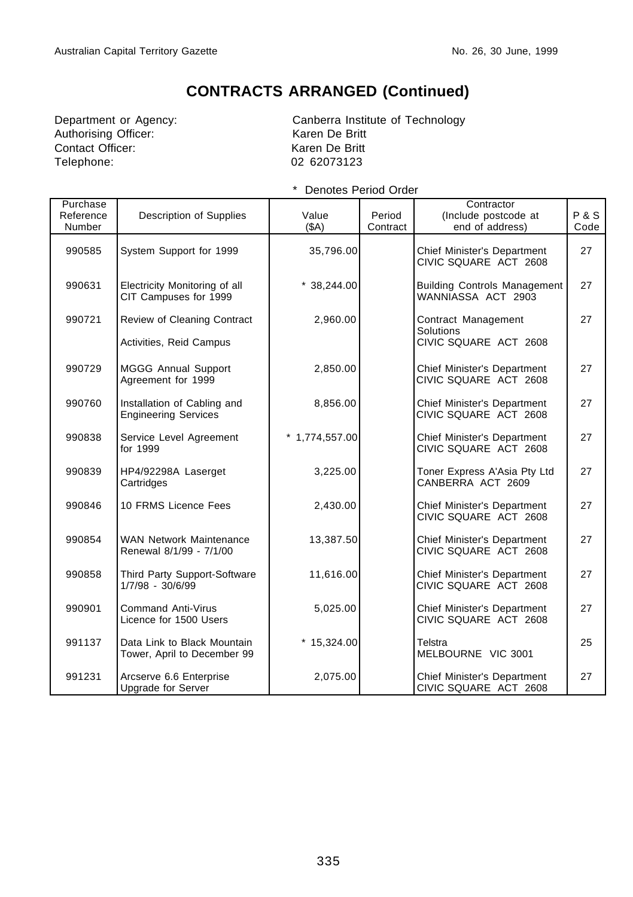# CONTRACTS ARRANGED (Continued)

Department or Agency: Canberra Institute of Technology
Authorising Officer: Karen De Britt
Contact Officer: Karen De Britt
Telephone: 02 62073123

\* Denotes Period Order

| Purchase Reference Number | Description of Supplies | Value ($A) | Period Contract | Contractor (Include postcode at end of address) | P & S Code |
|---|---|---|---|---|---|
| 990585 | System Support for 1999 | 35,796.00 | | Chief Minister's Department CIVIC SQUARE ACT 2608 | 27 |
| 990631 | Electricity Monitoring of all CIT Campuses for 1999 | * 38,244.00 | | Building Controls Management WANNIASSA ACT 2903 | 27 |
| 990721 | Review of Cleaning Contract Activities, Reid Campus | 2,960.00 | | Contract Management Solutions CIVIC SQUARE ACT 2608 | 27 |
| 990729 | MGGG Annual Support Agreement for 1999 | 2,850.00 | | Chief Minister's Department CIVIC SQUARE ACT 2608 | 27 |
| 990760 | Installation of Cabling and Engineering Services | 8,856.00 | | Chief Minister's Department CIVIC SQUARE ACT 2608 | 27 |
| 990838 | Service Level Agreement for 1999 | * 1,774,557.00 | | Chief Minister's Department CIVIC SQUARE ACT 2608 | 27 |
| 990839 | HP4/92298A Laserget Cartridges | 3,225.00 | | Toner Express A'Asia Pty Ltd CANBERRA ACT 2609 | 27 |
| 990846 | 10 FRMS Licence Fees | 2,430.00 | | Chief Minister's Department CIVIC SQUARE ACT 2608 | 27 |
| 990854 | WAN Network Maintenance Renewal 8/1/99 - 7/1/00 | 13,387.50 | | Chief Minister's Department CIVIC SQUARE ACT 2608 | 27 |
| 990858 | Third Party Support-Software 1/7/98 - 30/6/99 | 11,616.00 | | Chief Minister's Department CIVIC SQUARE ACT 2608 | 27 |
| 990901 | Command Anti-Virus Licence for 1500 Users | 5,025.00 | | Chief Minister's Department CIVIC SQUARE ACT 2608 | 27 |
| 991137 | Data Link to Black Mountain Tower, April to December 99 | * 15,324.00 | | Telstra MELBOURNE VIC 3001 | 25 |
| 991231 | Arcserve 6.6 Enterprise Upgrade for Server | 2,075.00 | | Chief Minister's Department CIVIC SQUARE ACT 2608 | 27 |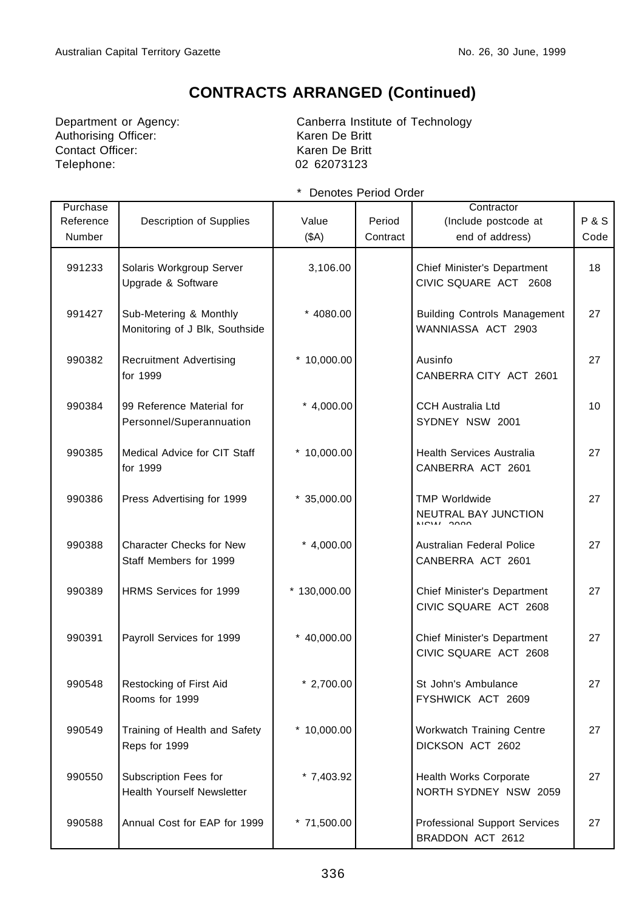# CONTRACTS ARRANGED (Continued)

Department or Agency: Canberra Institute of Technology
Authorising Officer: Karen De Britt
Contact Officer: Karen De Britt
Telephone: 02 62073123

\* Denotes Period Order

| Purchase Reference Number | Description of Supplies | Value ($A) | Period Contract | Contractor (Include postcode at end of address) | P & S Code |
|---|---|---|---|---|---|
| 991233 | Solaris Workgroup Server Upgrade & Software | 3,106.00 | | Chief Minister's Department CIVIC SQUARE ACT 2608 | 18 |
| 991427 | Sub-Metering & Monthly Monitoring of J Blk, Southside | * 4080.00 | | Building Controls Management WANNIASSA ACT 2903 | 27 |
| 990382 | Recruitment Advertising for 1999 | * 10,000.00 | | Ausinfo CANBERRA CITY ACT 2601 | 27 |
| 990384 | 99 Reference Material for Personnel/Superannuation | * 4,000.00 | | CCH Australia Ltd SYDNEY NSW 2001 | 10 |
| 990385 | Medical Advice for CIT Staff for 1999 | * 10,000.00 | | Health Services Australia CANBERRA ACT 2601 | 27 |
| 990386 | Press Advertising for 1999 | * 35,000.00 | | TMP Worldwide NEUTRAL BAY JUNCTION NSW 2089 | 27 |
| 990388 | Character Checks for New Staff Members for 1999 | * 4,000.00 | | Australian Federal Police CANBERRA ACT 2601 | 27 |
| 990389 | HRMS Services for 1999 | * 130,000.00 | | Chief Minister's Department CIVIC SQUARE ACT 2608 | 27 |
| 990391 | Payroll Services for 1999 | * 40,000.00 | | Chief Minister's Department CIVIC SQUARE ACT 2608 | 27 |
| 990548 | Restocking of First Aid Rooms for 1999 | * 2,700.00 | | St John's Ambulance FYSHWICK ACT 2609 | 27 |
| 990549 | Training of Health and Safety Reps for 1999 | * 10,000.00 | | Workwatch Training Centre DICKSON ACT 2602 | 27 |
| 990550 | Subscription Fees for Health Yourself Newsletter | * 7,403.92 | | Health Works Corporate NORTH SYDNEY NSW 2059 | 27 |
| 990588 | Annual Cost for EAP for 1999 | * 71,500.00 | | Professional Support Services BRADDON ACT 2612 | 27 |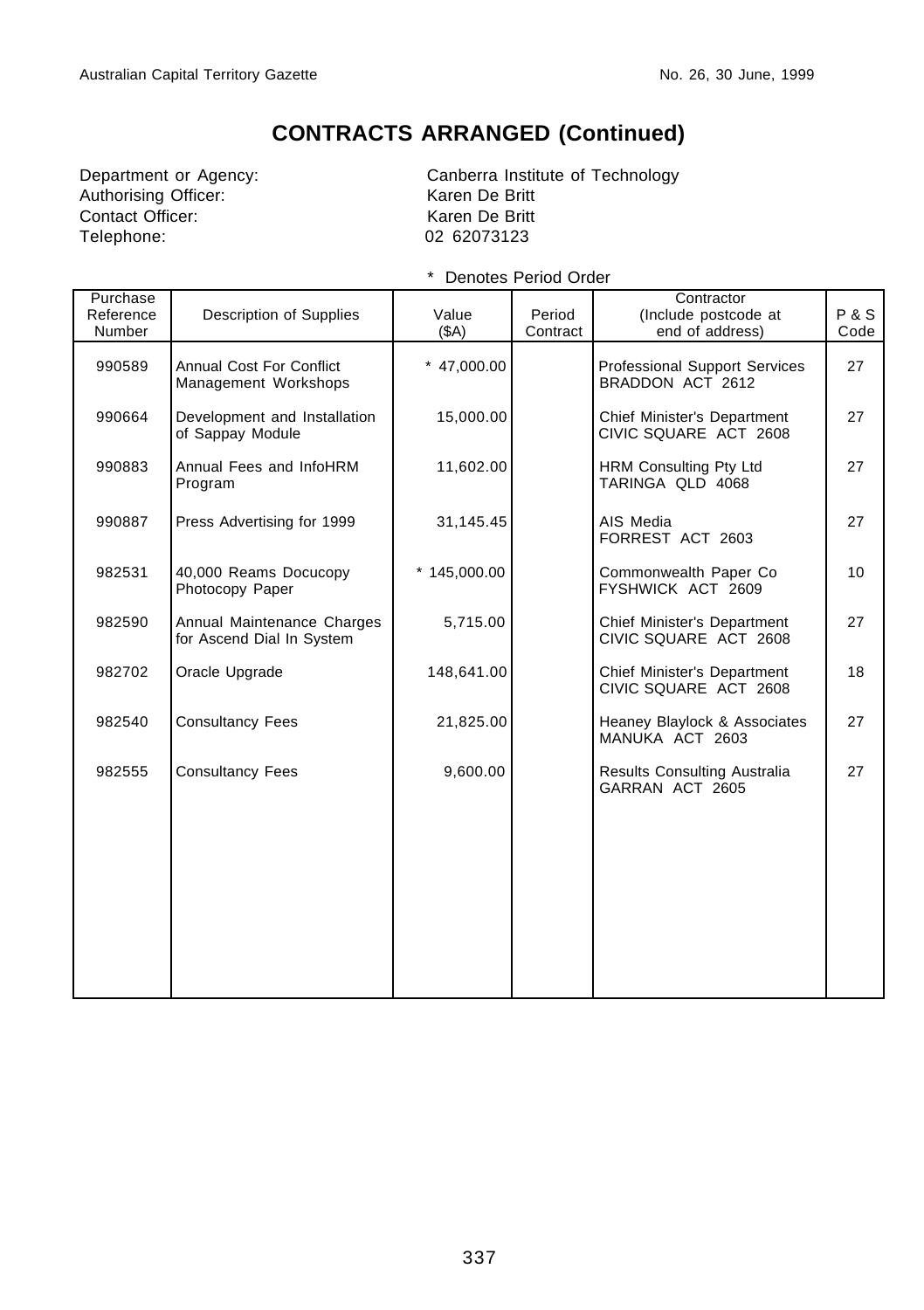# CONTRACTS ARRANGED (Continued)

Department or Agency: Canberra Institute of Technology
Authorising Officer: Karen De Britt
Contact Officer: Karen De Britt
Telephone: 02 62073123

\* Denotes Period Order

| Purchase Reference Number | Description of Supplies | Value ($A) | Period Contract | Contractor (Include postcode at end of address) | P & S Code |
|---|---|---|---|---|---|
| 990589 | Annual Cost For Conflict Management Workshops | * 47,000.00 | | Professional Support Services BRADDON ACT 2612 | 27 |
| 990664 | Development and Installation of Sappay Module | 15,000.00 | | Chief Minister's Department CIVIC SQUARE ACT 2608 | 27 |
| 990883 | Annual Fees and InfoHRM Program | 11,602.00 | | HRM Consulting Pty Ltd TARINGA QLD 4068 | 27 |
| 990887 | Press Advertising for 1999 | 31,145.45 | | AIS Media FORREST ACT 2603 | 27 |
| 982531 | 40,000 Reams Docucopy Photocopy Paper | * 145,000.00 | | Commonwealth Paper Co FYSHWICK ACT 2609 | 10 |
| 982590 | Annual Maintenance Charges for Ascend Dial In System | 5,715.00 | | Chief Minister's Department CIVIC SQUARE ACT 2608 | 27 |
| 982702 | Oracle Upgrade | 148,641.00 | | Chief Minister's Department CIVIC SQUARE ACT 2608 | 18 |
| 982540 | Consultancy Fees | 21,825.00 | | Heaney Blaylock & Associates MANUKA ACT 2603 | 27 |
| 982555 | Consultancy Fees | 9,600.00 | | Results Consulting Australia GARRAN ACT 2605 | 27 |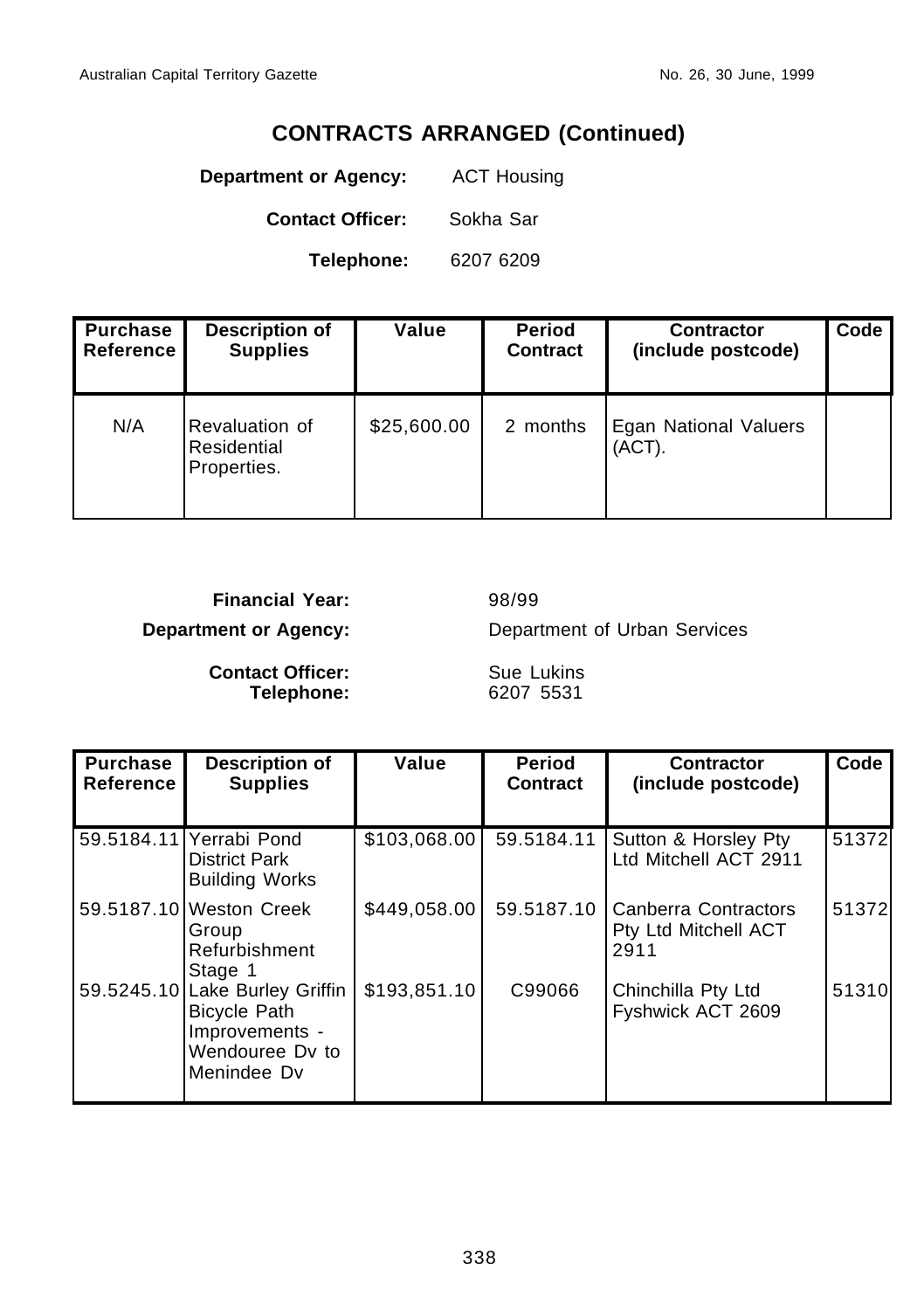## CONTRACTS ARRANGED (Continued)

**Department or Agency:** ACT Housing

**Contact Officer:** Sokha Sar

**Telephone:** 6207 6209

| Purchase Reference | Description of Supplies | Value | Period Contract | Contractor (include postcode) | Code |
|---|---|---|---|---|---|
| N/A | Revaluation of Residential Properties. | $25,600.00 | 2 months | Egan National Valuers (ACT). | |

**Financial Year:** 98/99

**Department or Agency:** Department of Urban Services

**Contact Officer:** Sue Lukins
**Telephone:** 6207 5531

| Purchase Reference | Description of Supplies | Value | Period Contract | Contractor (include postcode) | Code |
|---|---|---|---|---|---|
| 59.5184.11 | Yerrabi Pond District Park Building Works | $103,068.00 | 59.5184.11 | Sutton & Horsley Pty Ltd Mitchell ACT 2911 | 51372 |
| 59.5187.10 | Weston Creek Group Refurbishment Stage 1 | $449,058.00 | 59.5187.10 | Canberra Contractors Pty Ltd Mitchell ACT 2911 | 51372 |
| 59.5245.10 | Lake Burley Griffin Bicycle Path Improvements - Wendouree Dv to Menindee Dv | $193,851.10 | C99066 | Chinchilla Pty Ltd Fyshwick ACT 2609 | 51310 |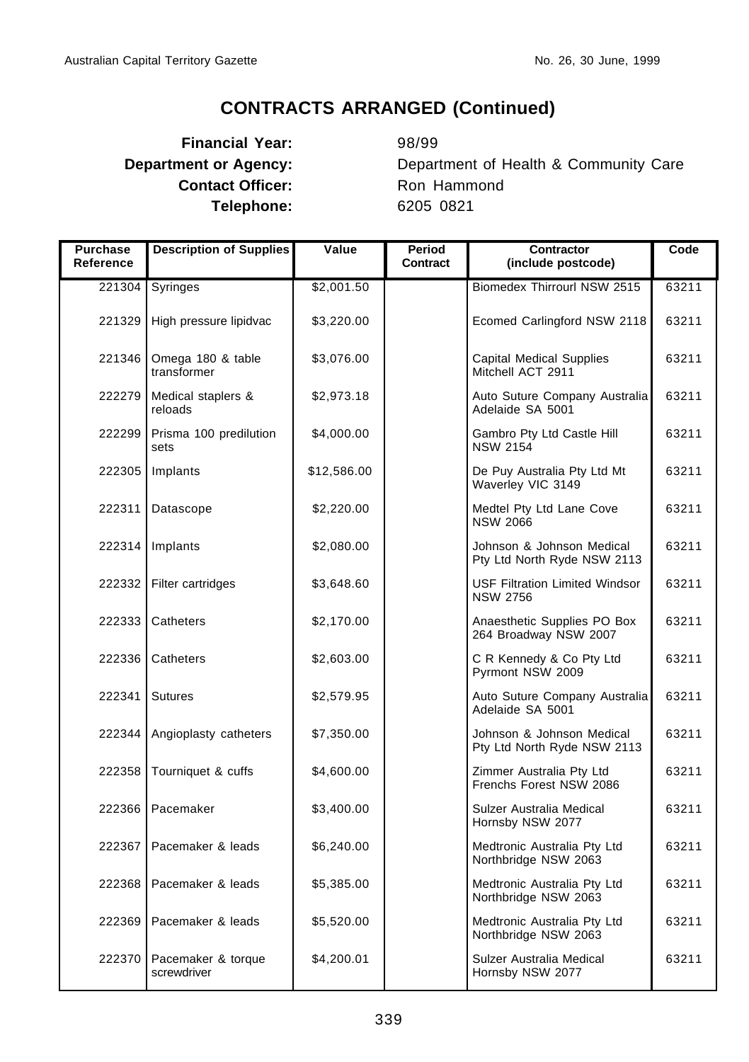## CONTRACTS ARRANGED (Continued)

**Financial Year:** 98/99
**Department or Agency:** Department of Health & Community Care
**Contact Officer:** Ron Hammond
**Telephone:** 6205 0821

| Purchase Reference | Description of Supplies | Value | Period Contract | Contractor (include postcode) | Code |
|---|---|---|---|---|---|
| 221304 | Syringes | $2,001.50 | | Biomedex Thirrourl NSW 2515 | 63211 |
| 221329 | High pressure lipidvac | $3,220.00 | | Ecomed Carlingford NSW 2118 | 63211 |
| 221346 | Omega 180 & table transformer | $3,076.00 | | Capital Medical Supplies Mitchell ACT 2911 | 63211 |
| 222279 | Medical staplers & reloads | $2,973.18 | | Auto Suture Company Australia Adelaide SA 5001 | 63211 |
| 222299 | Prisma 100 predilution sets | $4,000.00 | | Gambro Pty Ltd Castle Hill NSW 2154 | 63211 |
| 222305 | Implants | $12,586.00 | | De Puy Australia Pty Ltd Mt Waverley VIC 3149 | 63211 |
| 222311 | Datascope | $2,220.00 | | Medtel Pty Ltd Lane Cove NSW 2066 | 63211 |
| 222314 | Implants | $2,080.00 | | Johnson & Johnson Medical Pty Ltd North Ryde NSW 2113 | 63211 |
| 222332 | Filter cartridges | $3,648.60 | | USF Filtration Limited Windsor NSW 2756 | 63211 |
| 222333 | Catheters | $2,170.00 | | Anaesthetic Supplies PO Box 264 Broadway NSW 2007 | 63211 |
| 222336 | Catheters | $2,603.00 | | C R Kennedy & Co Pty Ltd Pyrmont NSW 2009 | 63211 |
| 222341 | Sutures | $2,579.95 | | Auto Suture Company Australia Adelaide SA 5001 | 63211 |
| 222344 | Angioplasty catheters | $7,350.00 | | Johnson & Johnson Medical Pty Ltd North Ryde NSW 2113 | 63211 |
| 222358 | Tourniquet & cuffs | $4,600.00 | | Zimmer Australia Pty Ltd Frenchs Forest NSW 2086 | 63211 |
| 222366 | Pacemaker | $3,400.00 | | Sulzer Australia Medical Hornsby NSW 2077 | 63211 |
| 222367 | Pacemaker & leads | $6,240.00 | | Medtronic Australia Pty Ltd Northbridge NSW 2063 | 63211 |
| 222368 | Pacemaker & leads | $5,385.00 | | Medtronic Australia Pty Ltd Northbridge NSW 2063 | 63211 |
| 222369 | Pacemaker & leads | $5,520.00 | | Medtronic Australia Pty Ltd Northbridge NSW 2063 | 63211 |
| 222370 | Pacemaker & torque screwdriver | $4,200.01 | | Sulzer Australia Medical Hornsby NSW 2077 | 63211 |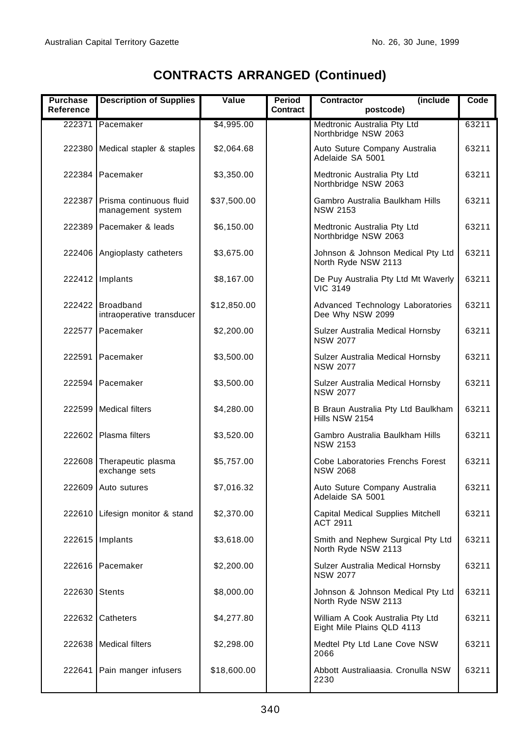# CONTRACTS ARRANGED (Continued)

| Purchase Reference | Description of Supplies | Value | Period Contract | Contractor (include postcode) | Code |
|---|---|---|---|---|---|
| 222371 | Pacemaker | $4,995.00 | | Medtronic Australia Pty Ltd Northbridge NSW 2063 | 63211 |
| 222380 | Medical stapler & staples | $2,064.68 | | Auto Suture Company Australia Adelaide SA 5001 | 63211 |
| 222384 | Pacemaker | $3,350.00 | | Medtronic Australia Pty Ltd Northbridge NSW 2063 | 63211 |
| 222387 | Prisma continuous fluid management system | $37,500.00 | | Gambro Australia Baulkham Hills NSW 2153 | 63211 |
| 222389 | Pacemaker & leads | $6,150.00 | | Medtronic Australia Pty Ltd Northbridge NSW 2063 | 63211 |
| 222406 | Angioplasty catheters | $3,675.00 | | Johnson & Johnson Medical Pty Ltd North Ryde NSW 2113 | 63211 |
| 222412 | Implants | $8,167.00 | | De Puy Australia Pty Ltd Mt Waverly VIC 3149 | 63211 |
| 222422 | Broadband intraoperative transducer | $12,850.00 | | Advanced Technology Laboratories Dee Why NSW 2099 | 63211 |
| 222577 | Pacemaker | $2,200.00 | | Sulzer Australia Medical Hornsby NSW 2077 | 63211 |
| 222591 | Pacemaker | $3,500.00 | | Sulzer Australia Medical Hornsby NSW 2077 | 63211 |
| 222594 | Pacemaker | $3,500.00 | | Sulzer Australia Medical Hornsby NSW 2077 | 63211 |
| 222599 | Medical filters | $4,280.00 | | B Braun Australia Pty Ltd Baulkham Hills NSW 2154 | 63211 |
| 222602 | Plasma filters | $3,520.00 | | Gambro Australia Baulkham Hills NSW 2153 | 63211 |
| 222608 | Therapeutic plasma exchange sets | $5,757.00 | | Cobe Laboratories Frenchs Forest NSW 2068 | 63211 |
| 222609 | Auto sutures | $7,016.32 | | Auto Suture Company Australia Adelaide SA 5001 | 63211 |
| 222610 | Lifesign monitor & stand | $2,370.00 | | Capital Medical Supplies Mitchell ACT 2911 | 63211 |
| 222615 | Implants | $3,618.00 | | Smith and Nephew Surgical Pty Ltd North Ryde NSW 2113 | 63211 |
| 222616 | Pacemaker | $2,200.00 | | Sulzer Australia Medical Hornsby NSW 2077 | 63211 |
| 222630 | Stents | $8,000.00 | | Johnson & Johnson Medical Pty Ltd North Ryde NSW 2113 | 63211 |
| 222632 | Catheters | $4,277.80 | | William A Cook Australia Pty Ltd Eight Mile Plains QLD 4113 | 63211 |
| 222638 | Medical filters | $2,298.00 | | Medtel Pty Ltd Lane Cove NSW 2066 | 63211 |
| 222641 | Pain manger infusers | $18,600.00 | | Abbott Australiaasia. Cronulla NSW 2230 | 63211 |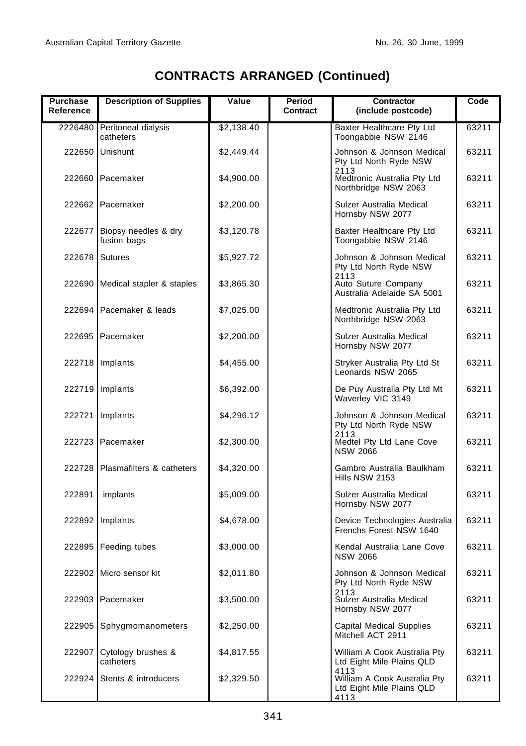# CONTRACTS ARRANGED (Continued)

| Purchase Reference | Description of Supplies | Value | Period Contract | Contractor (include postcode) | Code |
|---|---|---|---|---|---|
| 2226480 | Peritoneal dialysis catheters | $2,138.40 | | Baxter Healthcare Pty Ltd Toongabbie NSW 2146 | 63211 |
| 222650 | Unishunt | $2,449.44 | | Johnson & Johnson Medical Pty Ltd North Ryde NSW 2113 | 63211 |
| 222660 | Pacemaker | $4,900.00 | | Medtronic Australia Pty Ltd Northbridge NSW 2063 | 63211 |
| 222662 | Pacemaker | $2,200.00 | | Sulzer Australia Medical Hornsby NSW 2077 | 63211 |
| 222677 | Biopsy needles & dry fusion bags | $3,120.78 | | Baxter Healthcare Pty Ltd Toongabbie NSW 2146 | 63211 |
| 222678 | Sutures | $5,927.72 | | Johnson & Johnson Medical Pty Ltd North Ryde NSW 2113 | 63211 |
| 222690 | Medical stapler & staples | $3,865.30 | | Auto Suture Company Australia Adelaide SA 5001 | 63211 |
| 222694 | Pacemaker & leads | $7,025.00 | | Medtronic Australia Pty Ltd Northbridge NSW 2063 | 63211 |
| 222695 | Pacemaker | $2,200.00 | | Sulzer Australia Medical Hornsby NSW 2077 | 63211 |
| 222718 | Implants | $4,455.00 | | Stryker Australia Pty Ltd St Leonards NSW 2065 | 63211 |
| 222719 | Implants | $6,392.00 | | De Puy Australia Pty Ltd Mt Waverley VIC 3149 | 63211 |
| 222721 | Implants | $4,296.12 | | Johnson & Johnson Medical Pty Ltd North Ryde NSW 2113 | 63211 |
| 222723 | Pacemaker | $2,300.00 | | Medtel Pty Ltd Lane Cove NSW 2066 | 63211 |
| 222728 | Plasmafilters & catheters | $4,320.00 | | Gambro Australia Baulkham Hills NSW 2153 | 63211 |
| 222891 | implants | $5,009.00 | | Sulzer Australia Medical Hornsby NSW 2077 | 63211 |
| 222892 | Implants | $4,678.00 | | Device Technologies Australia Frenchs Forest NSW 1640 | 63211 |
| 222895 | Feeding tubes | $3,000.00 | | Kendal Australia Lane Cove NSW 2066 | 63211 |
| 222902 | Micro sensor kit | $2,011.80 | | Johnson & Johnson Medical Pty Ltd North Ryde NSW 2113 | 63211 |
| 222903 | Pacemaker | $3,500.00 | | Sulzer Australia Medical Hornsby NSW 2077 | 63211 |
| 222905 | Sphygmomanometers | $2,250.00 | | Capital Medical Supplies Mitchell ACT 2911 | 63211 |
| 222907 | Cytology brushes & catheters | $4,817.55 | | William A Cook Australia Pty Ltd Eight Mile Plains QLD 4113 | 63211 |
| 222924 | Stents & introducers | $2,329.50 | | William A Cook Australia Pty Ltd Eight Mile Plains QLD 4113 | 63211 |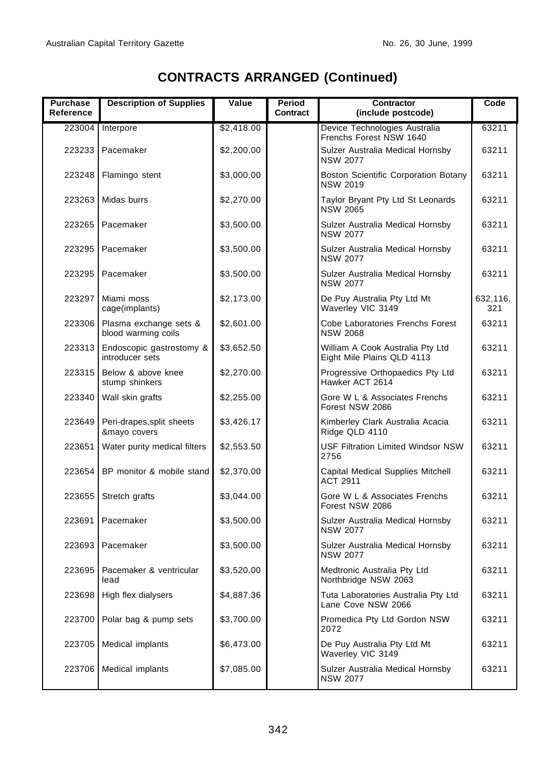# CONTRACTS ARRANGED (Continued)

| Purchase Reference | Description of Supplies | Value | Period Contract | Contractor (include postcode) | Code |
|---|---|---|---|---|---|
| 223004 | Interpore | $2,418.00 | | Device Technologies Australia Frenchs Forest NSW 1640 | 63211 |
| 223233 | Pacemaker | $2,200.00 | | Sulzer Australia Medical Hornsby NSW 2077 | 63211 |
| 223248 | Flamingo stent | $3,000.00 | | Boston Scientific Corporation Botany NSW 2019 | 63211 |
| 223263 | Midas burrs | $2,270.00 | | Taylor Bryant Pty Ltd St Leonards NSW 2065 | 63211 |
| 223265 | Pacemaker | $3,500.00 | | Sulzer Australia Medical Hornsby NSW 2077 | 63211 |
| 223295 | Pacemaker | $3,500.00 | | Sulzer Australia Medical Hornsby NSW 2077 | 63211 |
| 223295 | Pacemaker | $3,500.00 | | Sulzer Australia Medical Hornsby NSW 2077 | 63211 |
| 223297 | Miami moss cage(implants) | $2,173.00 | | De Puy Australia Pty Ltd Mt Waverley VIC 3149 | 632,116, 321 |
| 223306 | Plasma exchange sets & blood warming coils | $2,601.00 | | Cobe Laboratories Frenchs Forest NSW 2068 | 63211 |
| 223313 | Endoscopic gastrostomy & introducer sets | $3,652.50 | | William A Cook Australia Pty Ltd Eight Mile Plains QLD 4113 | 63211 |
| 223315 | Below & above knee stump shinkers | $2,270.00 | | Progressive Orthopaedics Pty Ltd Hawker ACT 2614 | 63211 |
| 223340 | Wall skin grafts | $2,255.00 | | Gore W L & Associates Frenchs Forest NSW 2086 | 63211 |
| 223649 | Peri-drapes,split sheets &mayo covers | $3,426.17 | | Kimberley Clark Australia Acacia Ridge QLD 4110 | 63211 |
| 223651 | Water purity medical filters | $2,553.50 | | USF Filtration Limited Windsor NSW 2756 | 63211 |
| 223654 | BP monitor & mobile stand | $2,370.00 | | Capital Medical Supplies Mitchell ACT 2911 | 63211 |
| 223655 | Stretch grafts | $3,044.00 | | Gore W L & Associates Frenchs Forest NSW 2086 | 63211 |
| 223691 | Pacemaker | $3,500.00 | | Sulzer Australia Medical Hornsby NSW 2077 | 63211 |
| 223693 | Pacemaker | $3,500.00 | | Sulzer Australia Medical Hornsby NSW 2077 | 63211 |
| 223695 | Pacemaker & ventricular lead | $3,520.00 | | Medtronic Australia Pty Ltd Northbridge NSW 2063 | 63211 |
| 223698 | High flex dialysers | $4,887.36 | | Tuta Laboratories Australia Pty Ltd Lane Cove NSW 2066 | 63211 |
| 223700 | Polar bag & pump sets | $3,700.00 | | Promedica Pty Ltd Gordon NSW 2072 | 63211 |
| 223705 | Medical implants | $6,473.00 | | De Puy Australia Pty Ltd Mt Waverley VIC 3149 | 63211 |
| 223706 | Medical implants | $7,085.00 | | Sulzer Australia Medical Hornsby NSW 2077 | 63211 |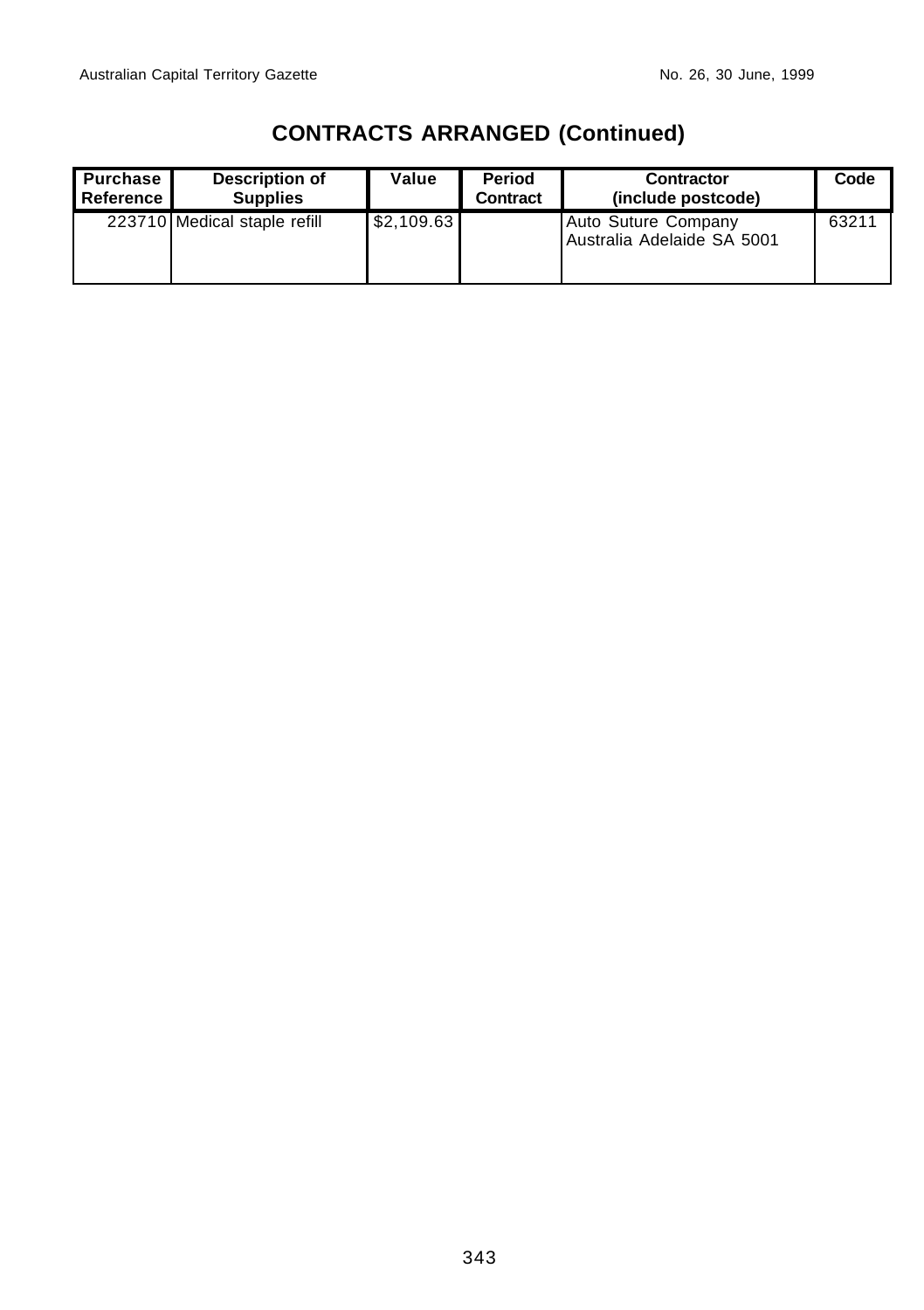## CONTRACTS ARRANGED (Continued)

| Purchase Reference | Description of Supplies | Value | Period Contract | Contractor (include postcode) | Code |
|---|---|---|---|---|---|
| 223710 | Medical staple refill | $2,109.63 | | Auto Suture Company Australia Adelaide SA 5001 | 63211 |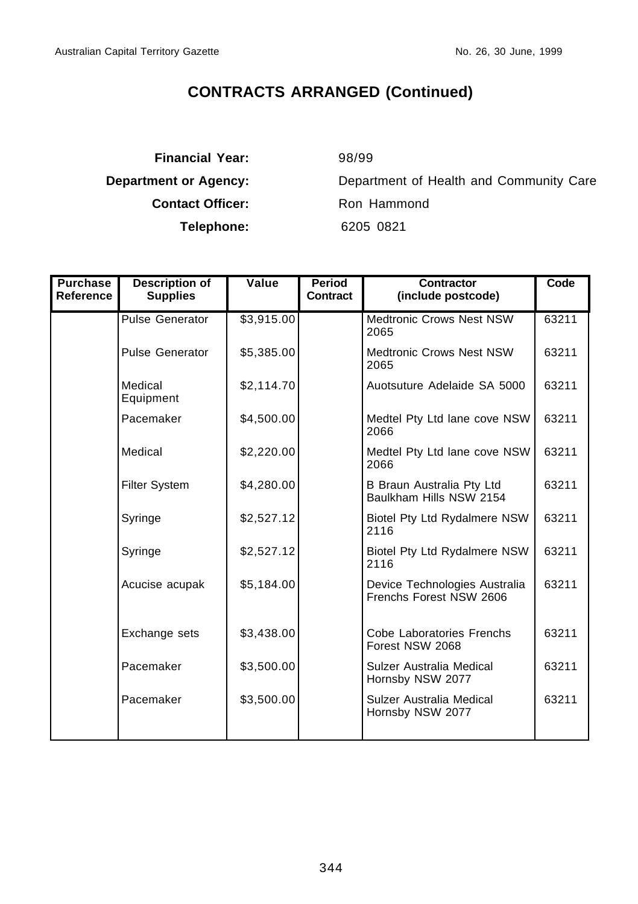# CONTRACTS ARRANGED (Continued)

**Financial Year:** 98/99

**Department or Agency:** Department of Health and Community Care

**Contact Officer:** Ron Hammond

**Telephone:** 6205 0821

| Purchase Reference | Description of Supplies | Value | Period Contract | Contractor (include postcode) | Code |
|---|---|---|---|---|---|
| | Pulse Generator | $3,915.00 | | Medtronic Crows Nest NSW 2065 | 63211 |
| | Pulse Generator | $5,385.00 | | Medtronic Crows Nest NSW 2065 | 63211 |
| | Medical Equipment | $2,114.70 | | Auotsuture Adelaide SA 5000 | 63211 |
| | Pacemaker | $4,500.00 | | Medtel Pty Ltd lane cove NSW 2066 | 63211 |
| | Medical | $2,220.00 | | Medtel Pty Ltd lane cove NSW 2066 | 63211 |
| | Filter System | $4,280.00 | | B Braun Australia Pty Ltd Baulkham Hills NSW 2154 | 63211 |
| | Syringe | $2,527.12 | | Biotel Pty Ltd Rydalmere NSW 2116 | 63211 |
| | Syringe | $2,527.12 | | Biotel Pty Ltd Rydalmere NSW 2116 | 63211 |
| | Acucise acupak | $5,184.00 | | Device Technologies Australia Frenchs Forest NSW 2606 | 63211 |
| | Exchange sets | $3,438.00 | | Cobe Laboratories Frenchs Forest NSW 2068 | 63211 |
| | Pacemaker | $3,500.00 | | Sulzer Australia Medical Hornsby NSW 2077 | 63211 |
| | Pacemaker | $3,500.00 | | Sulzer Australia Medical Hornsby NSW 2077 | 63211 |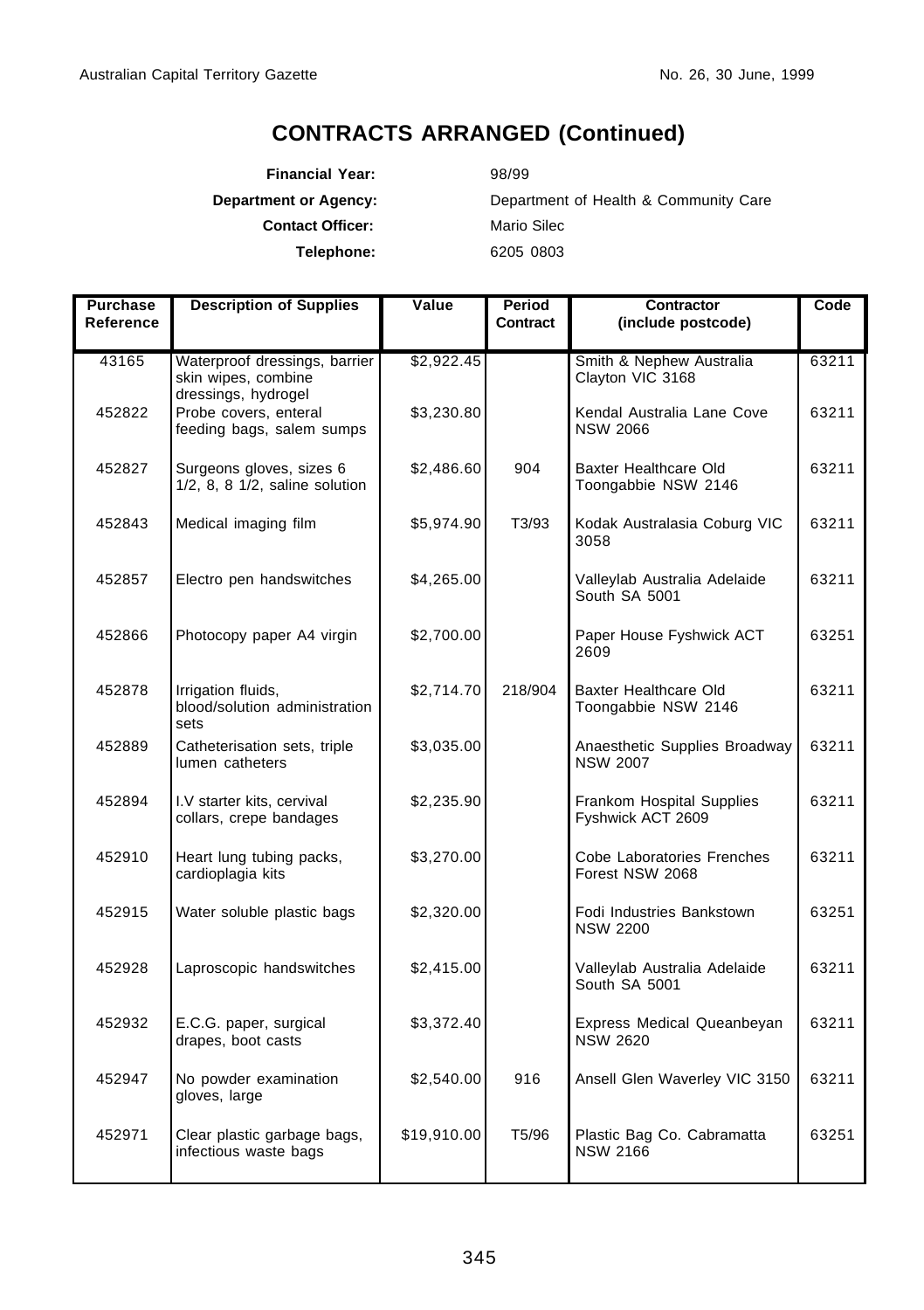# CONTRACTS ARRANGED (Continued)

**Financial Year:** 98/99

**Department or Agency:** Department of Health & Community Care

**Contact Officer:** Mario Silec

**Telephone:** 6205 0803

| Purchase Reference | Description of Supplies | Value | Period Contract | Contractor (include postcode) | Code |
|---|---|---|---|---|---|
| 43165 | Waterproof dressings, barrier skin wipes, combine dressings, hydrogel | $2,922.45 | | Smith & Nephew Australia Clayton VIC 3168 | 63211 |
| 452822 | Probe covers, enteral feeding bags, salem sumps | $3,230.80 | | Kendal Australia Lane Cove NSW 2066 | 63211 |
| 452827 | Surgeons gloves, sizes 6 1/2, 8, 8 1/2, saline solution | $2,486.60 | 904 | Baxter Healthcare Old Toongabbie NSW 2146 | 63211 |
| 452843 | Medical imaging film | $5,974.90 | T3/93 | Kodak Australasia Coburg VIC 3058 | 63211 |
| 452857 | Electro pen handswitches | $4,265.00 | | Valleylab Australia Adelaide South SA 5001 | 63211 |
| 452866 | Photocopy paper A4 virgin | $2,700.00 | | Paper House Fyshwick ACT 2609 | 63251 |
| 452878 | Irrigation fluids, blood/solution administration sets | $2,714.70 | 218/904 | Baxter Healthcare Old Toongabbie NSW 2146 | 63211 |
| 452889 | Catheterisation sets, triple lumen catheters | $3,035.00 | | Anaesthetic Supplies Broadway NSW 2007 | 63211 |
| 452894 | I.V starter kits, cervival collars, crepe bandages | $2,235.90 | | Frankom Hospital Supplies Fyshwick ACT 2609 | 63211 |
| 452910 | Heart lung tubing packs, cardioplagia kits | $3,270.00 | | Cobe Laboratories Frenches Forest NSW 2068 | 63211 |
| 452915 | Water soluble plastic bags | $2,320.00 | | Fodi Industries Bankstown NSW 2200 | 63251 |
| 452928 | Laproscopic handswitches | $2,415.00 | | Valleylab Australia Adelaide South SA 5001 | 63211 |
| 452932 | E.C.G. paper, surgical drapes, boot casts | $3,372.40 | | Express Medical Queanbeyan NSW 2620 | 63211 |
| 452947 | No powder examination gloves, large | $2,540.00 | 916 | Ansell Glen Waverley VIC 3150 | 63211 |
| 452971 | Clear plastic garbage bags, infectious waste bags | $19,910.00 | T5/96 | Plastic Bag Co. Cabramatta NSW 2166 | 63251 |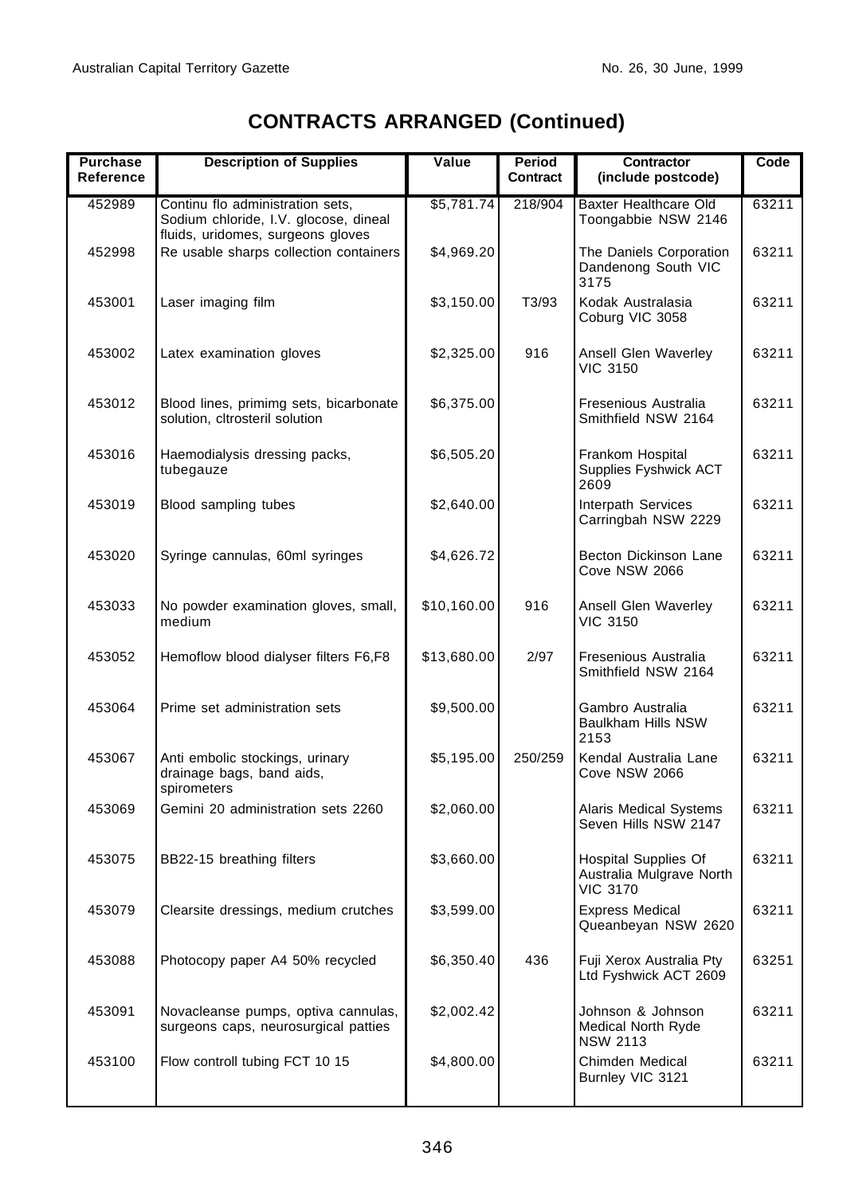# CONTRACTS ARRANGED (Continued)

| Purchase Reference | Description of Supplies | Value | Period Contract | Contractor (include postcode) | Code |
|---|---|---|---|---|---|
| 452989 | Continu flo administration sets, Sodium chloride, I.V. glucose, dineal fluids, uridomes, surgeons gloves | $5,781.74 | 218/904 | Baxter Healthcare Old Toongabbie NSW 2146 | 63211 |
| 452998 | Re usable sharps collection containers | $4,969.20 | | The Daniels Corporation Dandenong South VIC 3175 | 63211 |
| 453001 | Laser imaging film | $3,150.00 | T3/93 | Kodak Australasia Coburg VIC 3058 | 63211 |
| 453002 | Latex examination gloves | $2,325.00 | 916 | Ansell Glen Waverley VIC 3150 | 63211 |
| 453012 | Blood lines, primimg sets, bicarbonate solution, cltrosteril solution | $6,375.00 | | Fresenious Australia Smithfield NSW 2164 | 63211 |
| 453016 | Haemodialysis dressing packs, tubegauze | $6,505.20 | | Frankom Hospital Supplies Fyshwick ACT 2609 | 63211 |
| 453019 | Blood sampling tubes | $2,640.00 | | Interpath Services Carringbah NSW 2229 | 63211 |
| 453020 | Syringe cannulas, 60ml syringes | $4,626.72 | | Becton Dickinson Lane Cove NSW 2066 | 63211 |
| 453033 | No powder examination gloves, small, medium | $10,160.00 | 916 | Ansell Glen Waverley VIC 3150 | 63211 |
| 453052 | Hemoflow blood dialyser filters F6,F8 | $13,680.00 | 2/97 | Fresenious Australia Smithfield NSW 2164 | 63211 |
| 453064 | Prime set administration sets | $9,500.00 | | Gambro Australia Baulkham Hills NSW 2153 | 63211 |
| 453067 | Anti embolic stockings, urinary drainage bags, band aids, spirometers | $5,195.00 | 250/259 | Kendal Australia Lane Cove NSW 2066 | 63211 |
| 453069 | Gemini 20 administration sets 2260 | $2,060.00 | | Alaris Medical Systems Seven Hills NSW 2147 | 63211 |
| 453075 | BB22-15 breathing filters | $3,660.00 | | Hospital Supplies Of Australia Mulgrave North VIC 3170 | 63211 |
| 453079 | Clearsite dressings, medium crutches | $3,599.00 | | Express Medical Queanbeyan NSW 2620 | 63211 |
| 453088 | Photocopy paper A4 50% recycled | $6,350.40 | 436 | Fuji Xerox Australia Pty Ltd Fyshwick ACT 2609 | 63251 |
| 453091 | Novacleanse pumps, optiva cannulas, surgeons caps, neurosurgical patties | $2,002.42 | | Johnson & Johnson Medical North Ryde NSW 2113 | 63211 |
| 453100 | Flow controll tubing FCT 10 15 | $4,800.00 | | Chimden Medical Burnley VIC 3121 | 63211 |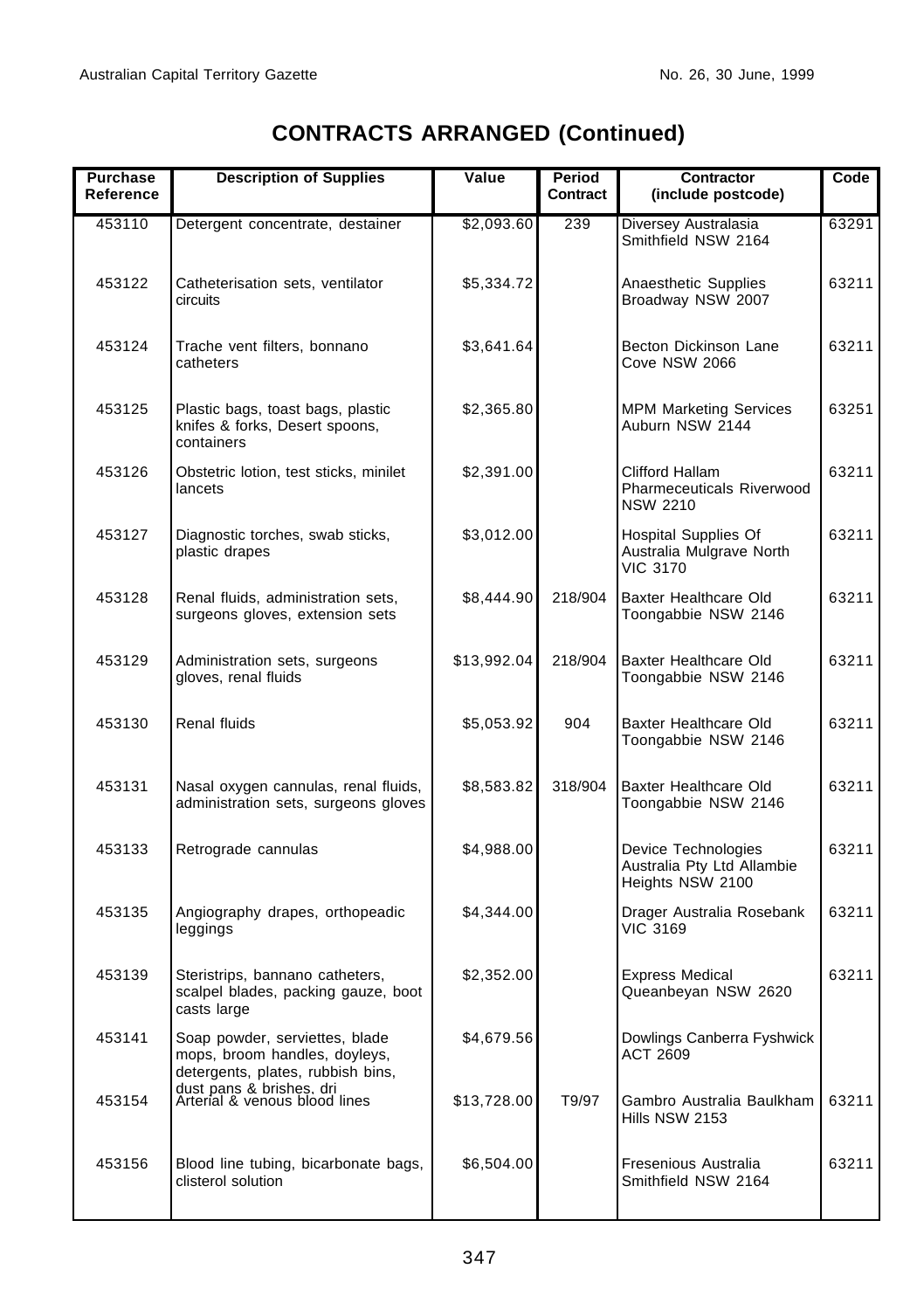# CONTRACTS ARRANGED (Continued)

| Purchase Reference | Description of Supplies | Value | Period Contract | Contractor (include postcode) | Code |
|---|---|---|---|---|---|
| 453110 | Detergent concentrate, destainer | $2,093.60 | 239 | Diversey Australasia Smithfield NSW 2164 | 63291 |
| 453122 | Catheterisation sets, ventilator circuits | $5,334.72 | | Anaesthetic Supplies Broadway NSW 2007 | 63211 |
| 453124 | Trache vent filters, bonnano catheters | $3,641.64 | | Becton Dickinson Lane Cove NSW 2066 | 63211 |
| 453125 | Plastic bags, toast bags, plastic knifes & forks, Desert spoons, containers | $2,365.80 | | MPM Marketing Services Auburn NSW 2144 | 63251 |
| 453126 | Obstetric lotion, test sticks, minilet lancets | $2,391.00 | | Clifford Hallam Pharmeceuticals Riverwood NSW 2210 | 63211 |
| 453127 | Diagnostic torches, swab sticks, plastic drapes | $3,012.00 | | Hospital Supplies Of Australia Mulgrave North VIC 3170 | 63211 |
| 453128 | Renal fluids, administration sets, surgeons gloves, extension sets | $8,444.90 | 218/904 | Baxter Healthcare Old Toongabbie NSW 2146 | 63211 |
| 453129 | Administration sets, surgeons gloves, renal fluids | $13,992.04 | 218/904 | Baxter Healthcare Old Toongabbie NSW 2146 | 63211 |
| 453130 | Renal fluids | $5,053.92 | 904 | Baxter Healthcare Old Toongabbie NSW 2146 | 63211 |
| 453131 | Nasal oxygen cannulas, renal fluids, administration sets, surgeons gloves | $8,583.82 | 318/904 | Baxter Healthcare Old Toongabbie NSW 2146 | 63211 |
| 453133 | Retrograde cannulas | $4,988.00 | | Device Technologies Australia Pty Ltd Allambie Heights NSW 2100 | 63211 |
| 453135 | Angiography drapes, orthopeadic leggings | $4,344.00 | | Drager Australia Rosebank VIC 3169 | 63211 |
| 453139 | Steristrips, bannano catheters, scalpel blades, packing gauze, boot casts large | $2,352.00 | | Express Medical Queanbeyan NSW 2620 | 63211 |
| 453141 | Soap powder, serviettes, blade mops, broom handles, doyleys, detergents, plates, rubbish bins, dust pans & brishes, dri | $4,679.56 | | Dowlings Canberra Fyshwick ACT 2609 | |
| 453154 | Arterial & venous blood lines | $13,728.00 | T9/97 | Gambro Australia Baulkham Hills NSW 2153 | 63211 |
| 453156 | Blood line tubing, bicarbonate bags, clisterol solution | $6,504.00 | | Fresenious Australia Smithfield NSW 2164 | 63211 |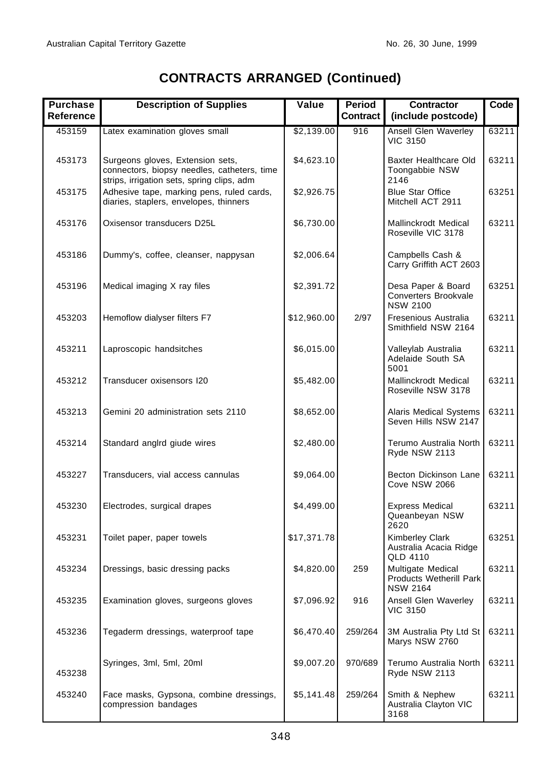# CONTRACTS ARRANGED (Continued)

| Purchase Reference | Description of Supplies | Value | Period Contract | Contractor (include postcode) | Code |
|---|---|---|---|---|---|
| 453159 | Latex examination gloves small | $2,139.00 | 916 | Ansell Glen Waverley VIC 3150 | 63211 |
| 453173 | Surgeons gloves, Extension sets, connectors, biopsy needles, catheters, time strips, irrigation sets, spring clips, adm | $4,623.10 | | Baxter Healthcare Old Toongabbie NSW 2146 | 63211 |
| 453175 | Adhesive tape, marking pens, ruled cards, diaries, staplers, envelopes, thinners | $2,926.75 | | Blue Star Office Mitchell ACT 2911 | 63251 |
| 453176 | Oxisensor transducers D25L | $6,730.00 | | Mallinckrodt Medical Roseville VIC 3178 | 63211 |
| 453186 | Dummy's, coffee, cleanser, nappysan | $2,006.64 | | Campbells Cash & Carry Griffith ACT 2603 | |
| 453196 | Medical imaging X ray files | $2,391.72 | | Desa Paper & Board Converters Brookvale NSW 2100 | 63251 |
| 453203 | Hemoflow dialyser filters F7 | $12,960.00 | 2/97 | Fresenious Australia Smithfield NSW 2164 | 63211 |
| 453211 | Laproscopic handsitches | $6,015.00 | | Valleylab Australia Adelaide South SA 5001 | 63211 |
| 453212 | Transducer oxisensors I20 | $5,482.00 | | Mallinckrodt Medical Roseville NSW 3178 | 63211 |
| 453213 | Gemini 20 administration sets 2110 | $8,652.00 | | Alaris Medical Systems Seven Hills NSW 2147 | 63211 |
| 453214 | Standard anglrd giude wires | $2,480.00 | | Terumo Australia North Ryde NSW 2113 | 63211 |
| 453227 | Transducers, vial access cannulas | $9,064.00 | | Becton Dickinson Lane Cove NSW 2066 | 63211 |
| 453230 | Electrodes, surgical drapes | $4,499.00 | | Express Medical Queanbeyan NSW 2620 | 63211 |
| 453231 | Toilet paper, paper towels | $17,371.78 | | Kimberley Clark Australia Acacia Ridge QLD 4110 | 63251 |
| 453234 | Dressings, basic dressing packs | $4,820.00 | 259 | Multigate Medical Products Wetherill Park NSW 2164 | 63211 |
| 453235 | Examination gloves, surgeons gloves | $7,096.92 | 916 | Ansell Glen Waverley VIC 3150 | 63211 |
| 453236 | Tegaderm dressings, waterproof tape | $6,470.40 | 259/264 | 3M Australia Pty Ltd St Marys NSW 2760 | 63211 |
| 453238 | Syringes, 3ml, 5ml, 20ml | $9,007.20 | 970/689 | Terumo Australia North Ryde NSW 2113 | 63211 |
| 453240 | Face masks, Gypsona, combine dressings, compression bandages | $5,141.48 | 259/264 | Smith & Nephew Australia Clayton VIC 3168 | 63211 |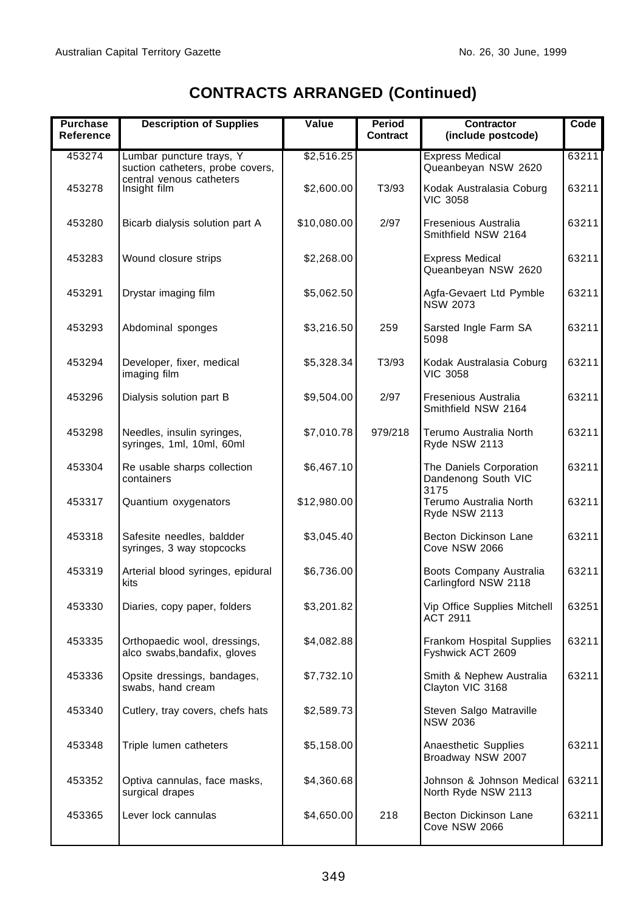# CONTRACTS ARRANGED (Continued)

| Purchase Reference | Description of Supplies | Value | Period Contract | Contractor (include postcode) | Code |
|---|---|---|---|---|---|
| 453274 | Lumbar puncture trays, Y suction catheters, probe covers, central venous catheters | $2,516.25 | | Express Medical Queanbeyan NSW 2620 | 63211 |
| 453278 | Insight film | $2,600.00 | T3/93 | Kodak Australasia Coburg VIC 3058 | 63211 |
| 453280 | Bicarb dialysis solution part A | $10,080.00 | 2/97 | Fresenious Australia Smithfield NSW 2164 | 63211 |
| 453283 | Wound closure strips | $2,268.00 | | Express Medical Queanbeyan NSW 2620 | 63211 |
| 453291 | Drystar imaging film | $5,062.50 | | Agfa-Gevaert Ltd Pymble NSW 2073 | 63211 |
| 453293 | Abdominal sponges | $3,216.50 | 259 | Sarsted Ingle Farm SA 5098 | 63211 |
| 453294 | Developer, fixer, medical imaging film | $5,328.34 | T3/93 | Kodak Australasia Coburg VIC 3058 | 63211 |
| 453296 | Dialysis solution part B | $9,504.00 | 2/97 | Fresenious Australia Smithfield NSW 2164 | 63211 |
| 453298 | Needles, insulin syringes, syringes, 1ml, 10ml, 60ml | $7,010.78 | 979/218 | Terumo Australia North Ryde NSW 2113 | 63211 |
| 453304 | Re usable sharps collection containers | $6,467.10 | | The Daniels Corporation Dandenong South VIC 3175 | 63211 |
| 453317 | Quantium oxygenators | $12,980.00 | | Terumo Australia North Ryde NSW 2113 | 63211 |
| 453318 | Safesite needles, baldder syringes, 3 way stopcocks | $3,045.40 | | Becton Dickinson Lane Cove NSW 2066 | 63211 |
| 453319 | Arterial blood syringes, epidural kits | $6,736.00 | | Boots Company Australia Carlingford NSW 2118 | 63211 |
| 453330 | Diaries, copy paper, folders | $3,201.82 | | Vip Office Supplies Mitchell ACT 2911 | 63251 |
| 453335 | Orthopaedic wool, dressings, alco swabs,bandafix, gloves | $4,082.88 | | Frankom Hospital Supplies Fyshwick ACT 2609 | 63211 |
| 453336 | Opsite dressings, bandages, swabs, hand cream | $7,732.10 | | Smith & Nephew Australia Clayton VIC 3168 | 63211 |
| 453340 | Cutlery, tray covers, chefs hats | $2,589.73 | | Steven Salgo Matraville NSW 2036 | |
| 453348 | Triple lumen catheters | $5,158.00 | | Anaesthetic Supplies Broadway NSW 2007 | 63211 |
| 453352 | Optiva cannulas, face masks, surgical drapes | $4,360.68 | | Johnson & Johnson Medical North Ryde NSW 2113 | 63211 |
| 453365 | Lever lock cannulas | $4,650.00 | 218 | Becton Dickinson Lane Cove NSW 2066 | 63211 |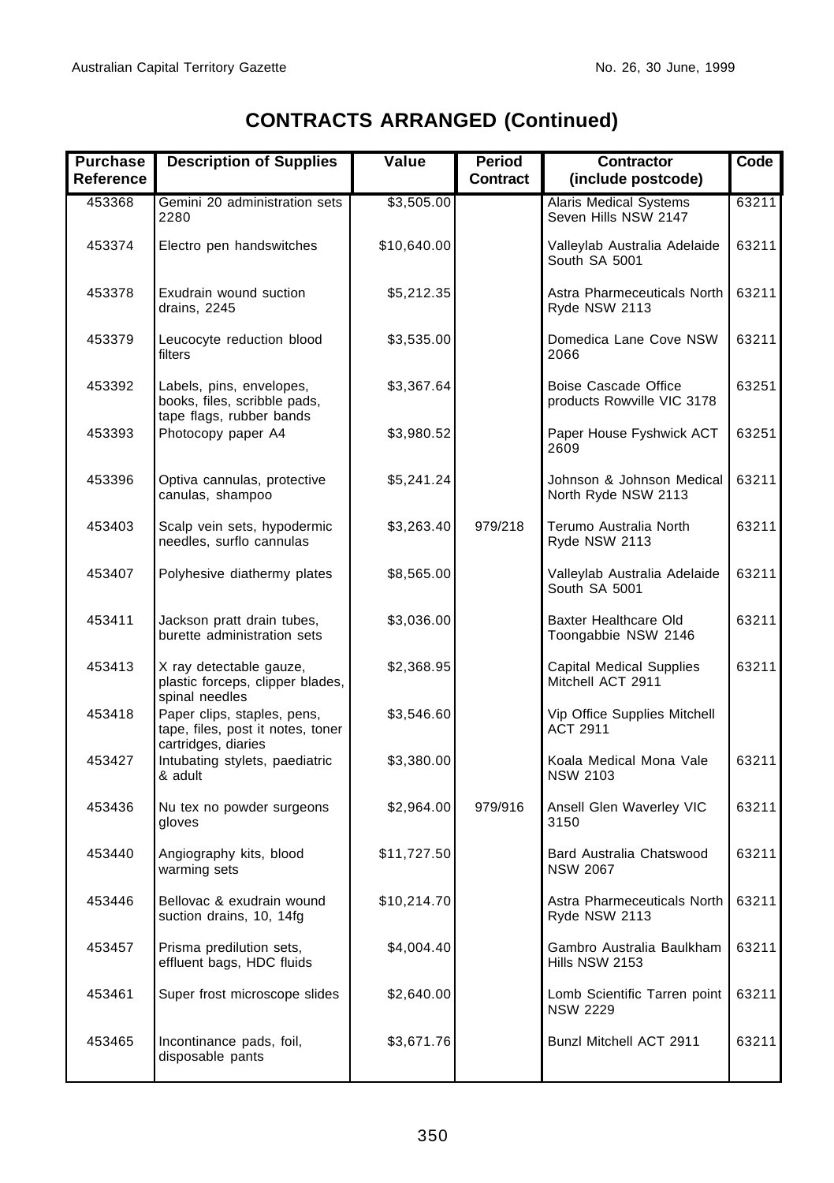# CONTRACTS ARRANGED (Continued)

| Purchase Reference | Description of Supplies | Value | Period Contract | Contractor (include postcode) | Code |
|---|---|---|---|---|---|
| 453368 | Gemini 20 administration sets 2280 | $3,505.00 | | Alaris Medical Systems Seven Hills NSW 2147 | 63211 |
| 453374 | Electro pen handswitches | $10,640.00 | | Valleylab Australia Adelaide South SA 5001 | 63211 |
| 453378 | Exudrain wound suction drains, 2245 | $5,212.35 | | Astra Pharmeceuticals North Ryde NSW 2113 | 63211 |
| 453379 | Leucocyte reduction blood filters | $3,535.00 | | Domedica Lane Cove NSW 2066 | 63211 |
| 453392 | Labels, pins, envelopes, books, files, scribble pads, tape flags, rubber bands | $3,367.64 | | Boise Cascade Office products Rowville VIC 3178 | 63251 |
| 453393 | Photocopy paper A4 | $3,980.52 | | Paper House Fyshwick ACT 2609 | 63251 |
| 453396 | Optiva cannulas, protective canulas, shampoo | $5,241.24 | | Johnson & Johnson Medical North Ryde NSW 2113 | 63211 |
| 453403 | Scalp vein sets, hypodermic needles, surflo cannulas | $3,263.40 | 979/218 | Terumo Australia North Ryde NSW 2113 | 63211 |
| 453407 | Polyhesive diathermy plates | $8,565.00 | | Valleylab Australia Adelaide South SA 5001 | 63211 |
| 453411 | Jackson pratt drain tubes, burette administration sets | $3,036.00 | | Baxter Healthcare Old Toongabbie NSW 2146 | 63211 |
| 453413 | X ray detectable gauze, plastic forceps, clipper blades, spinal needles | $2,368.95 | | Capital Medical Supplies Mitchell ACT 2911 | 63211 |
| 453418 | Paper clips, staples, pens, tape, files, post it notes, toner cartridges, diaries | $3,546.60 | | Vip Office Supplies Mitchell ACT 2911 | |
| 453427 | Intubating stylets, paediatric & adult | $3,380.00 | | Koala Medical Mona Vale NSW 2103 | 63211 |
| 453436 | Nu tex no powder surgeons gloves | $2,964.00 | 979/916 | Ansell Glen Waverley VIC 3150 | 63211 |
| 453440 | Angiography kits, blood warming sets | $11,727.50 | | Bard Australia Chatswood NSW 2067 | 63211 |
| 453446 | Bellovac & exudrain wound suction drains, 10, 14fg | $10,214.70 | | Astra Pharmeceuticals North Ryde NSW 2113 | 63211 |
| 453457 | Prisma predilution sets, effluent bags, HDC fluids | $4,004.40 | | Gambro Australia Baulkham Hills NSW 2153 | 63211 |
| 453461 | Super frost microscope slides | $2,640.00 | | Lomb Scientific Tarren point NSW 2229 | 63211 |
| 453465 | Incontinance pads, foil, disposable pants | $3,671.76 | | Bunzl Mitchell ACT 2911 | 63211 |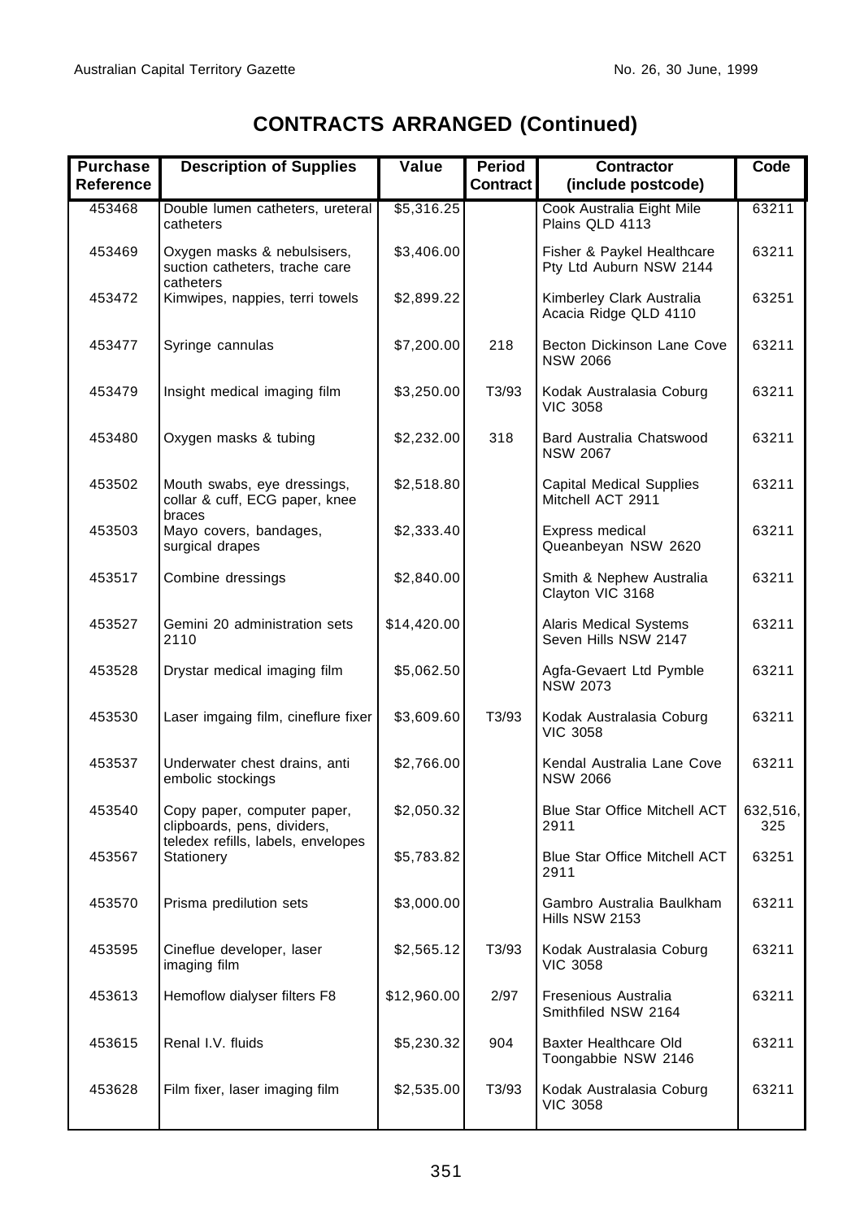# CONTRACTS ARRANGED (Continued)

| Purchase Reference | Description of Supplies | Value | Period Contract | Contractor (include postcode) | Code |
|---|---|---|---|---|---|
| 453468 | Double lumen catheters, ureteral catheters | $5,316.25 | | Cook Australia Eight Mile Plains QLD 4113 | 63211 |
| 453469 | Oxygen masks & nebulsisers, suction catheters, trache care catheters | $3,406.00 | | Fisher & Paykel Healthcare Pty Ltd Auburn NSW 2144 | 63211 |
| 453472 | Kimwipes, nappies, terri towels | $2,899.22 | | Kimberley Clark Australia Acacia Ridge QLD 4110 | 63251 |
| 453477 | Syringe cannulas | $7,200.00 | 218 | Becton Dickinson Lane Cove NSW 2066 | 63211 |
| 453479 | Insight medical imaging film | $3,250.00 | T3/93 | Kodak Australasia Coburg VIC 3058 | 63211 |
| 453480 | Oxygen masks & tubing | $2,232.00 | 318 | Bard Australia Chatswood NSW 2067 | 63211 |
| 453502 | Mouth swabs, eye dressings, collar & cuff, ECG paper, knee braces | $2,518.80 | | Capital Medical Supplies Mitchell ACT 2911 | 63211 |
| 453503 | Mayo covers, bandages, surgical drapes | $2,333.40 | | Express medical Queanbeyan NSW 2620 | 63211 |
| 453517 | Combine dressings | $2,840.00 | | Smith & Nephew Australia Clayton VIC 3168 | 63211 |
| 453527 | Gemini 20 administration sets 2110 | $14,420.00 | | Alaris Medical Systems Seven Hills NSW 2147 | 63211 |
| 453528 | Drystar medical imaging film | $5,062.50 | | Agfa-Gevaert Ltd Pymble NSW 2073 | 63211 |
| 453530 | Laser imgaing film, cineflure fixer | $3,609.60 | T3/93 | Kodak Australasia Coburg VIC 3058 | 63211 |
| 453537 | Underwater chest drains, anti embolic stockings | $2,766.00 | | Kendal Australia Lane Cove NSW 2066 | 63211 |
| 453540 | Copy paper, computer paper, clipboards, pens, dividers, teledex refills, labels, envelopes | $2,050.32 | | Blue Star Office Mitchell ACT 2911 | 632,516, 325 |
| 453567 | Stationery | $5,783.82 | | Blue Star Office Mitchell ACT 2911 | 63251 |
| 453570 | Prisma predilution sets | $3,000.00 | | Gambro Australia Baulkham Hills NSW 2153 | 63211 |
| 453595 | Cineflue developer, laser imaging film | $2,565.12 | T3/93 | Kodak Australasia Coburg VIC 3058 | 63211 |
| 453613 | Hemoflow dialyser filters F8 | $12,960.00 | 2/97 | Fresenious Australia Smithfiled NSW 2164 | 63211 |
| 453615 | Renal I.V. fluids | $5,230.32 | 904 | Baxter Healthcare Old Toongabbie NSW 2146 | 63211 |
| 453628 | Film fixer, laser imaging film | $2,535.00 | T3/93 | Kodak Australasia Coburg VIC 3058 | 63211 |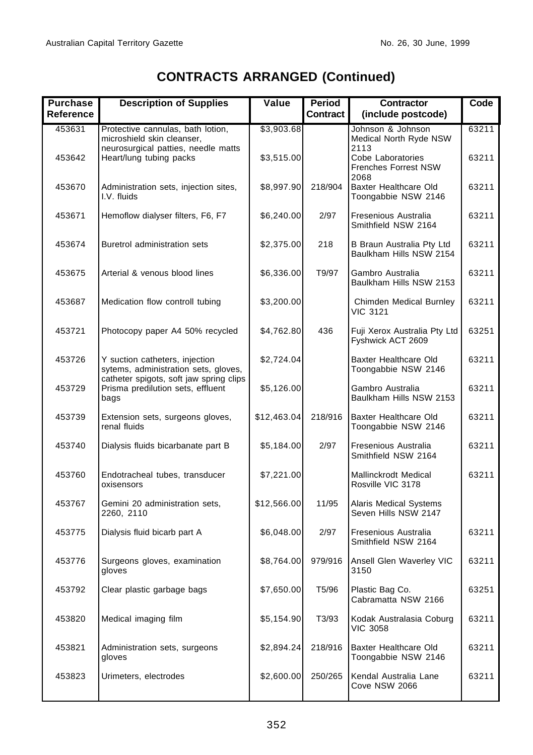## CONTRACTS ARRANGED (Continued)

| Purchase Reference | Description of Supplies | Value | Period Contract | Contractor (include postcode) | Code |
|---|---|---|---|---|---|
| 453631 | Protective cannulas, bath lotion, microshield skin cleanser, neurosurgical patties, needle matts | $3,903.68 | | Johnson & Johnson Medical North Ryde NSW 2113 | 63211 |
| 453642 | Heart/lung tubing packs | $3,515.00 | | Cobe Laboratories Frenches Forrest NSW 2068 | 63211 |
| 453670 | Administration sets, injection sites, I.V. fluids | $8,997.90 | 218/904 | Baxter Healthcare Old Toongabbie NSW 2146 | 63211 |
| 453671 | Hemoflow dialyser filters, F6, F7 | $6,240.00 | 2/97 | Fresenious Australia Smithfield NSW 2164 | 63211 |
| 453674 | Buretrol administration sets | $2,375.00 | 218 | B Braun Australia Pty Ltd Baulkham Hills NSW 2154 | 63211 |
| 453675 | Arterial & venous blood lines | $6,336.00 | T9/97 | Gambro Australia Baulkham Hills NSW 2153 | 63211 |
| 453687 | Medication flow controll tubing | $3,200.00 | | Chimden Medical Burnley VIC 3121 | 63211 |
| 453721 | Photocopy paper A4 50% recycled | $4,762.80 | 436 | Fuji Xerox Australia Pty Ltd Fyshwick ACT 2609 | 63251 |
| 453726 | Y suction catheters, injection sytems, administration sets, gloves, catheter spigots, soft jaw spring clips | $2,724.04 | | Baxter Healthcare Old Toongabbie NSW 2146 | 63211 |
| 453729 | Prisma predilution sets, effluent bags | $5,126.00 | | Gambro Australia Baulkham Hills NSW 2153 | 63211 |
| 453739 | Extension sets, surgeons gloves, renal fluids | $12,463.04 | 218/916 | Baxter Healthcare Old Toongabbie NSW 2146 | 63211 |
| 453740 | Dialysis fluids bicarbanate part B | $5,184.00 | 2/97 | Fresenious Australia Smithfield NSW 2164 | 63211 |
| 453760 | Endotracheal tubes, transducer oxisensors | $7,221.00 | | Mallinckrodt Medical Rosville VIC 3178 | 63211 |
| 453767 | Gemini 20 administration sets, 2260, 2110 | $12,566.00 | 11/95 | Alaris Medical Systems Seven Hills NSW 2147 | |
| 453775 | Dialysis fluid bicarb part A | $6,048.00 | 2/97 | Fresenious Australia Smithfield NSW 2164 | 63211 |
| 453776 | Surgeons gloves, examination gloves | $8,764.00 | 979/916 | Ansell Glen Waverley VIC 3150 | 63211 |
| 453792 | Clear plastic garbage bags | $7,650.00 | T5/96 | Plastic Bag Co. Cabramatta NSW 2166 | 63251 |
| 453820 | Medical imaging film | $5,154.90 | T3/93 | Kodak Australasia Coburg VIC 3058 | 63211 |
| 453821 | Administration sets, surgeons gloves | $2,894.24 | 218/916 | Baxter Healthcare Old Toongabbie NSW 2146 | 63211 |
| 453823 | Urimeters, electrodes | $2,600.00 | 250/265 | Kendal Australia Lane Cove NSW 2066 | 63211 |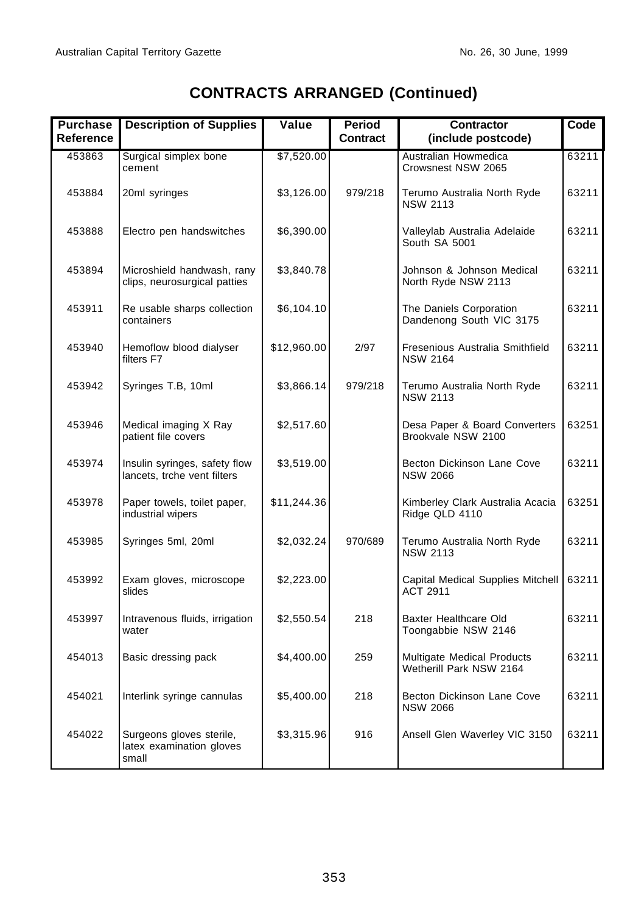## CONTRACTS ARRANGED (Continued)

| Purchase Reference | Description of Supplies | Value | Period Contract | Contractor (include postcode) | Code |
|---|---|---|---|---|---|
| 453863 | Surgical simplex bone cement | $7,520.00 | | Australian Howmedica Crowsnest NSW 2065 | 63211 |
| 453884 | 20ml syringes | $3,126.00 | 979/218 | Terumo Australia North Ryde NSW 2113 | 63211 |
| 453888 | Electro pen handswitches | $6,390.00 | | Valleylab Australia Adelaide South SA 5001 | 63211 |
| 453894 | Microshield handwash, rany clips, neurosurgical patties | $3,840.78 | | Johnson & Johnson Medical North Ryde NSW 2113 | 63211 |
| 453911 | Re usable sharps collection containers | $6,104.10 | | The Daniels Corporation Dandenong South VIC 3175 | 63211 |
| 453940 | Hemoflow blood dialyser filters F7 | $12,960.00 | 2/97 | Fresenious Australia Smithfield NSW 2164 | 63211 |
| 453942 | Syringes T.B, 10ml | $3,866.14 | 979/218 | Terumo Australia North Ryde NSW 2113 | 63211 |
| 453946 | Medical imaging X Ray patient file covers | $2,517.60 | | Desa Paper & Board Converters Brookvale NSW 2100 | 63251 |
| 453974 | Insulin syringes, safety flow lancets, trche vent filters | $3,519.00 | | Becton Dickinson Lane Cove NSW 2066 | 63211 |
| 453978 | Paper towels, toilet paper, industrial wipers | $11,244.36 | | Kimberley Clark Australia Acacia Ridge QLD 4110 | 63251 |
| 453985 | Syringes 5ml, 20ml | $2,032.24 | 970/689 | Terumo Australia North Ryde NSW 2113 | 63211 |
| 453992 | Exam gloves, microscope slides | $2,223.00 | | Capital Medical Supplies Mitchell ACT 2911 | 63211 |
| 453997 | Intravenous fluids, irrigation water | $2,550.54 | 218 | Baxter Healthcare Old Toongabbie NSW 2146 | 63211 |
| 454013 | Basic dressing pack | $4,400.00 | 259 | Multigate Medical Products Wetherill Park NSW 2164 | 63211 |
| 454021 | Interlink syringe cannulas | $5,400.00 | 218 | Becton Dickinson Lane Cove NSW 2066 | 63211 |
| 454022 | Surgeons gloves sterile, latex examination gloves small | $3,315.96 | 916 | Ansell Glen Waverley VIC 3150 | 63211 |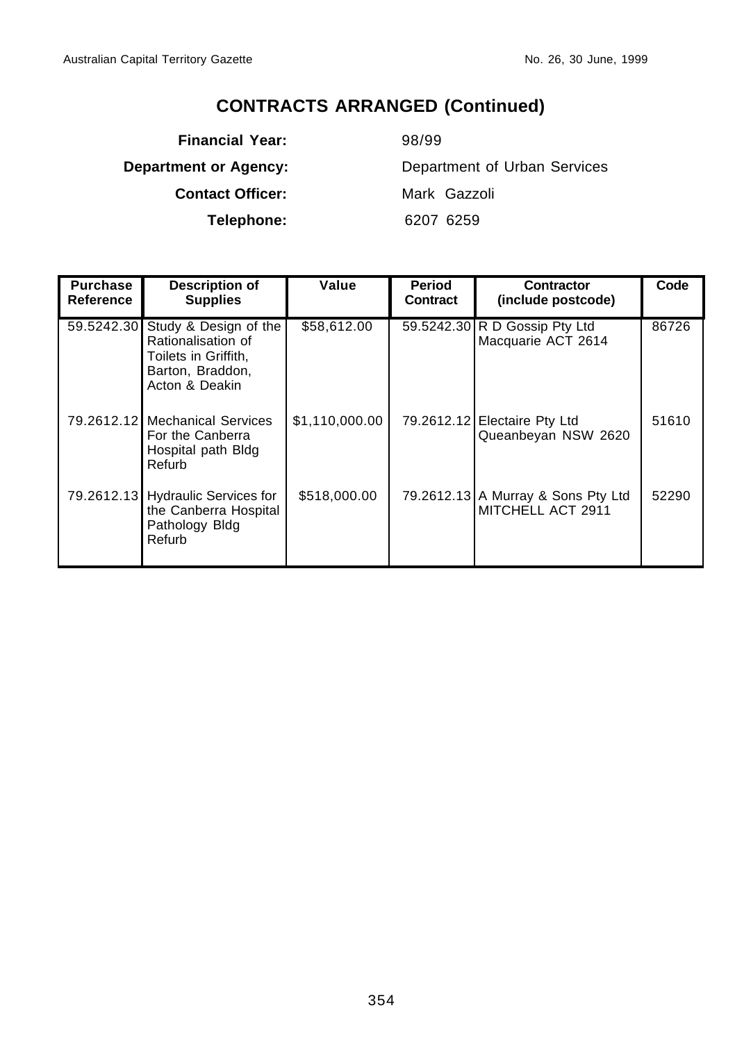## CONTRACTS ARRANGED (Continued)

**Financial Year:** 98/99

**Department or Agency:** Department of Urban Services

**Contact Officer:** Mark Gazzoli

**Telephone:** 6207 6259

| Purchase Reference | Description of Supplies | Value | Period Contract | Contractor (include postcode) | Code |
|---|---|---|---|---|---|
| 59.5242.30 | Study & Design of the Rationalisation of Toilets in Griffith, Barton, Braddon, Acton & Deakin | $58,612.00 | 59.5242.30 | R D Gossip Pty Ltd Macquarie ACT 2614 | 86726 |
| 79.2612.12 | Mechanical Services For the Canberra Hospital path Bldg Refurb | $1,110,000.00 | 79.2612.12 | Electaire Pty Ltd Queanbeyan NSW 2620 | 51610 |
| 79.2612.13 | Hydraulic Services for the Canberra Hospital Pathology Bldg Refurb | $518,000.00 | 79.2612.13 | A Murray & Sons Pty Ltd MITCHELL ACT 2911 | 52290 |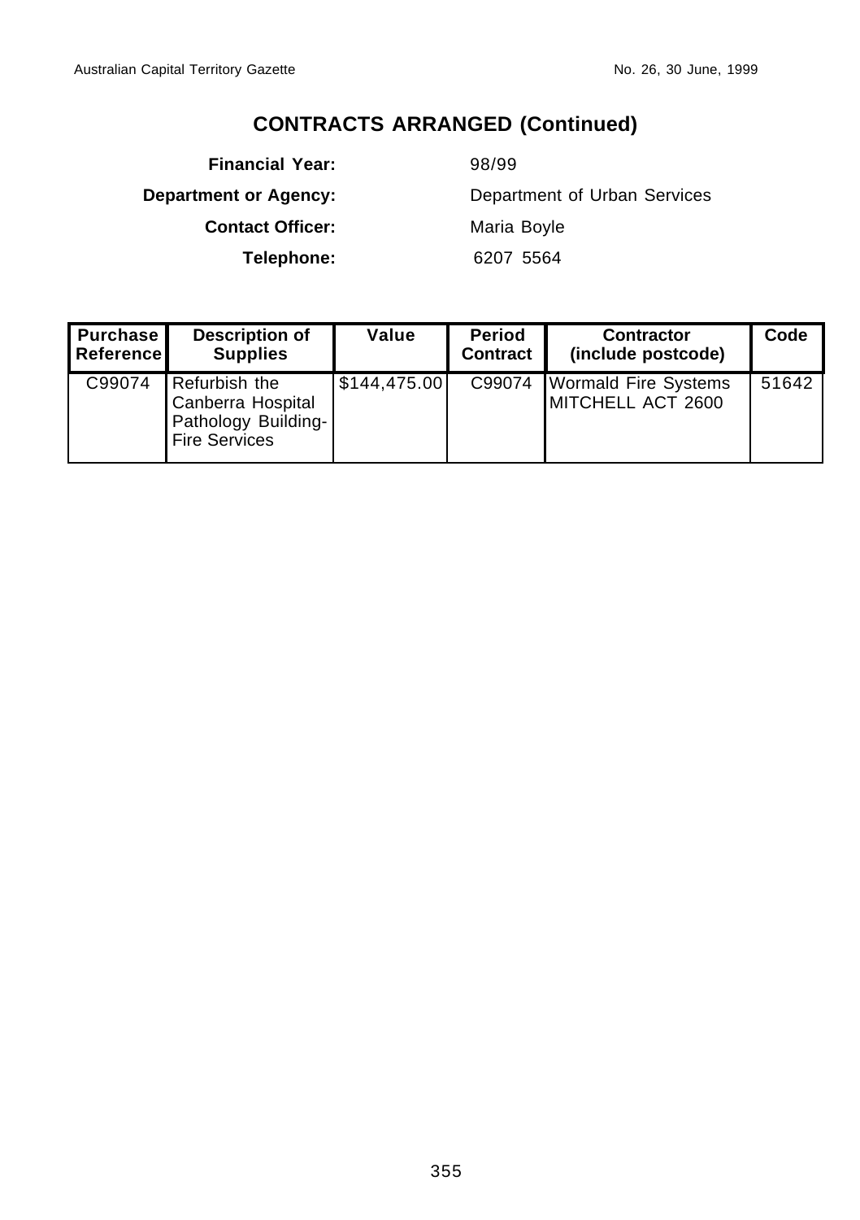## CONTRACTS ARRANGED (Continued)

**Financial Year:** 98/99

**Department or Agency:** Department of Urban Services

**Contact Officer:** Maria Boyle

**Telephone:** 6207 5564

| Purchase Reference | Description of Supplies | Value | Period Contract | Contractor (include postcode) | Code |
|---|---|---|---|---|---|
| C99074 | Refurbish the Canberra Hospital Pathology Building- Fire Services | $144,475.00 | C99074 | Wormald Fire Systems MITCHELL ACT 2600 | 51642 |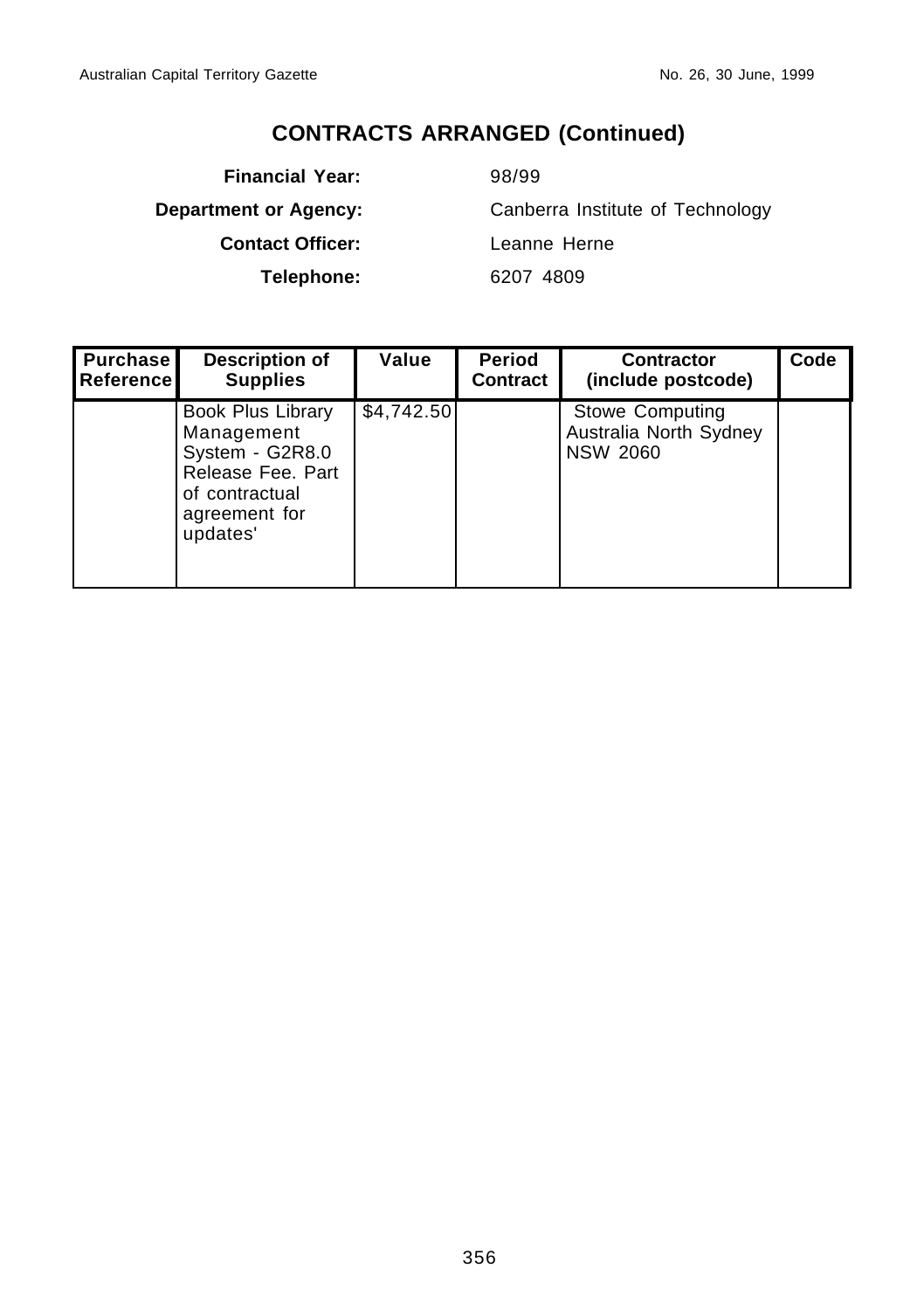## CONTRACTS ARRANGED (Continued)

**Financial Year:** 98/99

**Department or Agency:** Canberra Institute of Technology

**Contact Officer:** Leanne Herne

**Telephone:** 6207 4809

| Purchase Reference | Description of Supplies | Value | Period Contract | Contractor (include postcode) | Code |
|---|---|---|---|---|---|
| | Book Plus Library Management System - G2R8.0 Release Fee. Part of contractual agreement for updates' | $4,742.50 | | Stowe Computing Australia North Sydney NSW 2060 | |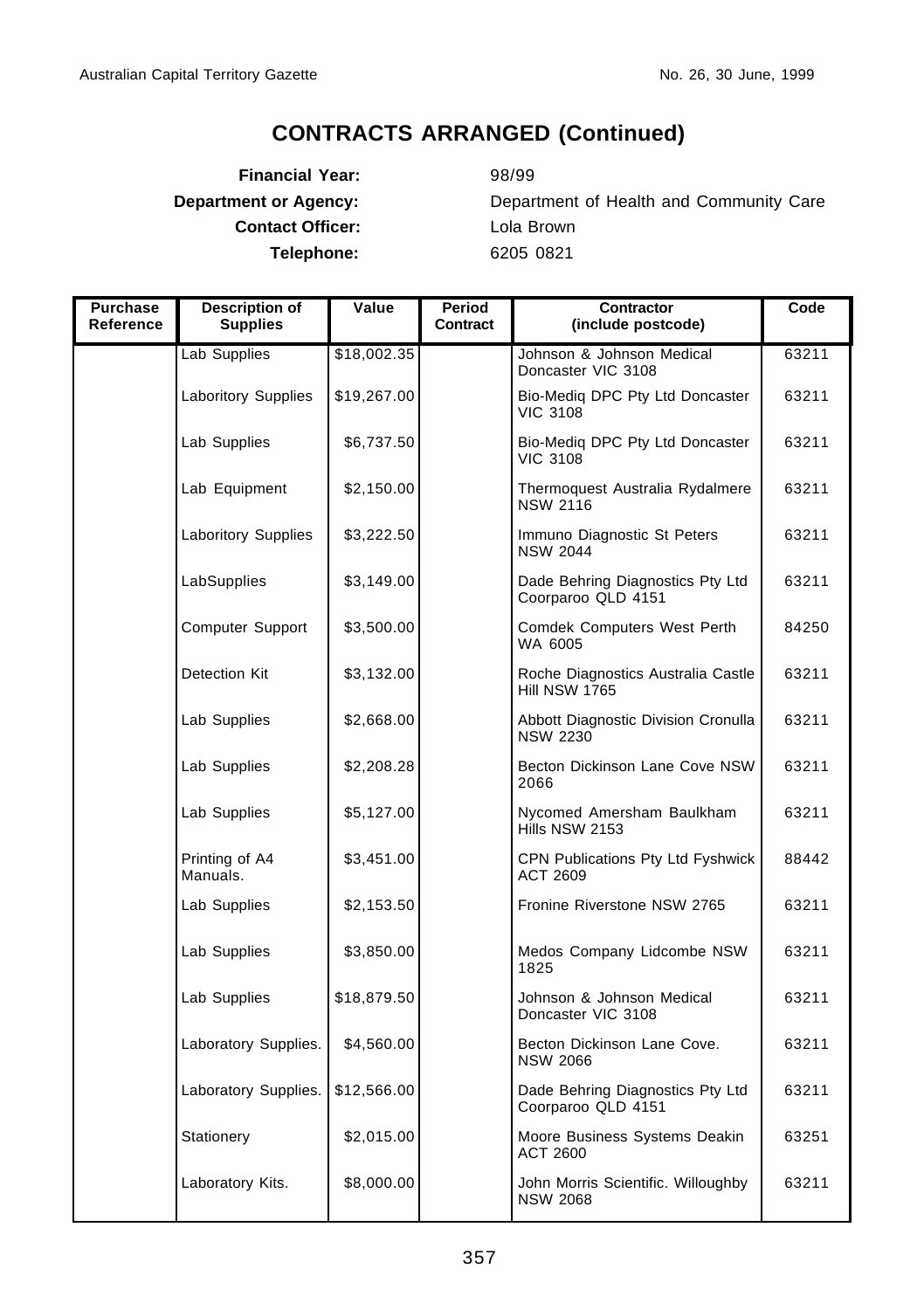# CONTRACTS ARRANGED (Continued)

**Financial Year:** 98/99

**Department or Agency:** Department of Health and Community Care

**Contact Officer:** Lola Brown

**Telephone:** 6205 0821

| Purchase Reference | Description of Supplies | Value | Period Contract | Contractor (include postcode) | Code |
|---|---|---|---|---|---|
| | Lab Supplies | $18,002.35 | | Johnson & Johnson Medical Doncaster VIC 3108 | 63211 |
| | Laboritory Supplies | $19,267.00 | | Bio-Mediq DPC Pty Ltd Doncaster VIC 3108 | 63211 |
| | Lab Supplies | $6,737.50 | | Bio-Mediq DPC Pty Ltd Doncaster VIC 3108 | 63211 |
| | Lab Equipment | $2,150.00 | | Thermoquest Australia Rydalmere NSW 2116 | 63211 |
| | Laboritory Supplies | $3,222.50 | | Immuno Diagnostic St Peters NSW 2044 | 63211 |
| | LabSupplies | $3,149.00 | | Dade Behring Diagnostics Pty Ltd Coorparoo QLD 4151 | 63211 |
| | Computer Support | $3,500.00 | | Comdek Computers West Perth WA 6005 | 84250 |
| | Detection Kit | $3,132.00 | | Roche Diagnostics Australia Castle Hill NSW 1765 | 63211 |
| | Lab Supplies | $2,668.00 | | Abbott Diagnostic Division Cronulla NSW 2230 | 63211 |
| | Lab Supplies | $2,208.28 | | Becton Dickinson Lane Cove NSW 2066 | 63211 |
| | Lab Supplies | $5,127.00 | | Nycomed Amersham Baulkham Hills NSW 2153 | 63211 |
| | Printing of A4 Manuals. | $3,451.00 | | CPN Publications Pty Ltd Fyshwick ACT 2609 | 88442 |
| | Lab Supplies | $2,153.50 | | Fronine Riverstone NSW 2765 | 63211 |
| | Lab Supplies | $3,850.00 | | Medos Company Lidcombe NSW 1825 | 63211 |
| | Lab Supplies | $18,879.50 | | Johnson & Johnson Medical Doncaster VIC 3108 | 63211 |
| | Laboratory Supplies. | $4,560.00 | | Becton Dickinson Lane Cove. NSW 2066 | 63211 |
| | Laboratory Supplies. | $12,566.00 | | Dade Behring Diagnostics Pty Ltd Coorparoo QLD 4151 | 63211 |
| | Stationery | $2,015.00 | | Moore Business Systems Deakin ACT 2600 | 63251 |
| | Laboratory Kits. | $8,000.00 | | John Morris Scientific. Willoughby NSW 2068 | 63211 |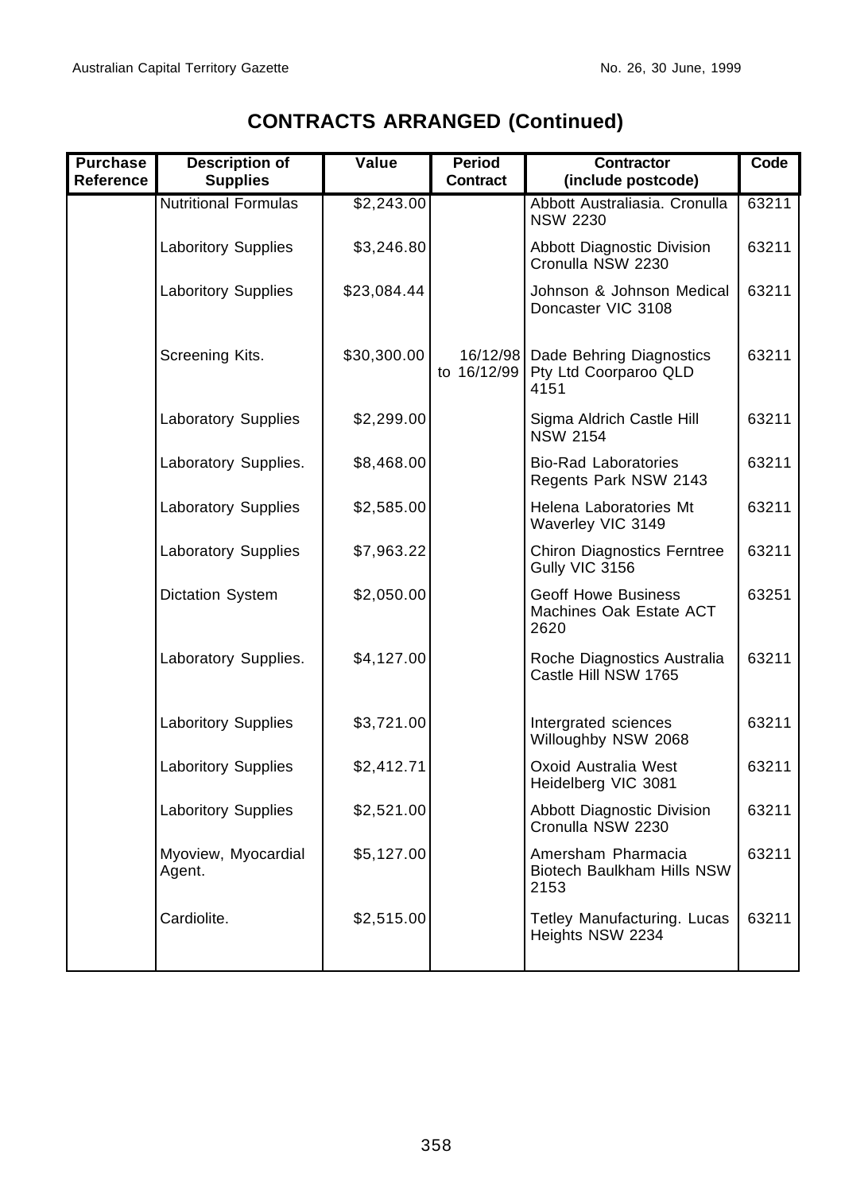# CONTRACTS ARRANGED (Continued)

| Purchase Reference | Description of Supplies | Value | Period Contract | Contractor (include postcode) | Code |
|---|---|---|---|---|---|
| | Nutritional Formulas | $2,243.00 | | Abbott Australiasia. Cronulla NSW 2230 | 63211 |
| | Laboritory Supplies | $3,246.80 | | Abbott Diagnostic Division Cronulla NSW 2230 | 63211 |
| | Laboritory Supplies | $23,084.44 | | Johnson & Johnson Medical Doncaster VIC 3108 | 63211 |
| | Screening Kits. | $30,300.00 | 16/12/98 to 16/12/99 | Dade Behring Diagnostics Pty Ltd Coorparoo QLD 4151 | 63211 |
| | Laboratory Supplies | $2,299.00 | | Sigma Aldrich Castle Hill NSW 2154 | 63211 |
| | Laboratory Supplies. | $8,468.00 | | Bio-Rad Laboratories Regents Park NSW 2143 | 63211 |
| | Laboratory Supplies | $2,585.00 | | Helena Laboratories Mt Waverley VIC 3149 | 63211 |
| | Laboratory Supplies | $7,963.22 | | Chiron Diagnostics Ferntree Gully VIC 3156 | 63211 |
| | Dictation System | $2,050.00 | | Geoff Howe Business Machines Oak Estate ACT 2620 | 63251 |
| | Laboratory Supplies. | $4,127.00 | | Roche Diagnostics Australia Castle Hill NSW 1765 | 63211 |
| | Laboritory Supplies | $3,721.00 | | Intergrated sciences Willoughby NSW 2068 | 63211 |
| | Laboritory Supplies | $2,412.71 | | Oxoid Australia West Heidelberg VIC 3081 | 63211 |
| | Laboritory Supplies | $2,521.00 | | Abbott Diagnostic Division Cronulla NSW 2230 | 63211 |
| | Myoview, Myocardial Agent. | $5,127.00 | | Amersham Pharmacia Biotech Baulkham Hills NSW 2153 | 63211 |
| | Cardiolite. | $2,515.00 | | Tetley Manufacturing. Lucas Heights NSW 2234 | 63211 |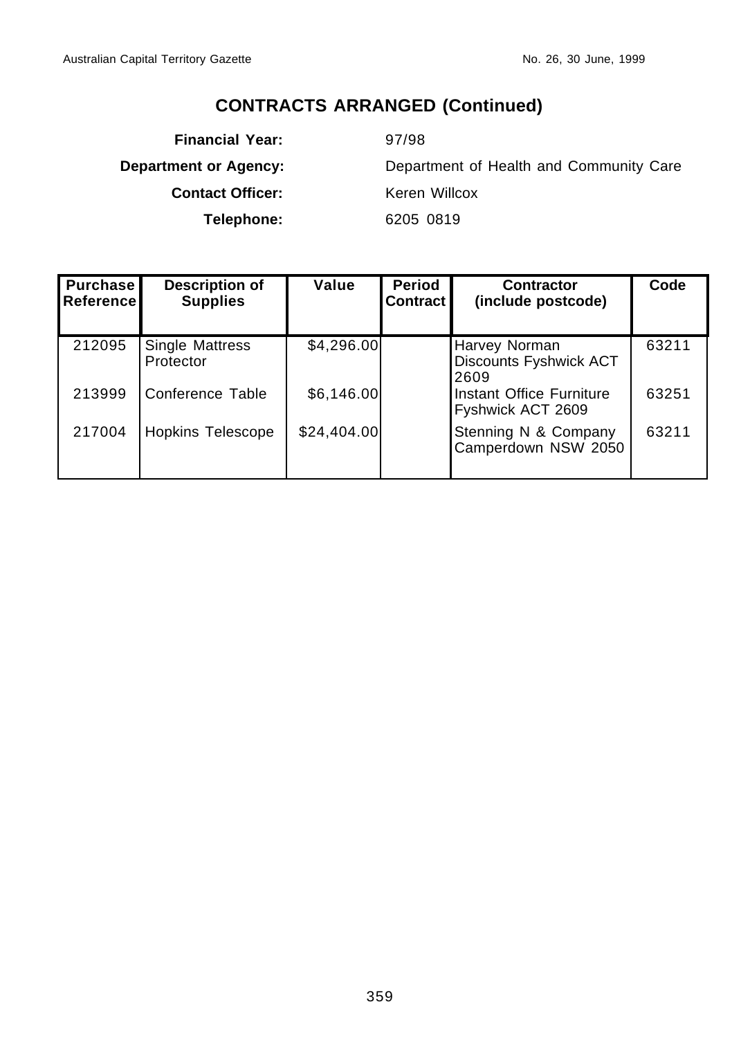## CONTRACTS ARRANGED (Continued)

**Financial Year:** 97/98

**Department or Agency:** Department of Health and Community Care

**Contact Officer:** Keren Willcox

**Telephone:** 6205 0819

| Purchase Reference | Description of Supplies | Value | Period Contract | Contractor (include postcode) | Code |
|---|---|---|---|---|---|
| 212095 | Single Mattress Protector | $4,296.00 | | Harvey Norman Discounts Fyshwick ACT 2609 | 63211 |
| 213999 | Conference Table | $6,146.00 | | Instant Office Furniture Fyshwick ACT 2609 | 63251 |
| 217004 | Hopkins Telescope | $24,404.00 | | Stenning N & Company Camperdown NSW 2050 | 63211 |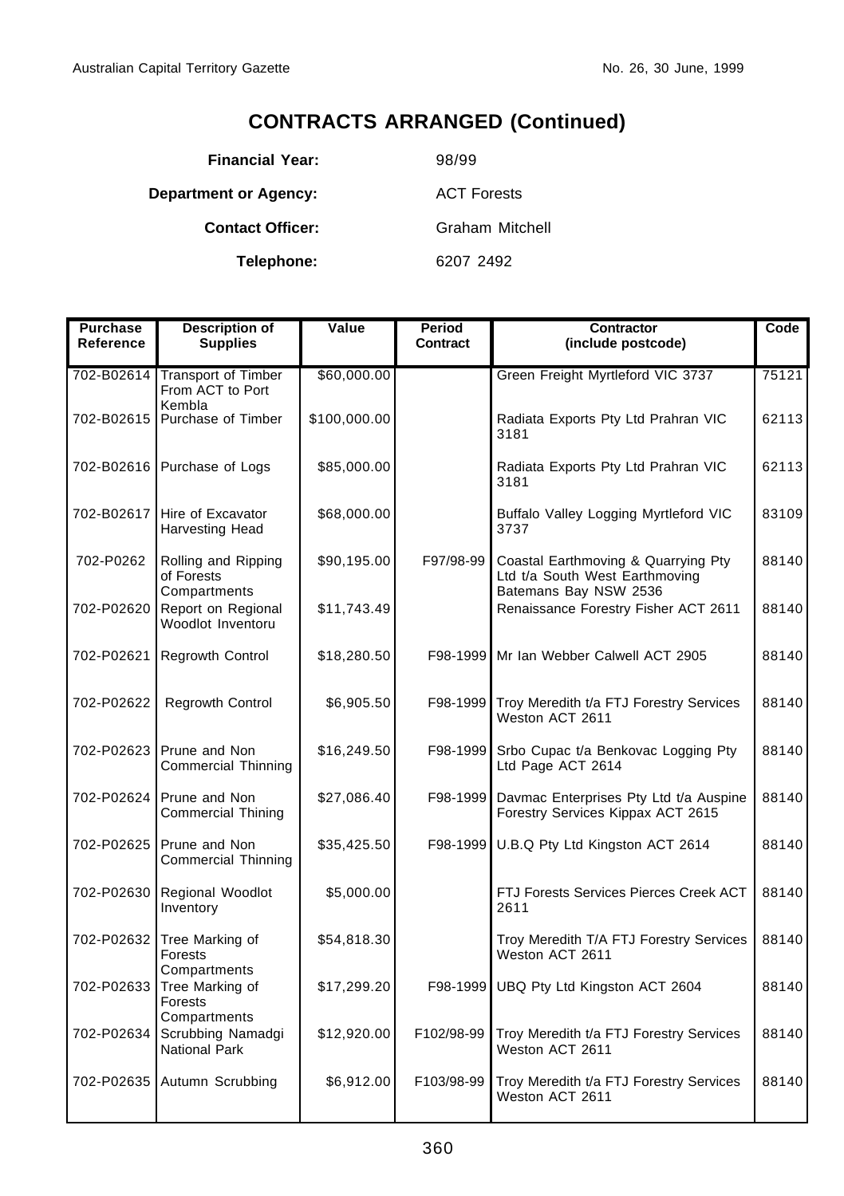# CONTRACTS ARRANGED (Continued)

**Financial Year:** 98/99

**Department or Agency:** ACT Forests

**Contact Officer:** Graham Mitchell

**Telephone:** 6207 2492

| Purchase Reference | Description of Supplies | Value | Period Contract | Contractor (include postcode) | Code |
|---|---|---|---|---|---|
| 702-B02614 | Transport of Timber From ACT to Port Kembla | $60,000.00 | | Green Freight Myrtleford VIC 3737 | 75121 |
| 702-B02615 | Purchase of Timber | $100,000.00 | | Radiata Exports Pty Ltd Prahran VIC 3181 | 62113 |
| 702-B02616 | Purchase of Logs | $85,000.00 | | Radiata Exports Pty Ltd Prahran VIC 3181 | 62113 |
| 702-B02617 | Hire of Excavator Harvesting Head | $68,000.00 | | Buffalo Valley Logging Myrtleford VIC 3737 | 83109 |
| 702-P0262 | Rolling and Ripping of Forests Compartments | $90,195.00 | F97/98-99 | Coastal Earthmoving & Quarrying Pty Ltd t/a South West Earthmoving Batemans Bay NSW 2536 | 88140 |
| 702-P02620 | Report on Regional Woodlot Inventoru | $11,743.49 | | Renaissance Forestry Fisher ACT 2611 | 88140 |
| 702-P02621 | Regrowth Control | $18,280.50 | F98-1999 | Mr Ian Webber Calwell ACT 2905 | 88140 |
| 702-P02622 | Regrowth Control | $6,905.50 | F98-1999 | Troy Meredith t/a FTJ Forestry Services Weston ACT 2611 | 88140 |
| 702-P02623 | Prune and Non Commercial Thinning | $16,249.50 | F98-1999 | Srbo Cupac t/a Benkovac Logging Pty Ltd Page ACT 2614 | 88140 |
| 702-P02624 | Prune and Non Commercial Thining | $27,086.40 | F98-1999 | Davmac Enterprises Pty Ltd t/a Auspine Forestry Services Kippax ACT 2615 | 88140 |
| 702-P02625 | Prune and Non Commercial Thinning | $35,425.50 | F98-1999 | U.B.Q Pty Ltd Kingston ACT 2614 | 88140 |
| 702-P02630 | Regional Woodlot Inventory | $5,000.00 | | FTJ Forests Services Pierces Creek ACT 2611 | 88140 |
| 702-P02632 | Tree Marking of Forests Compartments | $54,818.30 | | Troy Meredith T/A FTJ Forestry Services Weston ACT 2611 | 88140 |
| 702-P02633 | Tree Marking of Forests Compartments | $17,299.20 | F98-1999 | UBQ Pty Ltd Kingston ACT 2604 | 88140 |
| 702-P02634 | Scrubbing Namadgi National Park | $12,920.00 | F102/98-99 | Troy Meredith t/a FTJ Forestry Services Weston ACT 2611 | 88140 |
| 702-P02635 | Autumn Scrubbing | $6,912.00 | F103/98-99 | Troy Meredith t/a FTJ Forestry Services Weston ACT 2611 | 88140 |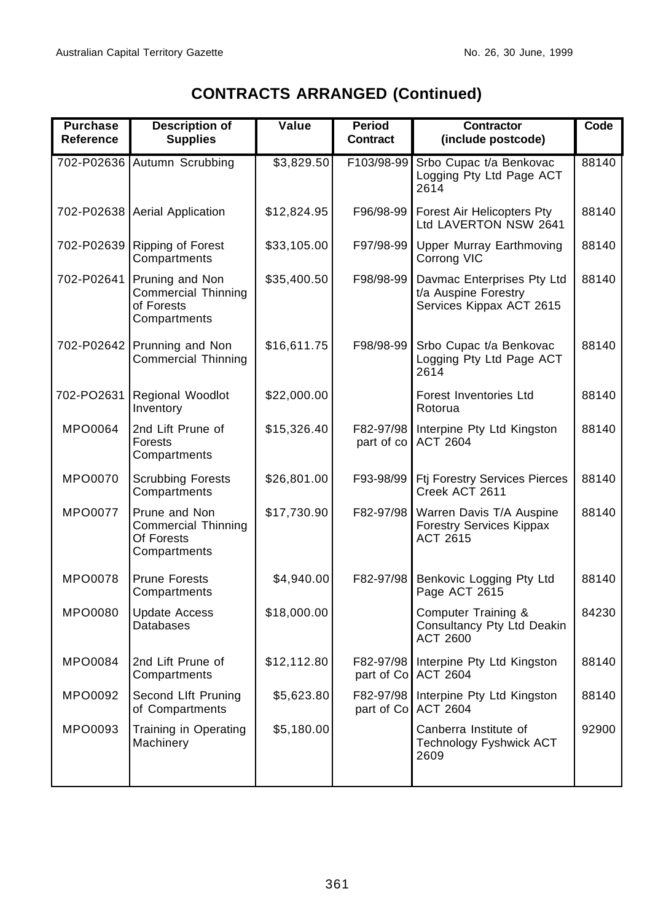## CONTRACTS ARRANGED (Continued)

| Purchase Reference | Description of Supplies | Value | Period Contract | Contractor (include postcode) | Code |
|---|---|---|---|---|---|
| 702-P02636 | Autumn Scrubbing | $3,829.50 | F103/98-99 | Srbo Cupac t/a Benkovac Logging Pty Ltd Page ACT 2614 | 88140 |
| 702-P02638 | Aerial Application | $12,824.95 | F96/98-99 | Forest Air Helicopters Pty Ltd LAVERTON NSW 2641 | 88140 |
| 702-P02639 | Ripping of Forest Compartments | $33,105.00 | F97/98-99 | Upper Murray Earthmoving Corrong VIC | 88140 |
| 702-P02641 | Pruning and Non Commercial Thinning of Forests Compartments | $35,400.50 | F98/98-99 | Davmac Enterprises Pty Ltd t/a Auspine Forestry Services Kippax ACT 2615 | 88140 |
| 702-P02642 | Prunning and Non Commercial Thinning | $16,611.75 | F98/98-99 | Srbo Cupac t/a Benkovac Logging Pty Ltd Page ACT 2614 | 88140 |
| 702-PO2631 | Regional Woodlot Inventory | $22,000.00 | | Forest Inventories Ltd Rotorua | 88140 |
| MPO0064 | 2nd Lift Prune of Forests Compartments | $15,326.40 | F82-97/98 part of co | Interpine Pty Ltd Kingston ACT 2604 | 88140 |
| MPO0070 | Scrubbing Forests Compartments | $26,801.00 | F93-98/99 | Ftj Forestry Services Pierces Creek ACT 2611 | 88140 |
| MPO0077 | Prune and Non Commercial Thinning Of Forests Compartments | $17,730.90 | F82-97/98 | Warren Davis T/A Auspine Forestry Services Kippax ACT 2615 | 88140 |
| MPO0078 | Prune Forests Compartments | $4,940.00 | F82-97/98 | Benkovic Logging Pty Ltd Page ACT 2615 | 88140 |
| MPO0080 | Update Access Databases | $18,000.00 | | Computer Training & Consultancy Pty Ltd Deakin ACT 2600 | 84230 |
| MPO0084 | 2nd Lift Prune of Compartments | $12,112.80 | F82-97/98 part of Co | Interpine Pty Ltd Kingston ACT 2604 | 88140 |
| MPO0092 | Second LIft Pruning of Compartments | $5,623.80 | F82-97/98 part of Co | Interpine Pty Ltd Kingston ACT 2604 | 88140 |
| MPO0093 | Training in Operating Machinery | $5,180.00 | | Canberra Institute of Technology Fyshwick ACT 2609 | 92900 |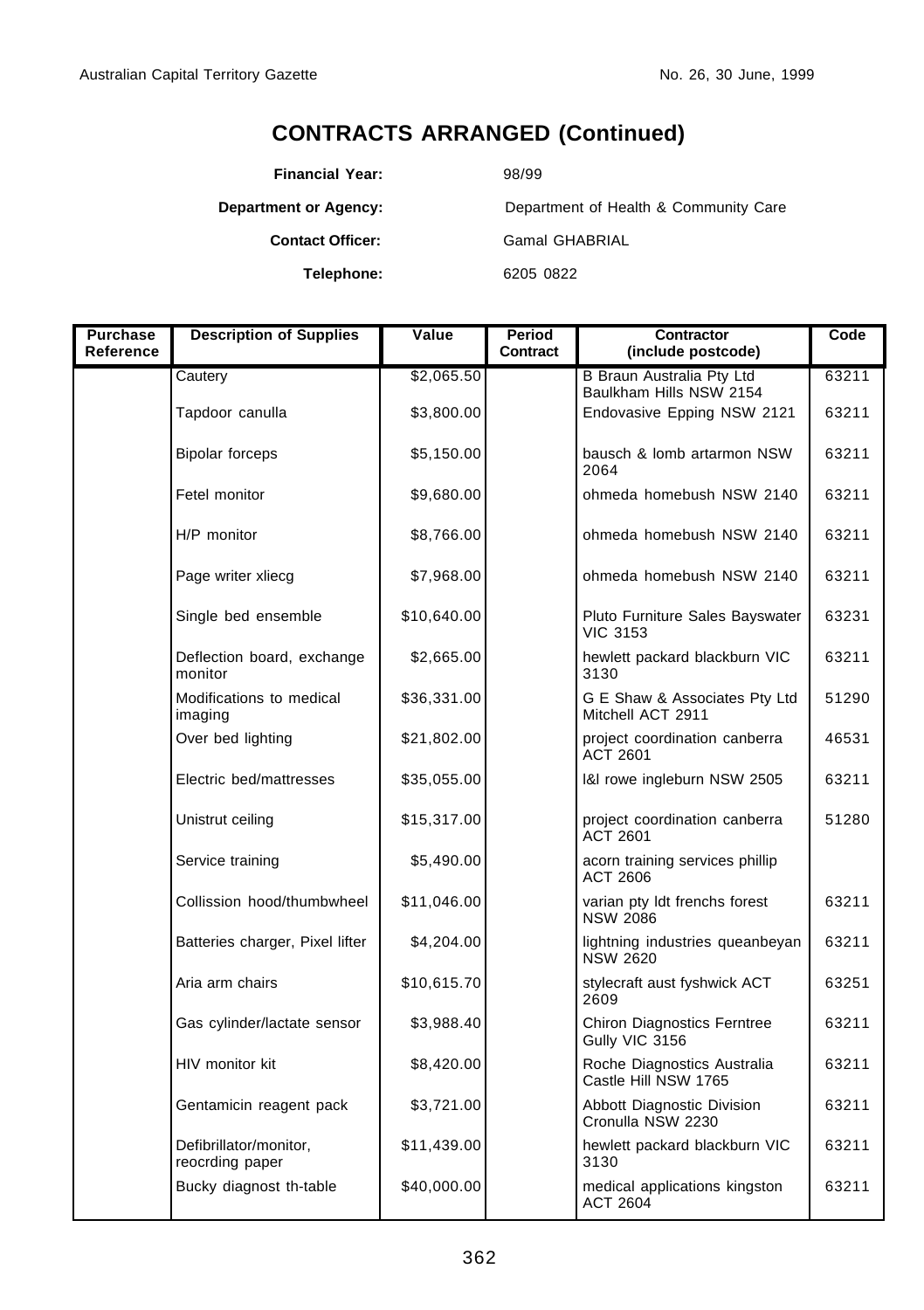# CONTRACTS ARRANGED (Continued)

**Financial Year:** 98/99

**Department or Agency:** Department of Health & Community Care

**Contact Officer:** Gamal GHABRIAL

**Telephone:** 6205 0822

| Purchase Reference | Description of Supplies | Value | Period Contract | Contractor (include postcode) | Code |
|---|---|---|---|---|---|
| | Cautery | $2,065.50 | | B Braun Australia Pty Ltd Baulkham Hills NSW 2154 | 63211 |
| | Tapdoor canulla | $3,800.00 | | Endovasive Epping NSW 2121 | 63211 |
| | Bipolar forceps | $5,150.00 | | bausch & lomb artarmon NSW 2064 | 63211 |
| | Fetel monitor | $9,680.00 | | ohmeda homebush NSW 2140 | 63211 |
| | H/P monitor | $8,766.00 | | ohmeda homebush NSW 2140 | 63211 |
| | Page writer xliecg | $7,968.00 | | ohmeda homebush NSW 2140 | 63211 |
| | Single bed ensemble | $10,640.00 | | Pluto Furniture Sales Bayswater VIC 3153 | 63231 |
| | Deflection board, exchange monitor | $2,665.00 | | hewlett packard blackburn VIC 3130 | 63211 |
| | Modifications to medical imaging | $36,331.00 | | G E Shaw & Associates Pty Ltd Mitchell ACT 2911 | 51290 |
| | Over bed lighting | $21,802.00 | | project coordination canberra ACT 2601 | 46531 |
| | Electric bed/mattresses | $35,055.00 | | l&l rowe ingleburn NSW 2505 | 63211 |
| | Unistrut ceiling | $15,317.00 | | project coordination canberra ACT 2601 | 51280 |
| | Service training | $5,490.00 | | acorn training services phillip ACT 2606 | |
| | Collission hood/thumbwheel | $11,046.00 | | varian pty ldt frenchs forest NSW 2086 | 63211 |
| | Batteries charger, Pixel lifter | $4,204.00 | | lightning industries queanbeyan NSW 2620 | 63211 |
| | Aria arm chairs | $10,615.70 | | stylecraft aust fyshwick ACT 2609 | 63251 |
| | Gas cylinder/lactate sensor | $3,988.40 | | Chiron Diagnostics Ferntree Gully VIC 3156 | 63211 |
| | HIV monitor kit | $8,420.00 | | Roche Diagnostics Australia Castle Hill NSW 1765 | 63211 |
| | Gentamicin reagent pack | $3,721.00 | | Abbott Diagnostic Division Cronulla NSW 2230 | 63211 |
| | Defibrillator/monitor, reocrding paper | $11,439.00 | | hewlett packard blackburn VIC 3130 | 63211 |
| | Bucky diagnost th-table | $40,000.00 | | medical applications kingston ACT 2604 | 63211 |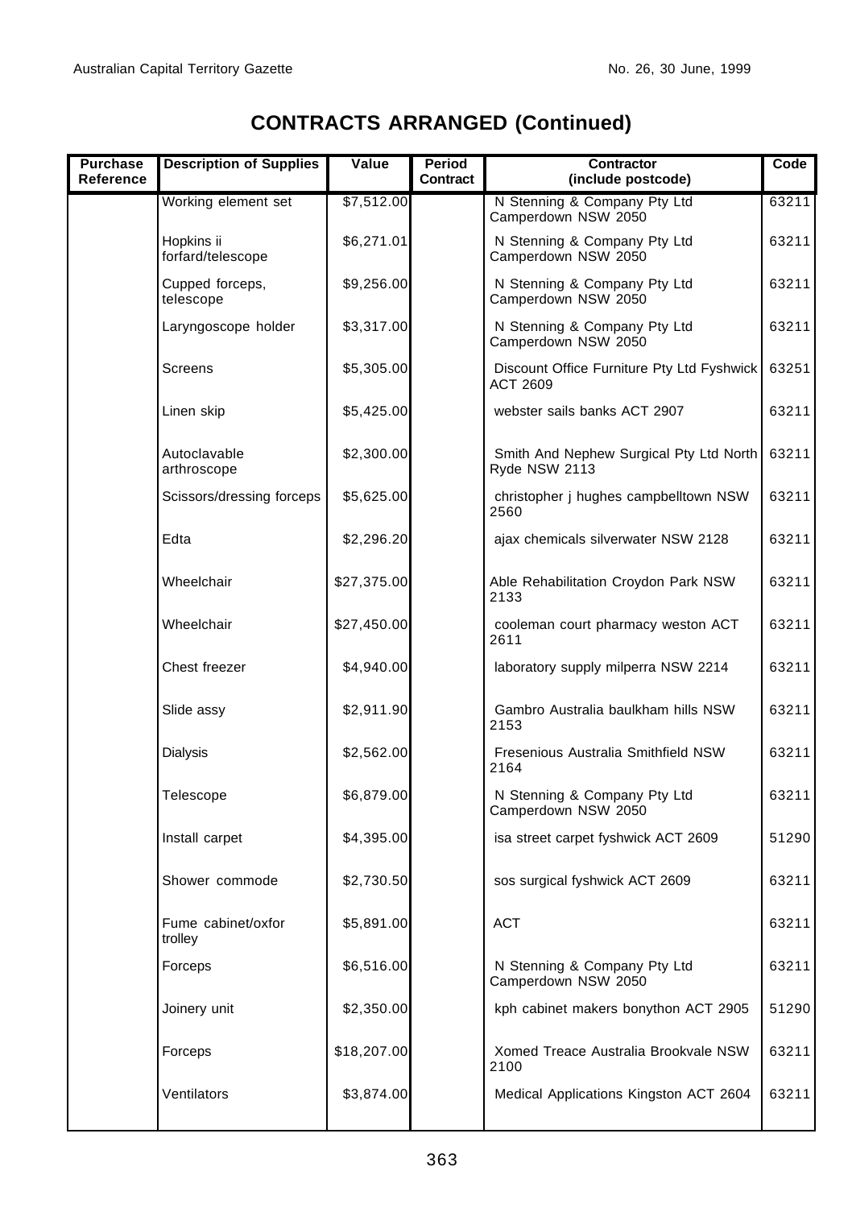# CONTRACTS ARRANGED (Continued)

| Purchase Reference | Description of Supplies | Value | Period Contract | Contractor (include postcode) | Code |
|---|---|---|---|---|---|
| | Working element set | $7,512.00 | | N Stenning & Company Pty Ltd Camperdown NSW 2050 | 63211 |
| | Hopkins ii forfard/telescope | $6,271.01 | | N Stenning & Company Pty Ltd Camperdown NSW 2050 | 63211 |
| | Cupped forceps, telescope | $9,256.00 | | N Stenning & Company Pty Ltd Camperdown NSW 2050 | 63211 |
| | Laryngoscope holder | $3,317.00 | | N Stenning & Company Pty Ltd Camperdown NSW 2050 | 63211 |
| | Screens | $5,305.00 | | Discount Office Furniture Pty Ltd Fyshwick ACT 2609 | 63251 |
| | Linen skip | $5,425.00 | | webster sails banks ACT 2907 | 63211 |
| | Autoclavable arthroscope | $2,300.00 | | Smith And Nephew Surgical Pty Ltd North Ryde NSW 2113 | 63211 |
| | Scissors/dressing forceps | $5,625.00 | | christopher j hughes campbelltown NSW 2560 | 63211 |
| | Edta | $2,296.20 | | ajax chemicals silverwater NSW 2128 | 63211 |
| | Wheelchair | $27,375.00 | | Able Rehabilitation Croydon Park NSW 2133 | 63211 |
| | Wheelchair | $27,450.00 | | cooleman court pharmacy weston ACT 2611 | 63211 |
| | Chest freezer | $4,940.00 | | laboratory supply milperra NSW 2214 | 63211 |
| | Slide assy | $2,911.90 | | Gambro Australia baulkham hills NSW 2153 | 63211 |
| | Dialysis | $2,562.00 | | Fresenious Australia Smithfield NSW 2164 | 63211 |
| | Telescope | $6,879.00 | | N Stenning & Company Pty Ltd Camperdown NSW 2050 | 63211 |
| | Install carpet | $4,395.00 | | isa street carpet fyshwick ACT 2609 | 51290 |
| | Shower commode | $2,730.50 | | sos surgical fyshwick ACT 2609 | 63211 |
| | Fume cabinet/oxfor trolley | $5,891.00 | | ACT | 63211 |
| | Forceps | $6,516.00 | | N Stenning & Company Pty Ltd Camperdown NSW 2050 | 63211 |
| | Joinery unit | $2,350.00 | | kph cabinet makers bonython ACT 2905 | 51290 |
| | Forceps | $18,207.00 | | Xomed Treace Australia Brookvale NSW 2100 | 63211 |
| | Ventilators | $3,874.00 | | Medical Applications Kingston ACT 2604 | 63211 |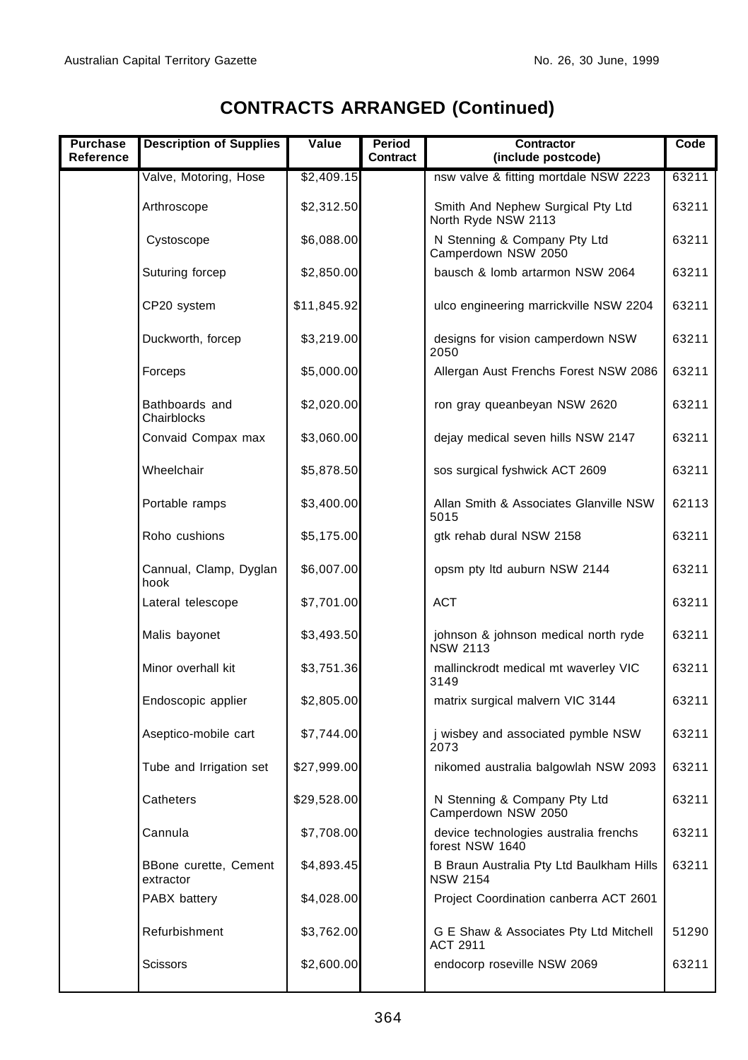# CONTRACTS ARRANGED (Continued)

| Purchase Reference | Description of Supplies | Value | Period Contract | Contractor (include postcode) | Code |
|---|---|---|---|---|---|
| | Valve, Motoring, Hose | $2,409.15 | | nsw valve & fitting mortdale NSW 2223 | 63211 |
| | Arthroscope | $2,312.50 | | Smith And Nephew Surgical Pty Ltd North Ryde NSW 2113 | 63211 |
| | Cystoscope | $6,088.00 | | N Stenning & Company Pty Ltd Camperdown NSW 2050 | 63211 |
| | Suturing forcep | $2,850.00 | | bausch & lomb artarmon NSW 2064 | 63211 |
| | CP20 system | $11,845.92 | | ulco engineering marrickville NSW 2204 | 63211 |
| | Duckworth, forcep | $3,219.00 | | designs for vision camperdown NSW 2050 | 63211 |
| | Forceps | $5,000.00 | | Allergan Aust Frenchs Forest NSW 2086 | 63211 |
| | Bathboards and Chairblocks | $2,020.00 | | ron gray queanbeyan NSW 2620 | 63211 |
| | Convaid Compax max | $3,060.00 | | dejay medical seven hills NSW 2147 | 63211 |
| | Wheelchair | $5,878.50 | | sos surgical fyshwick ACT 2609 | 63211 |
| | Portable ramps | $3,400.00 | | Allan Smith & Associates Glanville NSW 5015 | 62113 |
| | Roho cushions | $5,175.00 | | gtk rehab dural NSW 2158 | 63211 |
| | Cannual, Clamp, Dyglan hook | $6,007.00 | | opsm pty ltd auburn NSW 2144 | 63211 |
| | Lateral telescope | $7,701.00 | | ACT | 63211 |
| | Malis bayonet | $3,493.50 | | johnson & johnson medical north ryde NSW 2113 | 63211 |
| | Minor overhall kit | $3,751.36 | | mallinckrodt medical mt waverley VIC 3149 | 63211 |
| | Endoscopic applier | $2,805.00 | | matrix surgical malvern VIC 3144 | 63211 |
| | Aseptico-mobile cart | $7,744.00 | | j wisbey and associated pymble NSW 2073 | 63211 |
| | Tube and Irrigation set | $27,999.00 | | nikomed australia balgowlah NSW 2093 | 63211 |
| | Catheters | $29,528.00 | | N Stenning & Company Pty Ltd Camperdown NSW 2050 | 63211 |
| | Cannula | $7,708.00 | | device technologies australia frenchs forest NSW 1640 | 63211 |
| | BBone curette, Cement extractor | $4,893.45 | | B Braun Australia Pty Ltd Baulkham Hills NSW 2154 | 63211 |
| | PABX battery | $4,028.00 | | Project Coordination canberra ACT 2601 | |
| | Refurbishment | $3,762.00 | | G E Shaw & Associates Pty Ltd Mitchell ACT 2911 | 51290 |
| | Scissors | $2,600.00 | | endocorp roseville NSW 2069 | 63211 |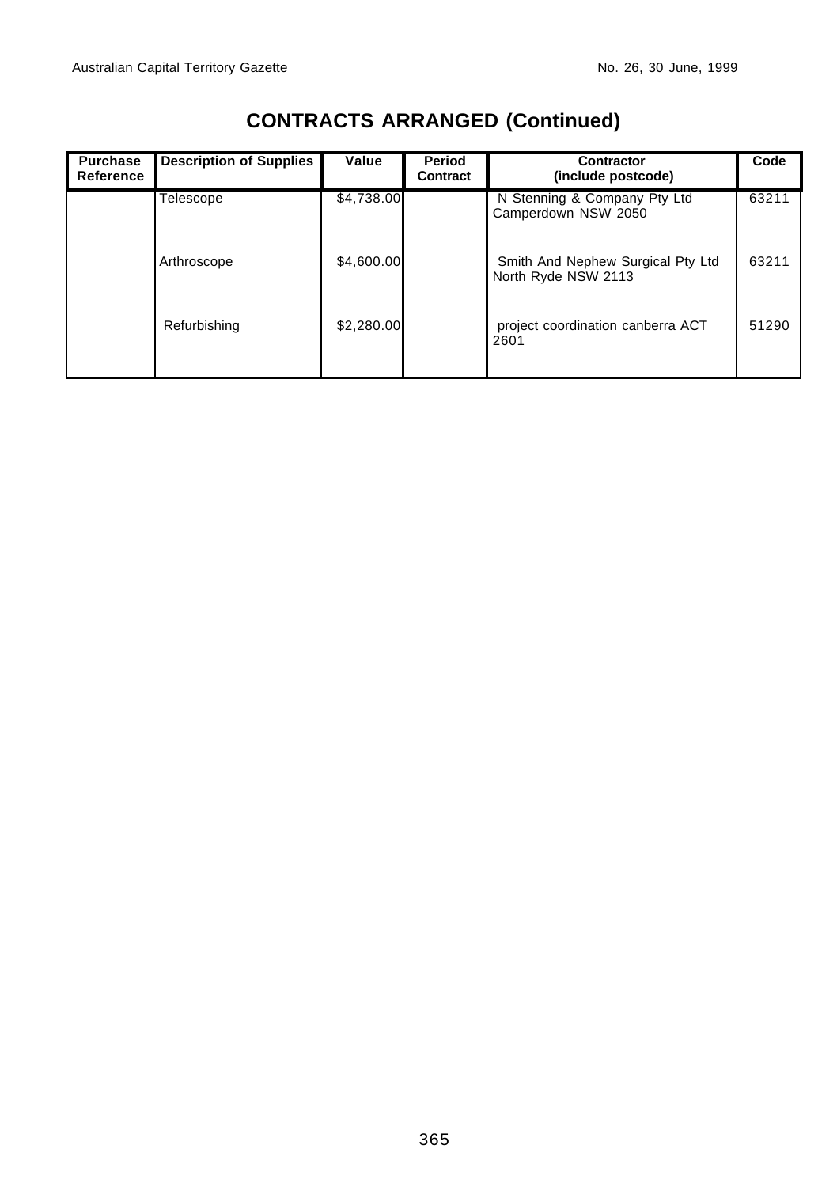# CONTRACTS ARRANGED (Continued)

| Purchase Reference | Description of Supplies | Value | Period Contract | Contractor (include postcode) | Code |
|---|---|---|---|---|---|
| | Telescope | $4,738.00 | | N Stenning & Company Pty Ltd Camperdown NSW 2050 | 63211 |
| | Arthroscope | $4,600.00 | | Smith And Nephew Surgical Pty Ltd North Ryde NSW 2113 | 63211 |
| | Refurbishing | $2,280.00 | | project coordination canberra ACT 2601 | 51290 |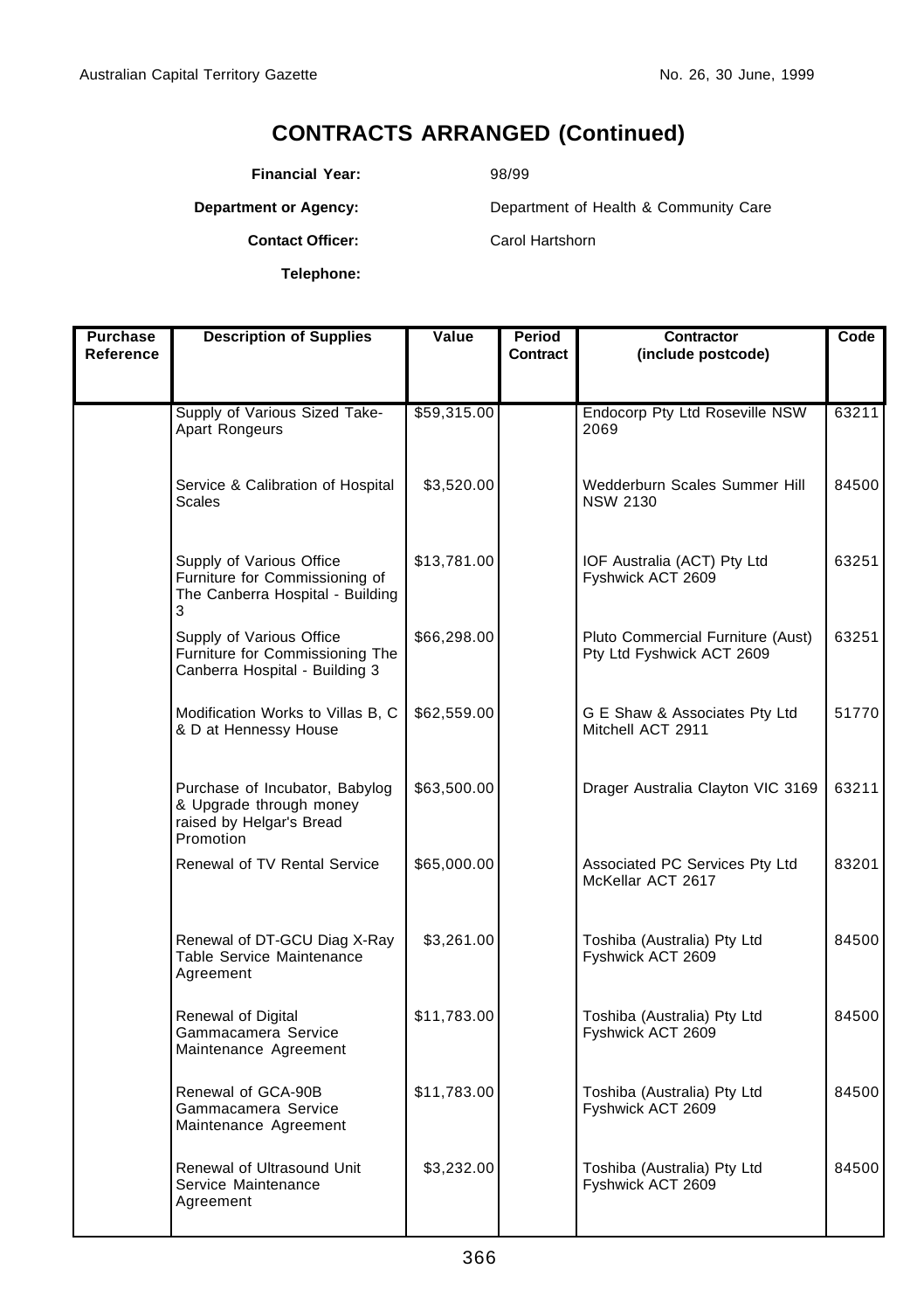# CONTRACTS ARRANGED (Continued)

**Financial Year:** 98/99

**Department or Agency:** Department of Health & Community Care

**Contact Officer:** Carol Hartshorn

**Telephone:**

| Purchase Reference | Description of Supplies | Value | Period Contract | Contractor (include postcode) | Code |
|---|---|---|---|---|---|
| | Supply of Various Sized Take-Apart Rongeurs | $59,315.00 | | Endocorp Pty Ltd Roseville NSW 2069 | 63211 |
| | Service & Calibration of Hospital Scales | $3,520.00 | | Wedderburn Scales Summer Hill NSW 2130 | 84500 |
| | Supply of Various Office Furniture for Commissioning of The Canberra Hospital - Building 3 | $13,781.00 | | IOF Australia (ACT) Pty Ltd Fyshwick ACT 2609 | 63251 |
| | Supply of Various Office Furniture for Commissioning The Canberra Hospital - Building 3 | $66,298.00 | | Pluto Commercial Furniture (Aust) Pty Ltd Fyshwick ACT 2609 | 63251 |
| | Modification Works to Villas B, C & D at Hennessy House | $62,559.00 | | G E Shaw & Associates Pty Ltd Mitchell ACT 2911 | 51770 |
| | Purchase of Incubator, Babylog & Upgrade through money raised by Helgar's Bread Promotion | $63,500.00 | | Drager Australia Clayton VIC 3169 | 63211 |
| | Renewal of TV Rental Service | $65,000.00 | | Associated PC Services Pty Ltd McKellar ACT 2617 | 83201 |
| | Renewal of DT-GCU Diag X-Ray Table Service Maintenance Agreement | $3,261.00 | | Toshiba (Australia) Pty Ltd Fyshwick ACT 2609 | 84500 |
| | Renewal of Digital Gammacamera Service Maintenance Agreement | $11,783.00 | | Toshiba (Australia) Pty Ltd Fyshwick ACT 2609 | 84500 |
| | Renewal of GCA-90B Gammacamera Service Maintenance Agreement | $11,783.00 | | Toshiba (Australia) Pty Ltd Fyshwick ACT 2609 | 84500 |
| | Renewal of Ultrasound Unit Service Maintenance Agreement | $3,232.00 | | Toshiba (Australia) Pty Ltd Fyshwick ACT 2609 | 84500 |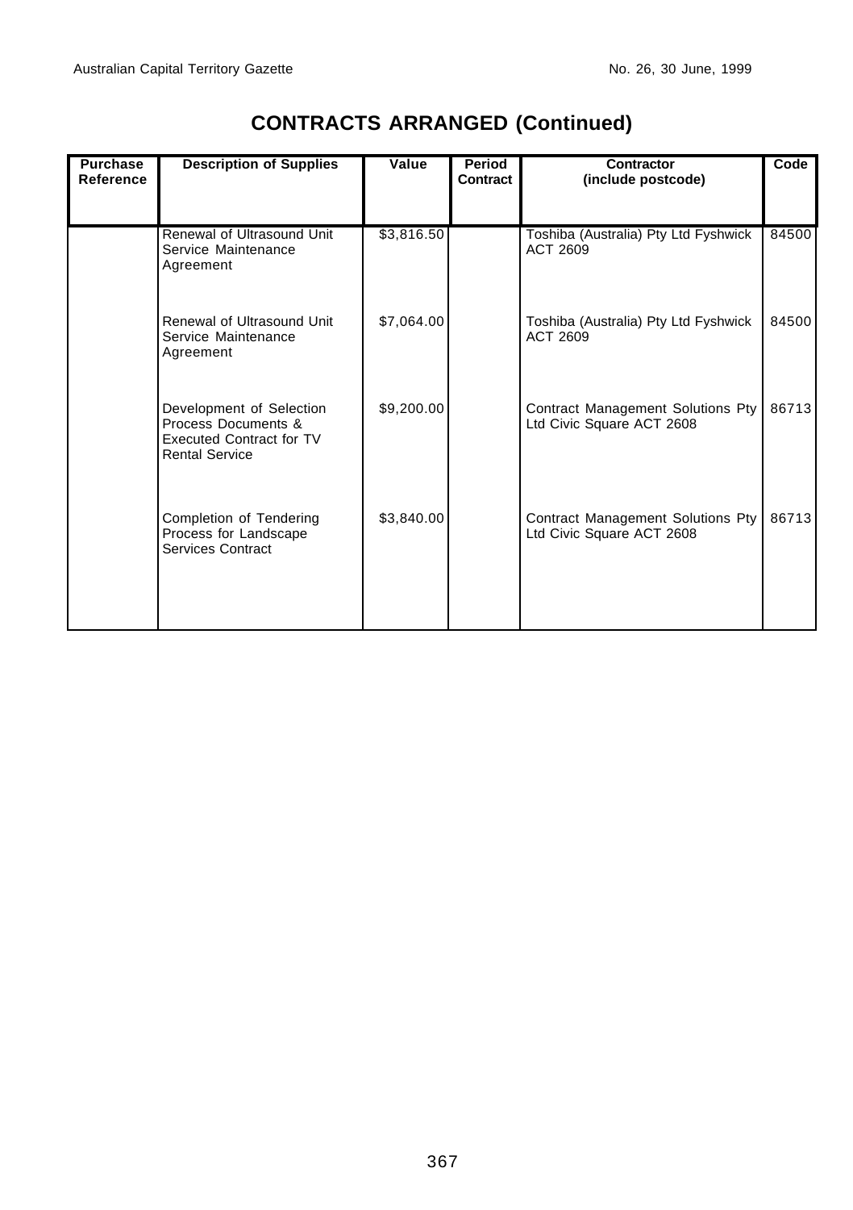# CONTRACTS ARRANGED (Continued)

| Purchase Reference | Description of Supplies | Value | Period Contract | Contractor (include postcode) | Code |
|---|---|---|---|---|---|
| | Renewal of Ultrasound Unit Service Maintenance Agreement | $3,816.50 | | Toshiba (Australia) Pty Ltd Fyshwick ACT 2609 | 84500 |
| | Renewal of Ultrasound Unit Service Maintenance Agreement | $7,064.00 | | Toshiba (Australia) Pty Ltd Fyshwick ACT 2609 | 84500 |
| | Development of Selection Process Documents & Executed Contract for TV Rental Service | $9,200.00 | | Contract Management Solutions Pty Ltd Civic Square ACT 2608 | 86713 |
| | Completion of Tendering Process for Landscape Services Contract | $3,840.00 | | Contract Management Solutions Pty Ltd Civic Square ACT 2608 | 86713 |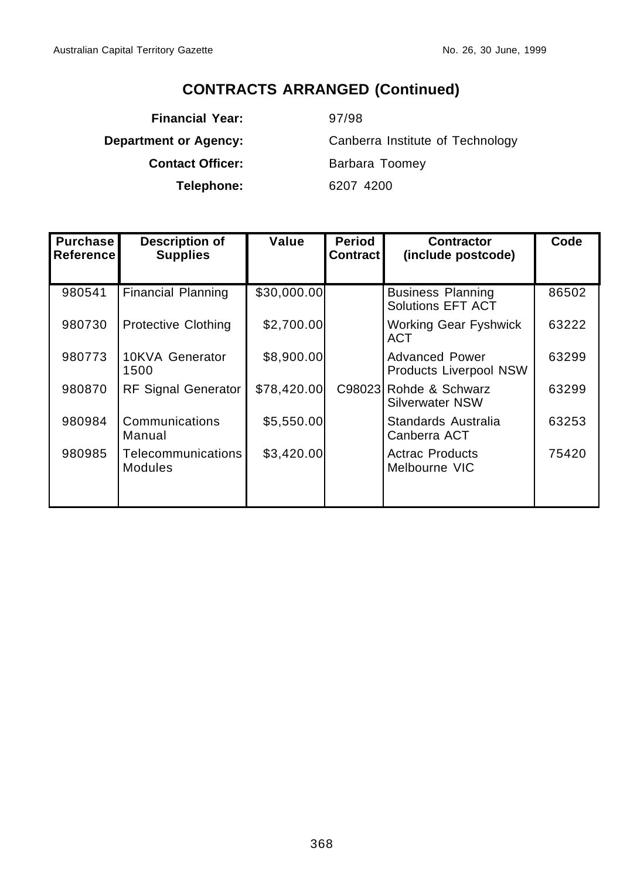## CONTRACTS ARRANGED (Continued)

**Financial Year:** 97/98

**Department or Agency:** Canberra Institute of Technology

**Contact Officer:** Barbara Toomey

**Telephone:** 6207 4200

| Purchase Reference | Description of Supplies | Value | Period Contract | Contractor (include postcode) | Code |
|---|---|---|---|---|---|
| 980541 | Financial Planning | $30,000.00 | | Business Planning Solutions EFT ACT | 86502 |
| 980730 | Protective Clothing | $2,700.00 | | Working Gear Fyshwick ACT | 63222 |
| 980773 | 10KVA Generator 1500 | $8,900.00 | | Advanced Power Products Liverpool NSW | 63299 |
| 980870 | RF Signal Generator | $78,420.00 | C98023 | Rohde & Schwarz Silverwater NSW | 63299 |
| 980984 | Communications Manual | $5,550.00 | | Standards Australia Canberra ACT | 63253 |
| 980985 | Telecommunications Modules | $3,420.00 | | Actrac Products Melbourne VIC | 75420 |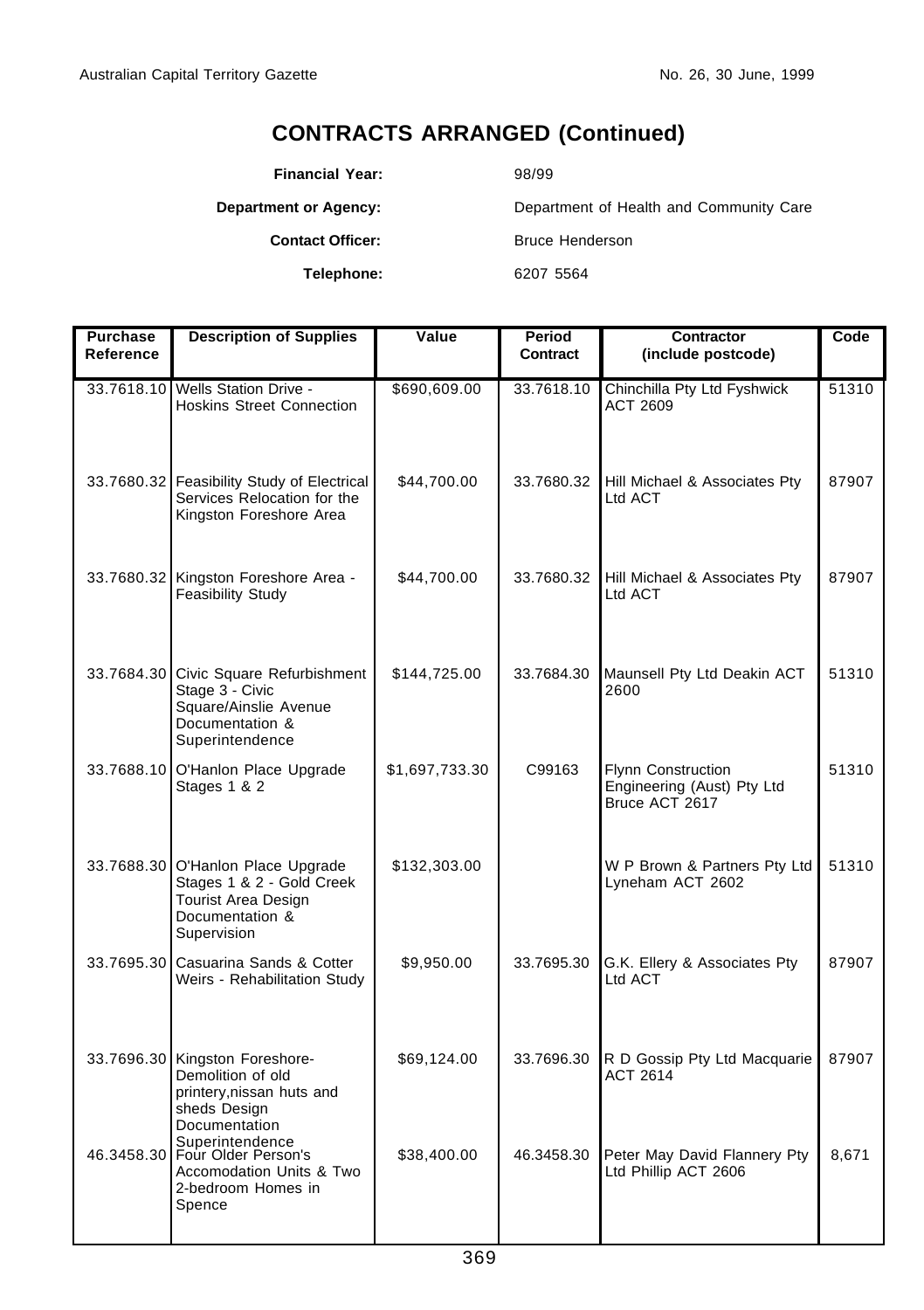## CONTRACTS ARRANGED (Continued)

**Financial Year:** 98/99

**Department or Agency:** Department of Health and Community Care

**Contact Officer:** Bruce Henderson

**Telephone:** 6207 5564

| Purchase Reference | Description of Supplies | Value | Period Contract | Contractor (include postcode) | Code |
|---|---|---|---|---|---|
| 33.7618.10 | Wells Station Drive - Hoskins Street Connection | $690,609.00 | 33.7618.10 | Chinchilla Pty Ltd Fyshwick ACT 2609 | 51310 |
| 33.7680.32 | Feasibility Study of Electrical Services Relocation for the Kingston Foreshore Area | $44,700.00 | 33.7680.32 | Hill Michael & Associates Pty Ltd ACT | 87907 |
| 33.7680.32 | Kingston Foreshore Area - Feasibility Study | $44,700.00 | 33.7680.32 | Hill Michael & Associates Pty Ltd ACT | 87907 |
| 33.7684.30 | Civic Square Refurbishment Stage 3 - Civic Square/Ainslie Avenue Documentation & Superintendence | $144,725.00 | 33.7684.30 | Maunsell Pty Ltd Deakin ACT 2600 | 51310 |
| 33.7688.10 | O'Hanlon Place Upgrade Stages 1 & 2 | $1,697,733.30 | C99163 | Flynn Construction Engineering (Aust) Pty Ltd Bruce ACT 2617 | 51310 |
| 33.7688.30 | O'Hanlon Place Upgrade Stages 1 & 2 - Gold Creek Tourist Area Design Documentation & Supervision | $132,303.00 | | W P Brown & Partners Pty Ltd Lyneham ACT 2602 | 51310 |
| 33.7695.30 | Casuarina Sands & Cotter Weirs - Rehabilitation Study | $9,950.00 | 33.7695.30 | G.K. Ellery & Associates Pty Ltd ACT | 87907 |
| 33.7696.30 | Kingston Foreshore-Demolition of old printery,nissan huts and sheds Design Documentation Superintendence | $69,124.00 | 33.7696.30 | R D Gossip Pty Ltd Macquarie ACT 2614 | 87907 |
| 46.3458.30 | Four Older Person's Accomodation Units & Two 2-bedroom Homes in Spence | $38,400.00 | 46.3458.30 | Peter May David Flannery Pty Ltd Phillip ACT 2606 | 8,671 |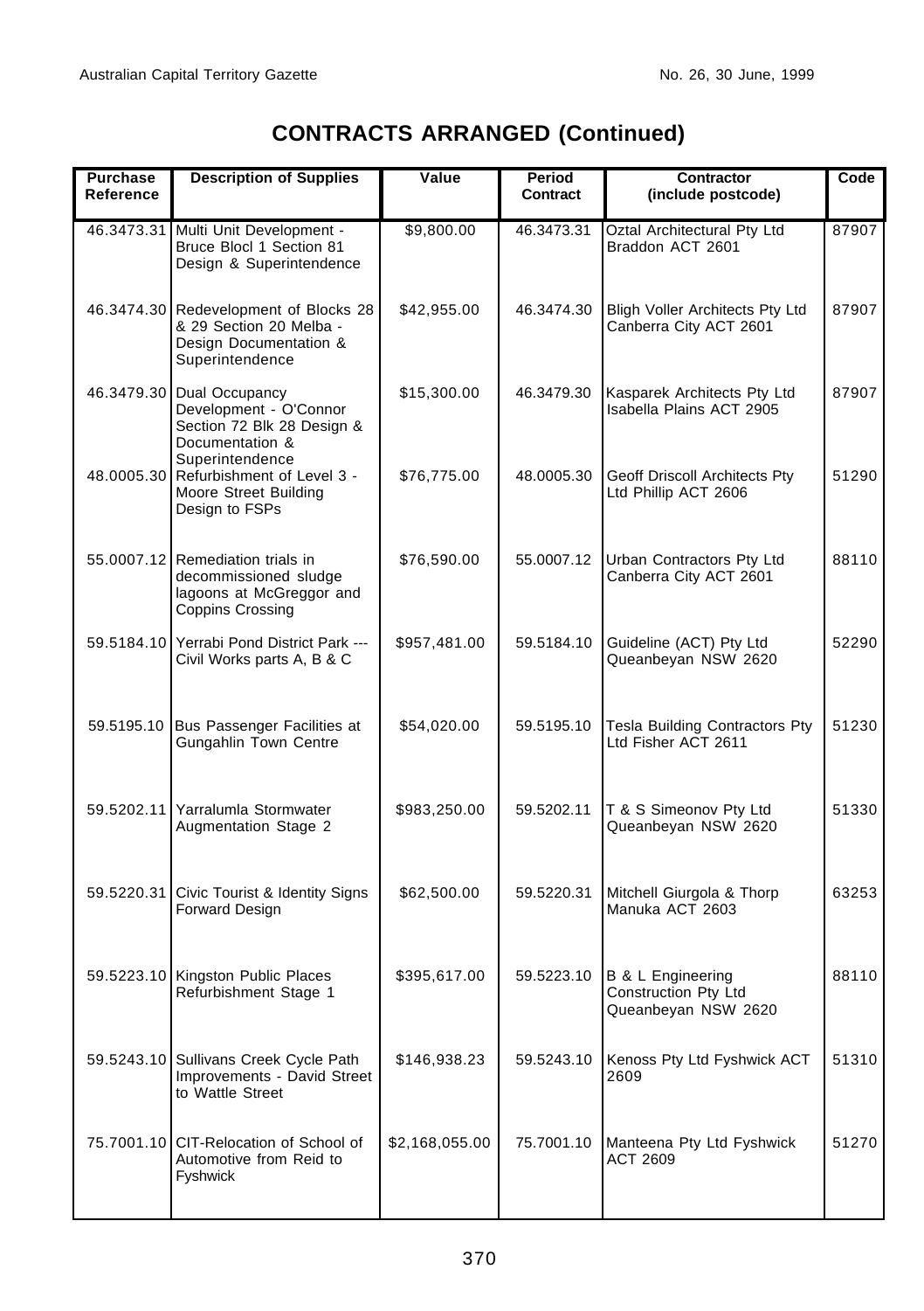# CONTRACTS ARRANGED (Continued)

| Purchase Reference | Description of Supplies | Value | Period Contract | Contractor (include postcode) | Code |
|---|---|---|---|---|---|
| 46.3473.31 | Multi Unit Development - Bruce Blocl 1 Section 81 Design & Superintendence | $9,800.00 | 46.3473.31 | Oztal Architectural Pty Ltd Braddon ACT 2601 | 87907 |
| 46.3474.30 | Redevelopment of Blocks 28 & 29 Section 20 Melba - Design Documentation & Superintendence | $42,955.00 | 46.3474.30 | Bligh Voller Architects Pty Ltd Canberra City ACT 2601 | 87907 |
| 46.3479.30 | Dual Occupancy Development - O'Connor Section 72 Blk 28 Design & Documentation & Superintendence | $15,300.00 | 46.3479.30 | Kasparek Architects Pty Ltd Isabella Plains ACT 2905 | 87907 |
| 48.0005.30 | Refurbishment of Level 3 - Moore Street Building Design to FSPs | $76,775.00 | 48.0005.30 | Geoff Driscoll Architects Pty Ltd Phillip ACT 2606 | 51290 |
| 55.0007.12 | Remediation trials in decommissioned sludge lagoons at McGreggor and Coppins Crossing | $76,590.00 | 55.0007.12 | Urban Contractors Pty Ltd Canberra City ACT 2601 | 88110 |
| 59.5184.10 | Yerrabi Pond District Park --- Civil Works parts A, B & C | $957,481.00 | 59.5184.10 | Guideline (ACT) Pty Ltd Queanbeyan NSW 2620 | 52290 |
| 59.5195.10 | Bus Passenger Facilities at Gungahlin Town Centre | $54,020.00 | 59.5195.10 | Tesla Building Contractors Pty Ltd Fisher ACT 2611 | 51230 |
| 59.5202.11 | Yarralumla Stormwater Augmentation Stage 2 | $983,250.00 | 59.5202.11 | T & S Simeonov Pty Ltd Queanbeyan NSW 2620 | 51330 |
| 59.5220.31 | Civic Tourist & Identity Signs Forward Design | $62,500.00 | 59.5220.31 | Mitchell Giurgola & Thorp Manuka ACT 2603 | 63253 |
| 59.5223.10 | Kingston Public Places Refurbishment Stage 1 | $395,617.00 | 59.5223.10 | B & L Engineering Construction Pty Ltd Queanbeyan NSW 2620 | 88110 |
| 59.5243.10 | Sullivans Creek Cycle Path Improvements - David Street to Wattle Street | $146,938.23 | 59.5243.10 | Kenoss Pty Ltd Fyshwick ACT 2609 | 51310 |
| 75.7001.10 | CIT-Relocation of School of Automotive from Reid to Fyshwick | $2,168,055.00 | 75.7001.10 | Manteena Pty Ltd Fyshwick ACT 2609 | 51270 |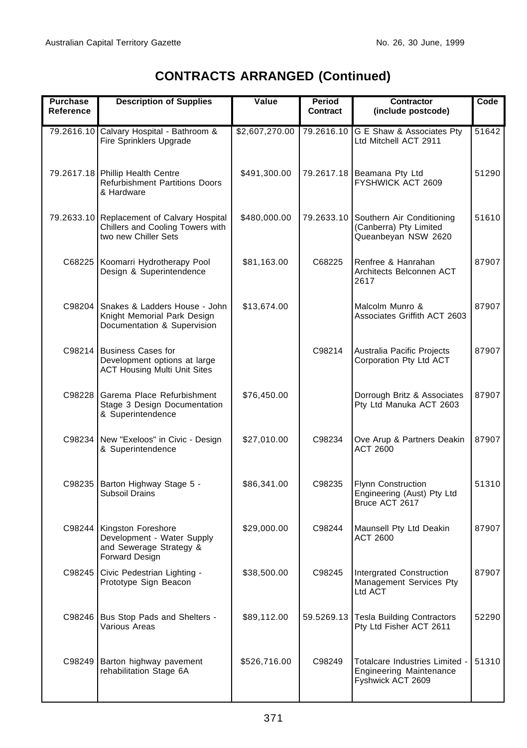# CONTRACTS ARRANGED (Continued)

| Purchase Reference | Description of Supplies | Value | Period Contract | Contractor (include postcode) | Code |
|---|---|---|---|---|---|
| 79.2616.10 | Calvary Hospital - Bathroom & Fire Sprinklers Upgrade | $2,607,270.00 | 79.2616.10 | G E Shaw & Associates Pty Ltd Mitchell ACT 2911 | 51642 |
| 79.2617.18 | Phillip Health Centre Refurbishment Partitions Doors & Hardware | $491,300.00 | 79.2617.18 | Beamana Pty Ltd FYSHWICK ACT 2609 | 51290 |
| 79.2633.10 | Replacement of Calvary Hospital Chillers and Cooling Towers with two new Chiller Sets | $480,000.00 | 79.2633.10 | Southern Air Conditioning (Canberra) Pty Limited Queanbeyan NSW 2620 | 51610 |
| C68225 | Koomarri Hydrotherapy Pool Design & Superintendence | $81,163.00 | C68225 | Renfree & Hanrahan Architects Belconnen ACT 2617 | 87907 |
| C98204 | Snakes & Ladders House - John Knight Memorial Park Design Documentation & Supervision | $13,674.00 | | Malcolm Munro & Associates Griffith ACT 2603 | 87907 |
| C98214 | Business Cases for Development options at large ACT Housing Multi Unit Sites | | C98214 | Australia Pacific Projects Corporation Pty Ltd ACT | 87907 |
| C98228 | Garema Place Refurbishment Stage 3 Design Documentation & Superintendence | $76,450.00 | | Dorrough Britz & Associates Pty Ltd Manuka ACT 2603 | 87907 |
| C98234 | New "Exeloos" in Civic - Design & Superintendence | $27,010.00 | C98234 | Ove Arup & Partners Deakin ACT 2600 | 87907 |
| C98235 | Barton Highway Stage 5 - Subsoil Drains | $86,341.00 | C98235 | Flynn Construction Engineering (Aust) Pty Ltd Bruce ACT 2617 | 51310 |
| C98244 | Kingston Foreshore Development - Water Supply and Sewerage Strategy & Forward Design | $29,000.00 | C98244 | Maunsell Pty Ltd Deakin ACT 2600 | 87907 |
| C98245 | Civic Pedestrian Lighting - Prototype Sign Beacon | $38,500.00 | C98245 | Intergrated Construction Management Services Pty Ltd ACT | 87907 |
| C98246 | Bus Stop Pads and Shelters - Various Areas | $89,112.00 | 59.5269.13 | Tesla Building Contractors Pty Ltd Fisher ACT 2611 | 52290 |
| C98249 | Barton highway pavement rehabilitation Stage 6A | $526,716.00 | C98249 | Totalcare Industries Limited - Engineering Maintenance Fyshwick ACT 2609 | 51310 |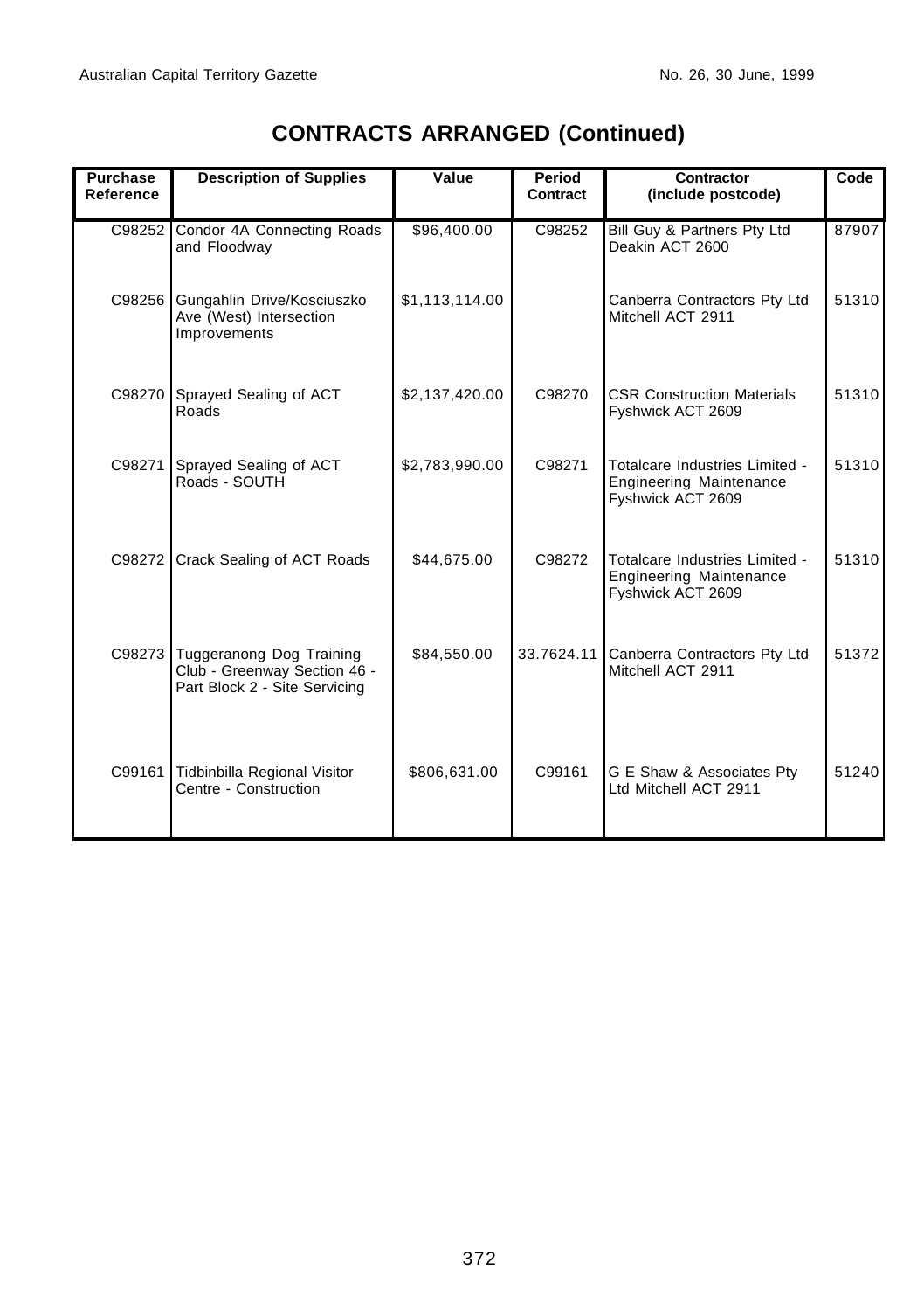## CONTRACTS ARRANGED (Continued)

| Purchase Reference | Description of Supplies | Value | Period Contract | Contractor (include postcode) | Code |
|---|---|---|---|---|---|
| C98252 | Condor 4A Connecting Roads and Floodway | $96,400.00 | C98252 | Bill Guy & Partners Pty Ltd Deakin ACT 2600 | 87907 |
| C98256 | Gungahlin Drive/Kosciuszko Ave (West) Intersection Improvements | $1,113,114.00 | | Canberra Contractors Pty Ltd Mitchell ACT 2911 | 51310 |
| C98270 | Sprayed Sealing of ACT Roads | $2,137,420.00 | C98270 | CSR Construction Materials Fyshwick ACT 2609 | 51310 |
| C98271 | Sprayed Sealing of ACT Roads - SOUTH | $2,783,990.00 | C98271 | Totalcare Industries Limited - Engineering Maintenance Fyshwick ACT 2609 | 51310 |
| C98272 | Crack Sealing of ACT Roads | $44,675.00 | C98272 | Totalcare Industries Limited - Engineering Maintenance Fyshwick ACT 2609 | 51310 |
| C98273 | Tuggeranong Dog Training Club - Greenway Section 46 - Part Block 2 - Site Servicing | $84,550.00 | 33.7624.11 | Canberra Contractors Pty Ltd Mitchell ACT 2911 | 51372 |
| C99161 | Tidbinbilla Regional Visitor Centre - Construction | $806,631.00 | C99161 | G E Shaw & Associates Pty Ltd Mitchell ACT 2911 | 51240 |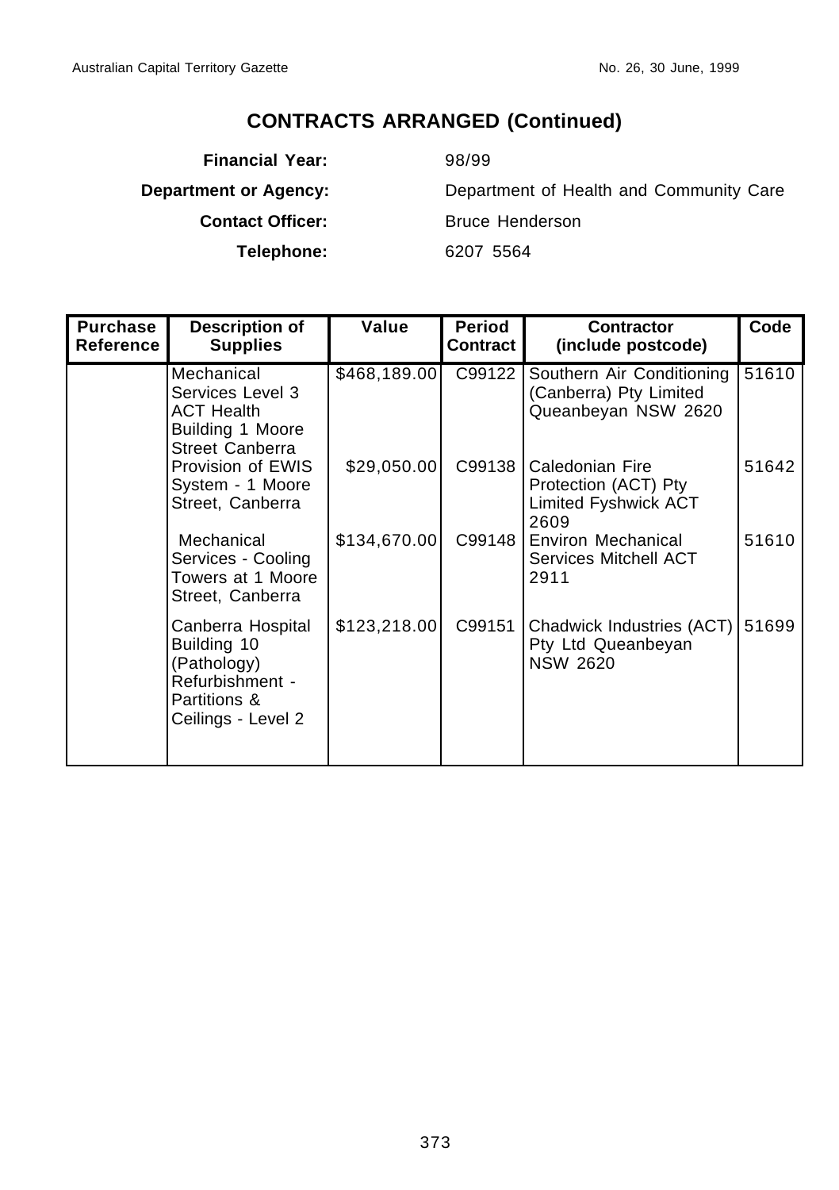# CONTRACTS ARRANGED (Continued)

**Financial Year:** 98/99

**Department or Agency:** Department of Health and Community Care

**Contact Officer:** Bruce Henderson

**Telephone:** 6207 5564

| Purchase Reference | Description of Supplies | Value | Period Contract | Contractor (include postcode) | Code |
|---|---|---|---|---|---|
| | Mechanical Services Level 3 ACT Health Building 1 Moore Street Canberra | $468,189.00 | C99122 | Southern Air Conditioning (Canberra) Pty Limited Queanbeyan NSW 2620 | 51610 |
| | Provision of EWIS System - 1 Moore Street, Canberra | $29,050.00 | C99138 | Caledonian Fire Protection (ACT) Pty Limited Fyshwick ACT 2609 | 51642 |
| | Mechanical Services - Cooling Towers at 1 Moore Street, Canberra | $134,670.00 | C99148 | Environ Mechanical Services Mitchell ACT 2911 | 51610 |
| | Canberra Hospital Building 10 (Pathology) Refurbishment - Partitions & Ceilings - Level 2 | $123,218.00 | C99151 | Chadwick Industries (ACT) Pty Ltd Queanbeyan NSW 2620 | 51699 |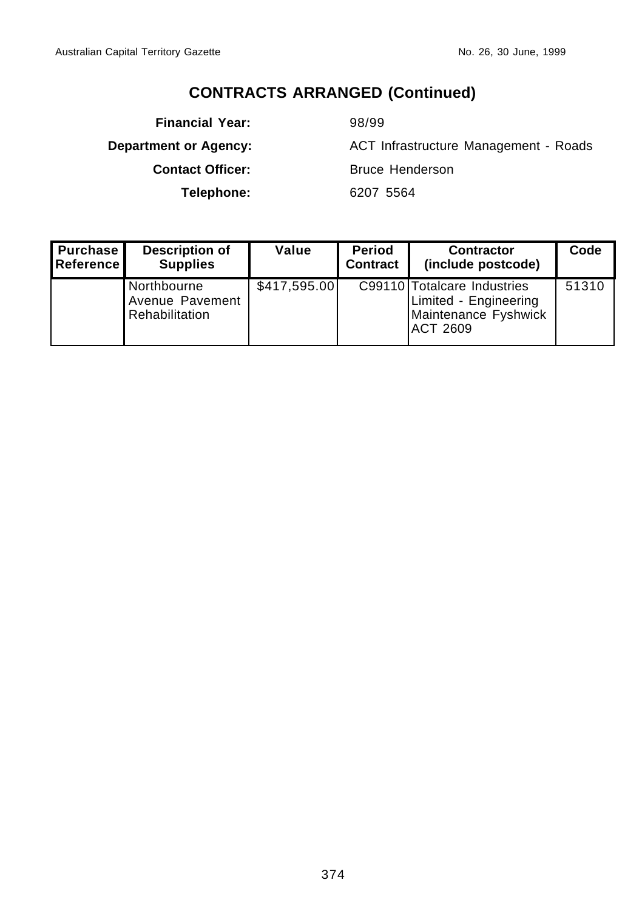# CONTRACTS ARRANGED (Continued)

**Financial Year:** 98/99

**Department or Agency:** ACT Infrastructure Management - Roads

**Contact Officer:** Bruce Henderson

**Telephone:** 6207 5564

| Purchase Reference | Description of Supplies | Value | Period Contract | Contractor (include postcode) | Code |
|---|---|---|---|---|---|
| | Northbourne Avenue Pavement Rehabilitation | $417,595.00 | C99110 | Totalcare Industries Limited - Engineering Maintenance Fyshwick ACT 2609 | 51310 |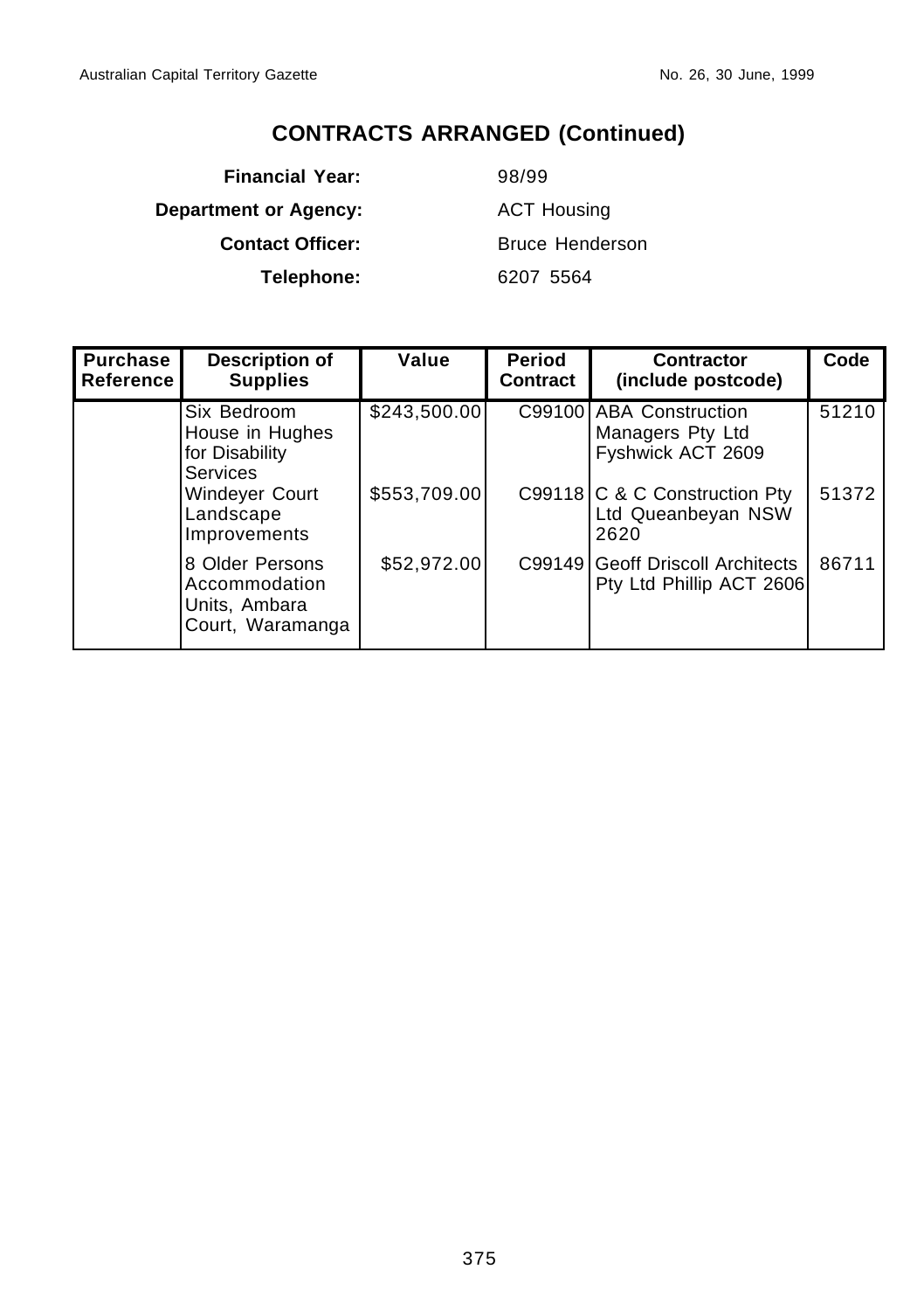## CONTRACTS ARRANGED (Continued)

**Financial Year:** 98/99

**Department or Agency:** ACT Housing

**Contact Officer:** Bruce Henderson

**Telephone:** 6207 5564

| Purchase Reference | Description of Supplies | Value | Period Contract | Contractor (include postcode) | Code |
|---|---|---|---|---|---|
| | Six Bedroom House in Hughes for Disability Services | $243,500.00 | C99100 | ABA Construction Managers Pty Ltd Fyshwick ACT 2609 | 51210 |
| | Windeyer Court Landscape Improvements | $553,709.00 | C99118 | C & C Construction Pty Ltd Queanbeyan NSW 2620 | 51372 |
| | 8 Older Persons Accommodation Units, Ambara Court, Waramanga | $52,972.00 | C99149 | Geoff Driscoll Architects Pty Ltd Phillip ACT 2606 | 86711 |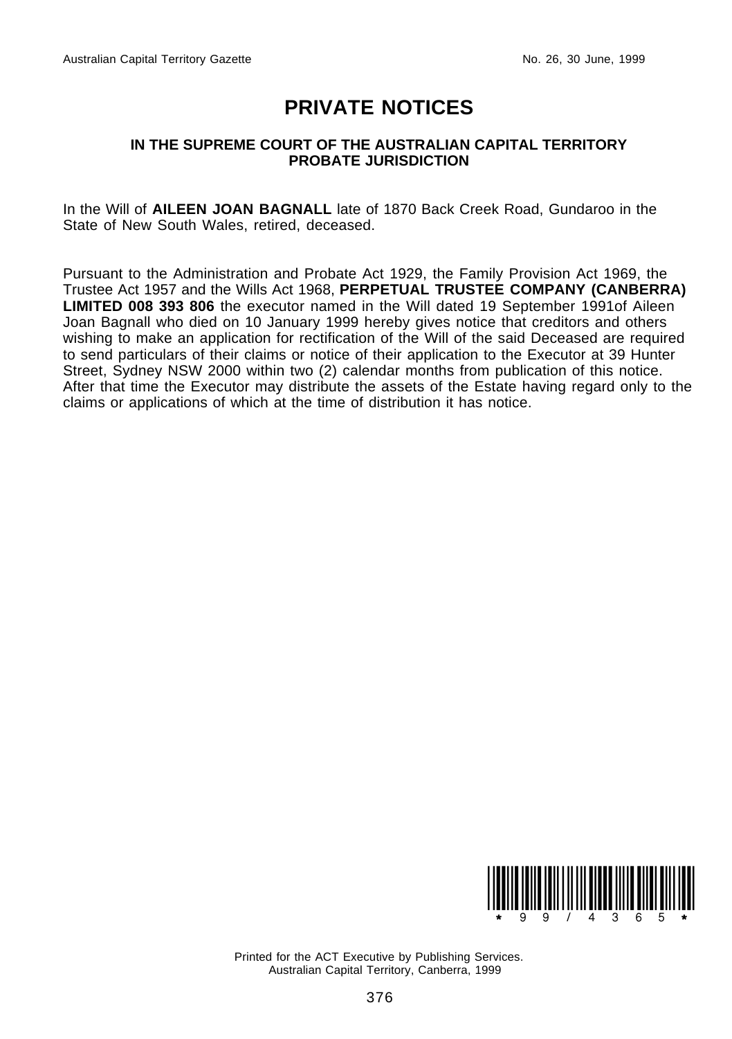# PRIVATE NOTICES

### IN THE SUPREME COURT OF THE AUSTRALIAN CAPITAL TERRITORY
### PROBATE JURISDICTION

In the Will of **AILEEN JOAN BAGNALL** late of 1870 Back Creek Road, Gundaroo in the State of New South Wales, retired, deceased.

Pursuant to the Administration and Probate Act 1929, the Family Provision Act 1969, the Trustee Act 1957 and the Wills Act 1968, **PERPETUAL TRUSTEE COMPANY (CANBERRA) LIMITED 008 393 806** the executor named in the Will dated 19 September 1991of Aileen Joan Bagnall who died on 10 January 1999 hereby gives notice that creditors and others wishing to make an application for rectification of the Will of the said Deceased are required to send particulars of their claims or notice of their application to the Executor at 39 Hunter Street, Sydney NSW 2000 within two (2) calendar months from publication of this notice. After that time the Executor may distribute the assets of the Estate having regard only to the claims or applications of which at the time of distribution it has notice.

\* 9 9 / 4 3 6 5 \*

Printed for the ACT Executive by Publishing Services.
Australian Capital Territory, Canberra, 1999